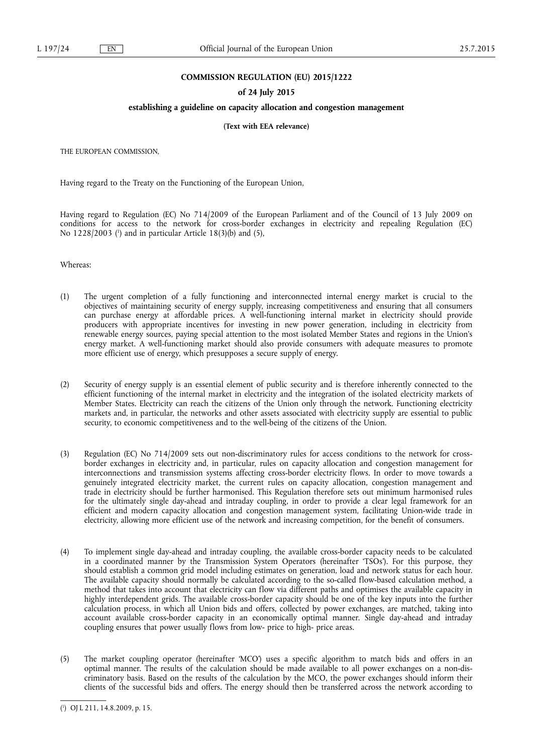# COMMISSION REGULATION (EU) 2015/1222

## of 24 July 2015

## establishing a guideline on capacity allocation and congestion management

**(Text with EEA relevance)**

THE EUROPEAN COMMISSION,

Having regard to the Treaty on the Functioning of the European Union,

Having regard to Regulation (EC) No 714/2009 of the European Parliament and of the Council of 13 July 2009 on conditions for access to the network for cross-border exchanges in electricity and repealing Regulation (EC) No 1228/2003 [1] and in particular Article 18(3)(b) and (5),

Whereas:

(1) The urgent completion of a fully functioning and interconnected internal energy market is crucial to the objectives of maintaining security of energy supply, increasing competitiveness and ensuring that all consumers can purchase energy at affordable prices. A well-functioning internal market in electricity should provide producers with appropriate incentives for investing in new power generation, including in electricity from renewable energy sources, paying special attention to the most isolated Member States and regions in the Union's energy market. A well-functioning market should also provide consumers with adequate measures to promote more efficient use of energy, which presupposes a secure supply of energy.

(2) Security of energy supply is an essential element of public security and is therefore inherently connected to the efficient functioning of the internal market in electricity and the integration of the isolated electricity markets of Member States. Electricity can reach the citizens of the Union only through the network. Functioning electricity markets and, in particular, the networks and other assets associated with electricity supply are essential to public security, to economic competitiveness and to the well-being of the citizens of the Union.

(3) Regulation (EC) No 714/2009 sets out non-discriminatory rules for access conditions to the network for cross-border exchanges in electricity and, in particular, rules on capacity allocation and congestion management for interconnections and transmission systems affecting cross-border electricity flows. In order to move towards a genuinely integrated electricity market, the current rules on capacity allocation, congestion management and trade in electricity should be further harmonised. This Regulation therefore sets out minimum harmonised rules for the ultimately single day-ahead and intraday coupling, in order to provide a clear legal framework for an efficient and modern capacity allocation and congestion management system, facilitating Union-wide trade in electricity, allowing more efficient use of the network and increasing competition, for the benefit of consumers.

(4) To implement single day-ahead and intraday coupling, the available cross-border capacity needs to be calculated in a coordinated manner by the Transmission System Operators (hereinafter 'TSOs'). For this purpose, they should establish a common grid model including estimates on generation, load and network status for each hour. The available capacity should normally be calculated according to the so-called flow-based calculation method, a method that takes into account that electricity can flow via different paths and optimises the available capacity in highly interdependent grids. The available cross-border capacity should be one of the key inputs into the further calculation process, in which all Union bids and offers, collected by power exchanges, are matched, taking into account available cross-border capacity in an economically optimal manner. Single day-ahead and intraday coupling ensures that power usually flows from low- price to high- price areas.

(5) The market coupling operator (hereinafter 'MCO') uses a specific algorithm to match bids and offers in an optimal manner. The results of the calculation should be made available to all power exchanges on a non-discriminatory basis. Based on the results of the calculation by the MCO, the power exchanges should inform their clients of the successful bids and offers. The energy should then be transferred across the network according to

[1] OJ L 211, 14.8.2009, p. 15.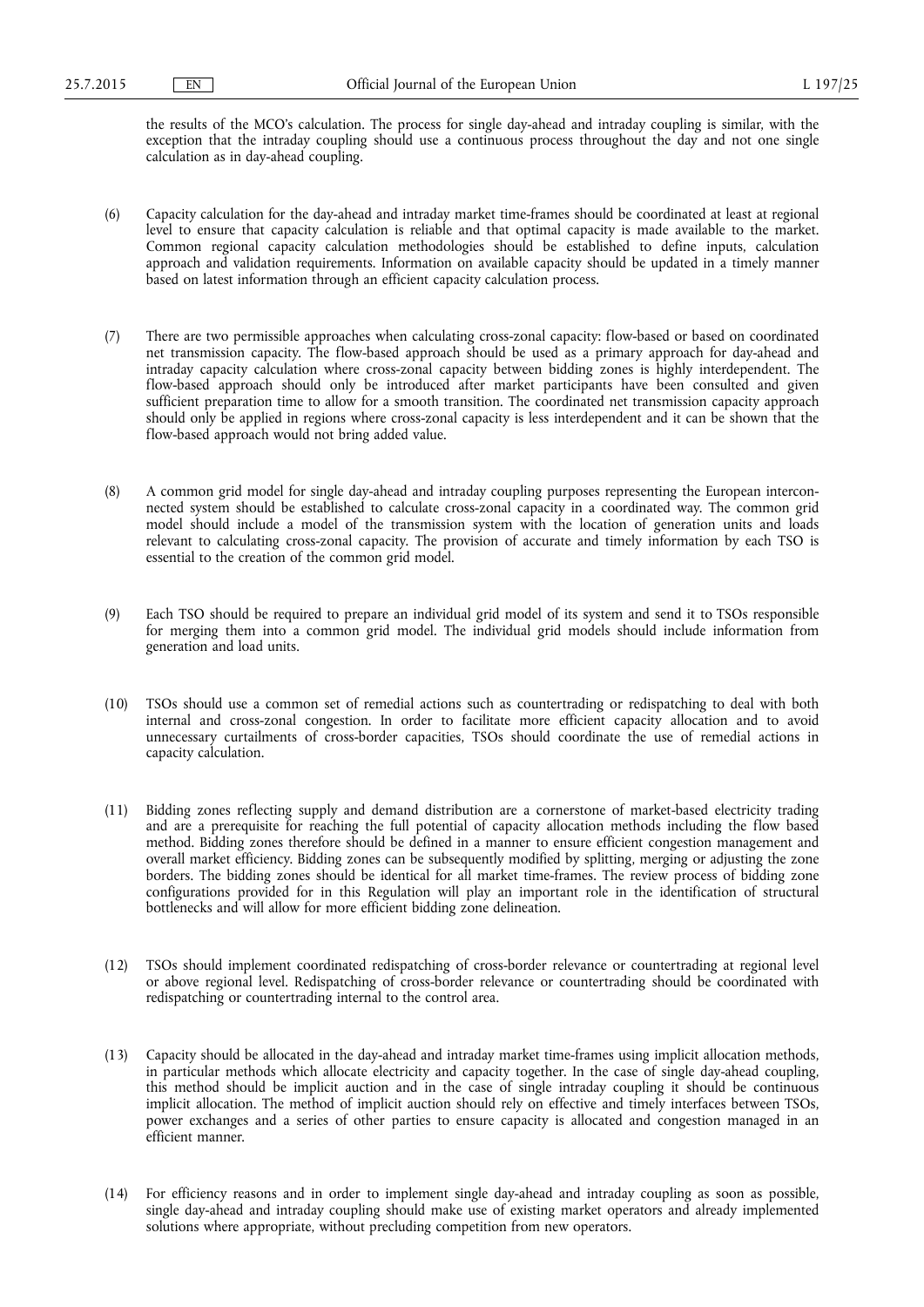the results of the MCO's calculation. The process for single day-ahead and intraday coupling is similar, with the exception that the intraday coupling should use a continuous process throughout the day and not one single calculation as in day-ahead coupling.

(6) Capacity calculation for the day-ahead and intraday market time-frames should be coordinated at least at regional level to ensure that capacity calculation is reliable and that optimal capacity is made available to the market. Common regional capacity calculation methodologies should be established to define inputs, calculation approach and validation requirements. Information on available capacity should be updated in a timely manner based on latest information through an efficient capacity calculation process.

(7) There are two permissible approaches when calculating cross-zonal capacity: flow-based or based on coordinated net transmission capacity. The flow-based approach should be used as a primary approach for day-ahead and intraday capacity calculation where cross-zonal capacity between bidding zones is highly interdependent. The flow-based approach should only be introduced after market participants have been consulted and given sufficient preparation time to allow for a smooth transition. The coordinated net transmission capacity approach should only be applied in regions where cross-zonal capacity is less interdependent and it can be shown that the flow-based approach would not bring added value.

(8) A common grid model for single day-ahead and intraday coupling purposes representing the European interconnected system should be established to calculate cross-zonal capacity in a coordinated way. The common grid model should include a model of the transmission system with the location of generation units and loads relevant to calculating cross-zonal capacity. The provision of accurate and timely information by each TSO is essential to the creation of the common grid model.

(9) Each TSO should be required to prepare an individual grid model of its system and send it to TSOs responsible for merging them into a common grid model. The individual grid models should include information from generation and load units.

(10) TSOs should use a common set of remedial actions such as countertrading or redispatching to deal with both internal and cross-zonal congestion. In order to facilitate more efficient capacity allocation and to avoid unnecessary curtailments of cross-border capacities, TSOs should coordinate the use of remedial actions in capacity calculation.

(11) Bidding zones reflecting supply and demand distribution are a cornerstone of market-based electricity trading and are a prerequisite for reaching the full potential of capacity allocation methods including the flow based method. Bidding zones therefore should be defined in a manner to ensure efficient congestion management and overall market efficiency. Bidding zones can be subsequently modified by splitting, merging or adjusting the zone borders. The bidding zones should be identical for all market time-frames. The review process of bidding zone configurations provided for in this Regulation will play an important role in the identification of structural bottlenecks and will allow for more efficient bidding zone delineation.

(12) TSOs should implement coordinated redispatching of cross-border relevance or countertrading at regional level or above regional level. Redispatching of cross-border relevance or countertrading should be coordinated with redispatching or countertrading internal to the control area.

(13) Capacity should be allocated in the day-ahead and intraday market time-frames using implicit allocation methods, in particular methods which allocate electricity and capacity together. In the case of single day-ahead coupling, this method should be implicit auction and in the case of single intraday coupling it should be continuous implicit allocation. The method of implicit auction should rely on effective and timely interfaces between TSOs, power exchanges and a series of other parties to ensure capacity is allocated and congestion managed in an efficient manner.

(14) For efficiency reasons and in order to implement single day-ahead and intraday coupling as soon as possible, single day-ahead and intraday coupling should make use of existing market operators and already implemented solutions where appropriate, without precluding competition from new operators.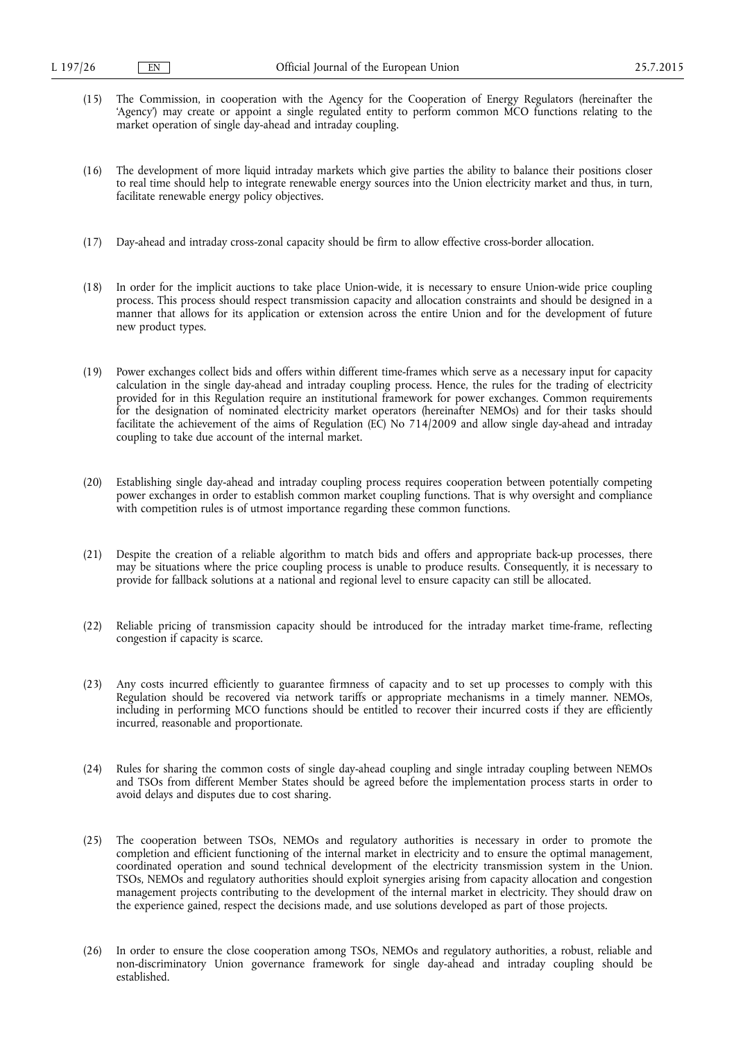(15) The Commission, in cooperation with the Agency for the Cooperation of Energy Regulators (hereinafter the 'Agency') may create or appoint a single regulated entity to perform common MCO functions relating to the market operation of single day-ahead and intraday coupling.

(16) The development of more liquid intraday markets which give parties the ability to balance their positions closer to real time should help to integrate renewable energy sources into the Union electricity market and thus, in turn, facilitate renewable energy policy objectives.

(17) Day-ahead and intraday cross-zonal capacity should be firm to allow effective cross-border allocation.

(18) In order for the implicit auctions to take place Union-wide, it is necessary to ensure Union-wide price coupling process. This process should respect transmission capacity and allocation constraints and should be designed in a manner that allows for its application or extension across the entire Union and for the development of future new product types.

(19) Power exchanges collect bids and offers within different time-frames which serve as a necessary input for capacity calculation in the single day-ahead and intraday coupling process. Hence, the rules for the trading of electricity provided for in this Regulation require an institutional framework for power exchanges. Common requirements for the designation of nominated electricity market operators (hereinafter NEMOs) and for their tasks should facilitate the achievement of the aims of Regulation (EC) No 714/2009 and allow single day-ahead and intraday coupling to take due account of the internal market.

(20) Establishing single day-ahead and intraday coupling process requires cooperation between potentially competing power exchanges in order to establish common market coupling functions. That is why oversight and compliance with competition rules is of utmost importance regarding these common functions.

(21) Despite the creation of a reliable algorithm to match bids and offers and appropriate back-up processes, there may be situations where the price coupling process is unable to produce results. Consequently, it is necessary to provide for fallback solutions at a national and regional level to ensure capacity can still be allocated.

(22) Reliable pricing of transmission capacity should be introduced for the intraday market time-frame, reflecting congestion if capacity is scarce.

(23) Any costs incurred efficiently to guarantee firmness of capacity and to set up processes to comply with this Regulation should be recovered via network tariffs or appropriate mechanisms in a timely manner. NEMOs, including in performing MCO functions should be entitled to recover their incurred costs if they are efficiently incurred, reasonable and proportionate.

(24) Rules for sharing the common costs of single day-ahead coupling and single intraday coupling between NEMOs and TSOs from different Member States should be agreed before the implementation process starts in order to avoid delays and disputes due to cost sharing.

(25) The cooperation between TSOs, NEMOs and regulatory authorities is necessary in order to promote the completion and efficient functioning of the internal market in electricity and to ensure the optimal management, coordinated operation and sound technical development of the electricity transmission system in the Union. TSOs, NEMOs and regulatory authorities should exploit synergies arising from capacity allocation and congestion management projects contributing to the development of the internal market in electricity. They should draw on the experience gained, respect the decisions made, and use solutions developed as part of those projects.

(26) In order to ensure the close cooperation among TSOs, NEMOs and regulatory authorities, a robust, reliable and non-discriminatory Union governance framework for single day-ahead and intraday coupling should be established.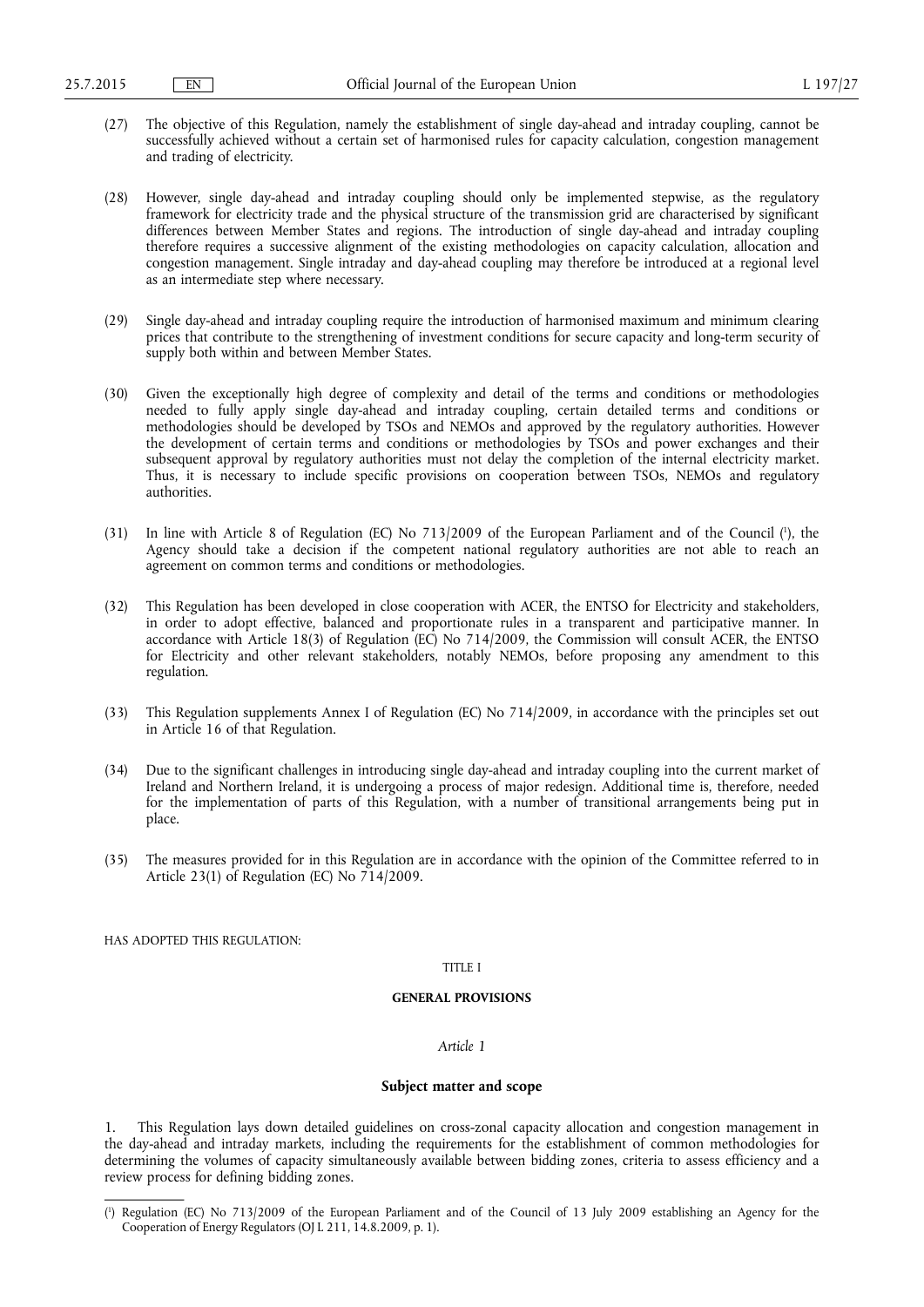(27) The objective of this Regulation, namely the establishment of single day-ahead and intraday coupling, cannot be successfully achieved without a certain set of harmonised rules for capacity calculation, congestion management and trading of electricity.

(28) However, single day-ahead and intraday coupling should only be implemented stepwise, as the regulatory framework for electricity trade and the physical structure of the transmission grid are characterised by significant differences between Member States and regions. The introduction of single day-ahead and intraday coupling therefore requires a successive alignment of the existing methodologies on capacity calculation, allocation and congestion management. Single intraday and day-ahead coupling may therefore be introduced at a regional level as an intermediate step where necessary.

(29) Single day-ahead and intraday coupling require the introduction of harmonised maximum and minimum clearing prices that contribute to the strengthening of investment conditions for secure capacity and long-term security of supply both within and between Member States.

(30) Given the exceptionally high degree of complexity and detail of the terms and conditions or methodologies needed to fully apply single day-ahead and intraday coupling, certain detailed terms and conditions or methodologies should be developed by TSOs and NEMOs and approved by the regulatory authorities. However the development of certain terms and conditions or methodologies by TSOs and power exchanges and their subsequent approval by regulatory authorities must not delay the completion of the internal electricity market. Thus, it is necessary to include specific provisions on cooperation between TSOs, NEMOs and regulatory authorities.

(31) In line with Article 8 of Regulation (EC) No 713/2009 of the European Parliament and of the Council [1], the Agency should take a decision if the competent national regulatory authorities are not able to reach an agreement on common terms and conditions or methodologies.

(32) This Regulation has been developed in close cooperation with ACER, the ENTSO for Electricity and stakeholders, in order to adopt effective, balanced and proportionate rules in a transparent and participative manner. In accordance with Article 18(3) of Regulation (EC) No 714/2009, the Commission will consult ACER, the ENTSO for Electricity and other relevant stakeholders, notably NEMOs, before proposing any amendment to this regulation.

(33) This Regulation supplements Annex I of Regulation (EC) No 714/2009, in accordance with the principles set out in Article 16 of that Regulation.

(34) Due to the significant challenges in introducing single day-ahead and intraday coupling into the current market of Ireland and Northern Ireland, it is undergoing a process of major redesign. Additional time is, therefore, needed for the implementation of parts of this Regulation, with a number of transitional arrangements being put in place.

(35) The measures provided for in this Regulation are in accordance with the opinion of the Committee referred to in Article 23(1) of Regulation (EC) No 714/2009.

HAS ADOPTED THIS REGULATION:

TITLE I

## GENERAL PROVISIONS

*Article 1*

### Subject matter and scope

1. This Regulation lays down detailed guidelines on cross-zonal capacity allocation and congestion management in the day-ahead and intraday markets, including the requirements for the establishment of common methodologies for determining the volumes of capacity simultaneously available between bidding zones, criteria to assess efficiency and a review process for defining bidding zones.

---

[1] Regulation (EC) No 713/2009 of the European Parliament and of the Council of 13 July 2009 establishing an Agency for the Cooperation of Energy Regulators (OJ L 211, 14.8.2009, p. 1).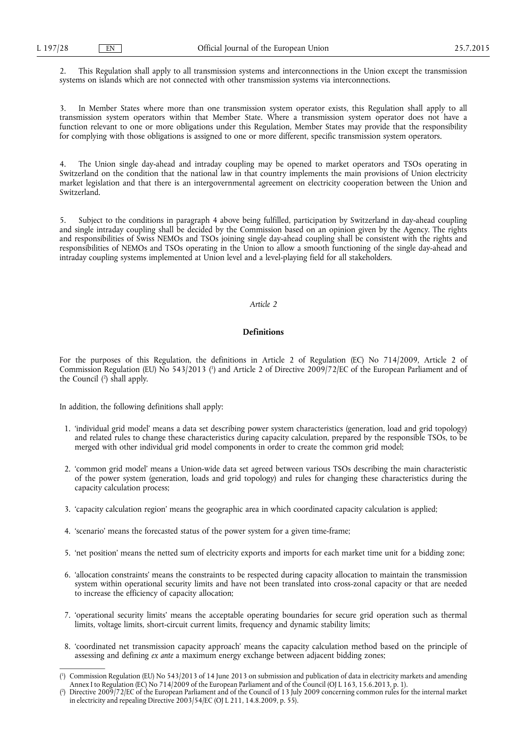2. This Regulation shall apply to all transmission systems and interconnections in the Union except the transmission systems on islands which are not connected with other transmission systems via interconnections.

3. In Member States where more than one transmission system operator exists, this Regulation shall apply to all transmission system operators within that Member State. Where a transmission system operator does not have a function relevant to one or more obligations under this Regulation, Member States may provide that the responsibility for complying with those obligations is assigned to one or more different, specific transmission system operators.

4. The Union single day-ahead and intraday coupling may be opened to market operators and TSOs operating in Switzerland on the condition that the national law in that country implements the main provisions of Union electricity market legislation and that there is an intergovernmental agreement on electricity cooperation between the Union and Switzerland.

5. Subject to the conditions in paragraph 4 above being fulfilled, participation by Switzerland in day-ahead coupling and single intraday coupling shall be decided by the Commission based on an opinion given by the Agency. The rights and responsibilities of Swiss NEMOs and TSOs joining single day-ahead coupling shall be consistent with the rights and responsibilities of NEMOs and TSOs operating in the Union to allow a smooth functioning of the single day-ahead and intraday coupling systems implemented at Union level and a level-playing field for all stakeholders.

*Article 2*

**Definitions**

For the purposes of this Regulation, the definitions in Article 2 of Regulation (EC) No 714/2009, Article 2 of Commission Regulation (EU) No 543/2013 [1] and Article 2 of Directive 2009/72/EC of the European Parliament and of the Council [2] shall apply.

In addition, the following definitions shall apply:

1. 'individual grid model' means a data set describing power system characteristics (generation, load and grid topology) and related rules to change these characteristics during capacity calculation, prepared by the responsible TSOs, to be merged with other individual grid model components in order to create the common grid model;

2. 'common grid model' means a Union-wide data set agreed between various TSOs describing the main characteristic of the power system (generation, loads and grid topology) and rules for changing these characteristics during the capacity calculation process;

3. 'capacity calculation region' means the geographic area in which coordinated capacity calculation is applied;

4. 'scenario' means the forecasted status of the power system for a given time-frame;

5. 'net position' means the netted sum of electricity exports and imports for each market time unit for a bidding zone;

6. 'allocation constraints' means the constraints to be respected during capacity allocation to maintain the transmission system within operational security limits and have not been translated into cross-zonal capacity or that are needed to increase the efficiency of capacity allocation;

7. 'operational security limits' means the acceptable operating boundaries for secure grid operation such as thermal limits, voltage limits, short-circuit current limits, frequency and dynamic stability limits;

8. 'coordinated net transmission capacity approach' means the capacity calculation method based on the principle of assessing and defining *ex ante* a maximum energy exchange between adjacent bidding zones;

---

[1] Commission Regulation (EU) No 543/2013 of 14 June 2013 on submission and publication of data in electricity markets and amending Annex I to Regulation (EC) No 714/2009 of the European Parliament and of the Council (OJ L 163, 15.6.2013, p. 1).

[2] Directive 2009/72/EC of the European Parliament and of the Council of 13 July 2009 concerning common rules for the internal market in electricity and repealing Directive 2003/54/EC (OJ L 211, 14.8.2009, p. 55).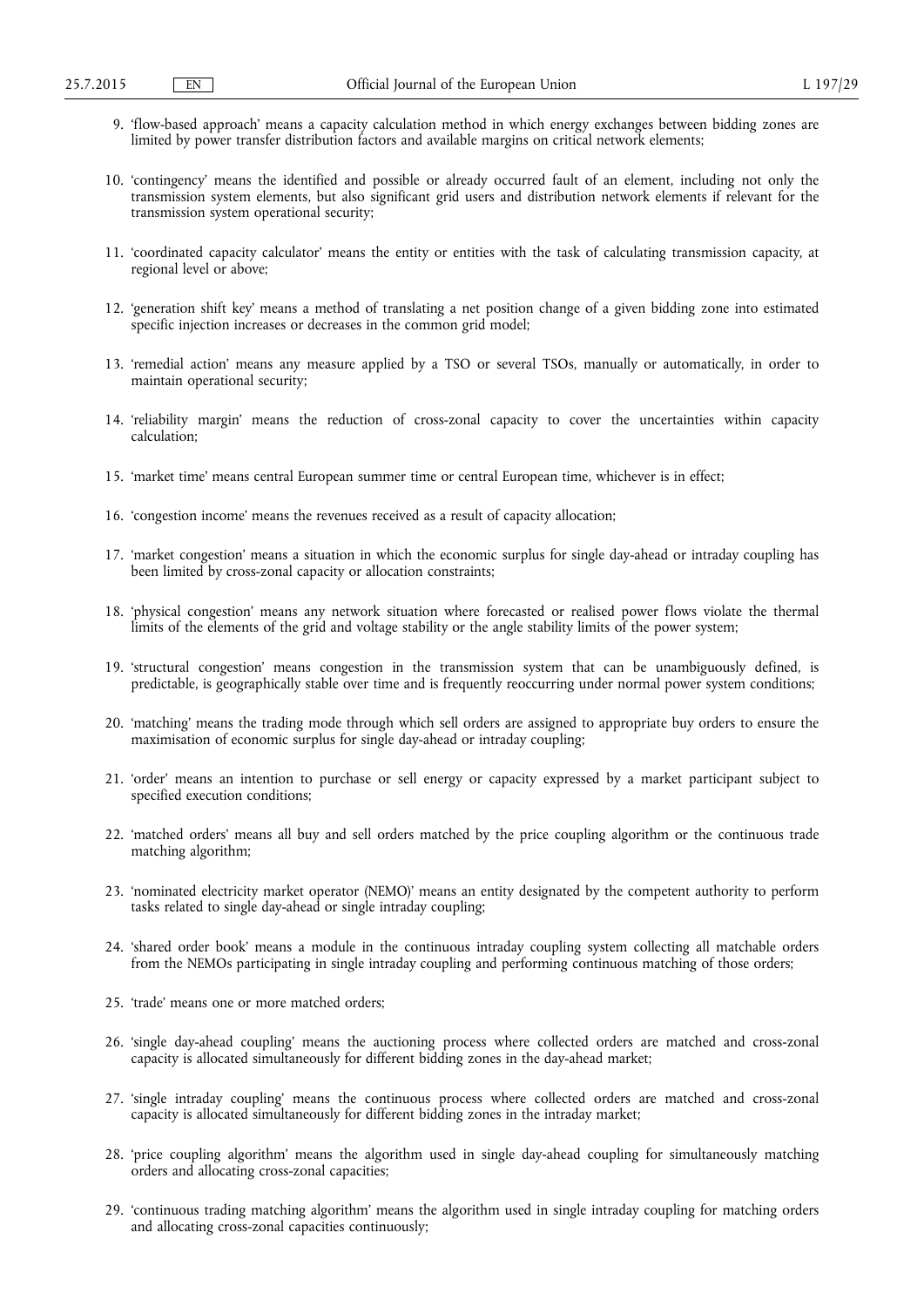9. 'flow-based approach' means a capacity calculation method in which energy exchanges between bidding zones are limited by power transfer distribution factors and available margins on critical network elements;

10. 'contingency' means the identified and possible or already occurred fault of an element, including not only the transmission system elements, but also significant grid users and distribution network elements if relevant for the transmission system operational security;

11. 'coordinated capacity calculator' means the entity or entities with the task of calculating transmission capacity, at regional level or above;

12. 'generation shift key' means a method of translating a net position change of a given bidding zone into estimated specific injection increases or decreases in the common grid model;

13. 'remedial action' means any measure applied by a TSO or several TSOs, manually or automatically, in order to maintain operational security;

14. 'reliability margin' means the reduction of cross-zonal capacity to cover the uncertainties within capacity calculation;

15. 'market time' means central European summer time or central European time, whichever is in effect;

16. 'congestion income' means the revenues received as a result of capacity allocation;

17. 'market congestion' means a situation in which the economic surplus for single day-ahead or intraday coupling has been limited by cross-zonal capacity or allocation constraints;

18. 'physical congestion' means any network situation where forecasted or realised power flows violate the thermal limits of the elements of the grid and voltage stability or the angle stability limits of the power system;

19. 'structural congestion' means congestion in the transmission system that can be unambiguously defined, is predictable, is geographically stable over time and is frequently reoccurring under normal power system conditions;

20. 'matching' means the trading mode through which sell orders are assigned to appropriate buy orders to ensure the maximisation of economic surplus for single day-ahead or intraday coupling;

21. 'order' means an intention to purchase or sell energy or capacity expressed by a market participant subject to specified execution conditions;

22. 'matched orders' means all buy and sell orders matched by the price coupling algorithm or the continuous trade matching algorithm;

23. 'nominated electricity market operator (NEMO)' means an entity designated by the competent authority to perform tasks related to single day-ahead or single intraday coupling;

24. 'shared order book' means a module in the continuous intraday coupling system collecting all matchable orders from the NEMOs participating in single intraday coupling and performing continuous matching of those orders;

25. 'trade' means one or more matched orders;

26. 'single day-ahead coupling' means the auctioning process where collected orders are matched and cross-zonal capacity is allocated simultaneously for different bidding zones in the day-ahead market;

27. 'single intraday coupling' means the continuous process where collected orders are matched and cross-zonal capacity is allocated simultaneously for different bidding zones in the intraday market;

28. 'price coupling algorithm' means the algorithm used in single day-ahead coupling for simultaneously matching orders and allocating cross-zonal capacities;

29. 'continuous trading matching algorithm' means the algorithm used in single intraday coupling for matching orders and allocating cross-zonal capacities continuously;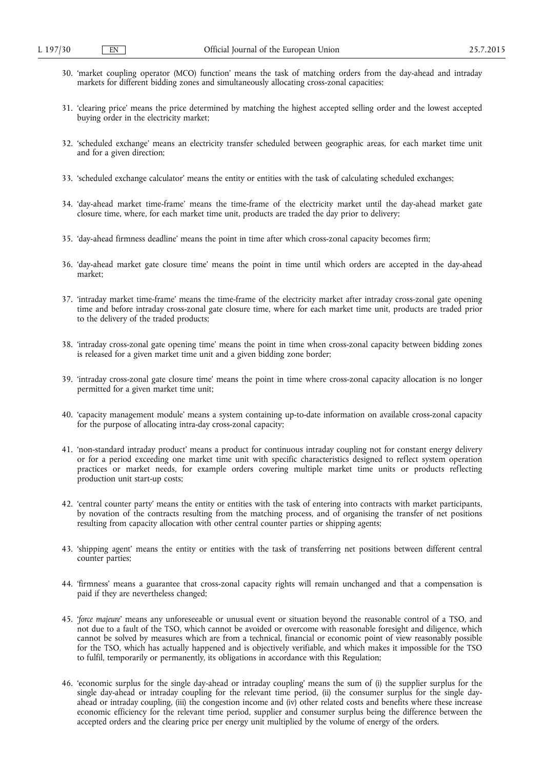30. 'market coupling operator (MCO) function' means the task of matching orders from the day-ahead and intraday markets for different bidding zones and simultaneously allocating cross-zonal capacities;

31. 'clearing price' means the price determined by matching the highest accepted selling order and the lowest accepted buying order in the electricity market;

32. 'scheduled exchange' means an electricity transfer scheduled between geographic areas, for each market time unit and for a given direction;

33. 'scheduled exchange calculator' means the entity or entities with the task of calculating scheduled exchanges;

34. 'day-ahead market time-frame' means the time-frame of the electricity market until the day-ahead market gate closure time, where, for each market time unit, products are traded the day prior to delivery;

35. 'day-ahead firmness deadline' means the point in time after which cross-zonal capacity becomes firm;

36. 'day-ahead market gate closure time' means the point in time until which orders are accepted in the day-ahead market;

37. 'intraday market time-frame' means the time-frame of the electricity market after intraday cross-zonal gate opening time and before intraday cross-zonal gate closure time, where for each market time unit, products are traded prior to the delivery of the traded products;

38. 'intraday cross-zonal gate opening time' means the point in time when cross-zonal capacity between bidding zones is released for a given market time unit and a given bidding zone border;

39. 'intraday cross-zonal gate closure time' means the point in time where cross-zonal capacity allocation is no longer permitted for a given market time unit;

40. 'capacity management module' means a system containing up-to-date information on available cross-zonal capacity for the purpose of allocating intra-day cross-zonal capacity;

41. 'non-standard intraday product' means a product for continuous intraday coupling not for constant energy delivery or for a period exceeding one market time unit with specific characteristics designed to reflect system operation practices or market needs, for example orders covering multiple market time units or products reflecting production unit start-up costs;

42. 'central counter party' means the entity or entities with the task of entering into contracts with market participants, by novation of the contracts resulting from the matching process, and of organising the transfer of net positions resulting from capacity allocation with other central counter parties or shipping agents;

43. 'shipping agent' means the entity or entities with the task of transferring net positions between different central counter parties;

44. 'firmness' means a guarantee that cross-zonal capacity rights will remain unchanged and that a compensation is paid if they are nevertheless changed;

45. '*force majeure*' means any unforeseeable or unusual event or situation beyond the reasonable control of a TSO, and not due to a fault of the TSO, which cannot be avoided or overcome with reasonable foresight and diligence, which cannot be solved by measures which are from a technical, financial or economic point of view reasonably possible for the TSO, which has actually happened and is objectively verifiable, and which makes it impossible for the TSO to fulfil, temporarily or permanently, its obligations in accordance with this Regulation;

46. 'economic surplus for the single day-ahead or intraday coupling' means the sum of (i) the supplier surplus for the single day-ahead or intraday coupling for the relevant time period, (ii) the consumer surplus for the single day-ahead or intraday coupling, (iii) the congestion income and (iv) other related costs and benefits where these increase economic efficiency for the relevant time period, supplier and consumer surplus being the difference between the accepted orders and the clearing price per energy unit multiplied by the volume of energy of the orders.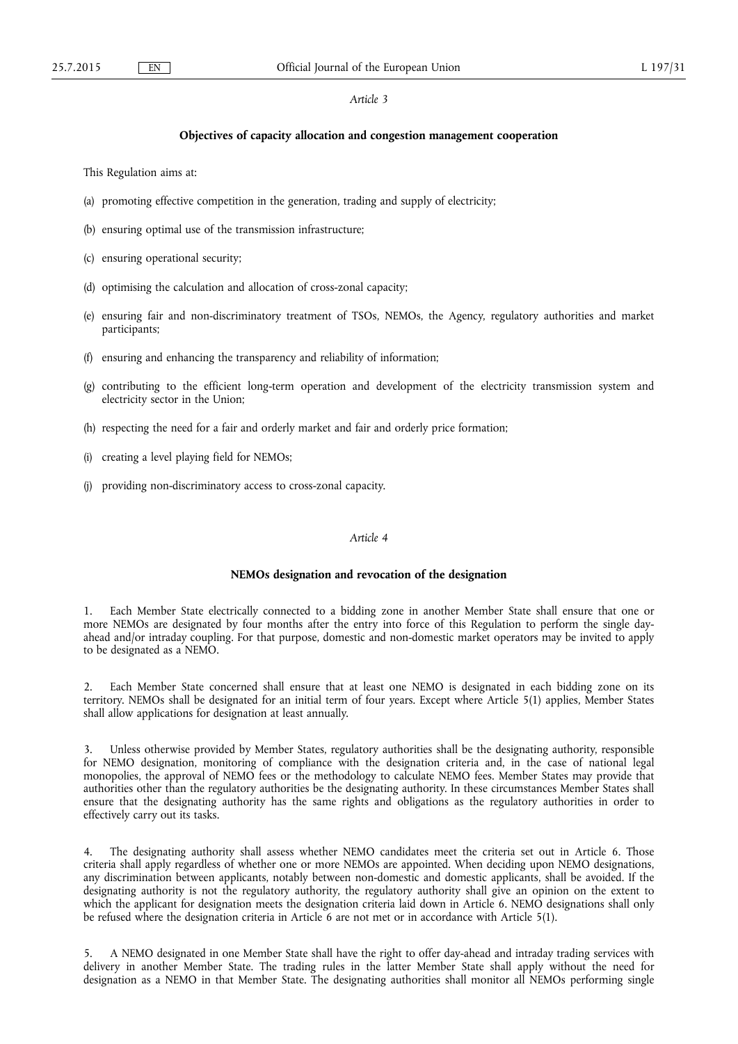*Article 3*

**Objectives of capacity allocation and congestion management cooperation**

This Regulation aims at:

(a) promoting effective competition in the generation, trading and supply of electricity;

(b) ensuring optimal use of the transmission infrastructure;

(c) ensuring operational security;

(d) optimising the calculation and allocation of cross-zonal capacity;

(e) ensuring fair and non-discriminatory treatment of TSOs, NEMOs, the Agency, regulatory authorities and market participants;

(f) ensuring and enhancing the transparency and reliability of information;

(g) contributing to the efficient long-term operation and development of the electricity transmission system and electricity sector in the Union;

(h) respecting the need for a fair and orderly market and fair and orderly price formation;

(i) creating a level playing field for NEMOs;

(j) providing non-discriminatory access to cross-zonal capacity.

*Article 4*

**NEMOs designation and revocation of the designation**

1. Each Member State electrically connected to a bidding zone in another Member State shall ensure that one or more NEMOs are designated by four months after the entry into force of this Regulation to perform the single day-ahead and/or intraday coupling. For that purpose, domestic and non-domestic market operators may be invited to apply to be designated as a NEMO.

2. Each Member State concerned shall ensure that at least one NEMO is designated in each bidding zone on its territory. NEMOs shall be designated for an initial term of four years. Except where Article 5(1) applies, Member States shall allow applications for designation at least annually.

3. Unless otherwise provided by Member States, regulatory authorities shall be the designating authority, responsible for NEMO designation, monitoring of compliance with the designation criteria and, in the case of national legal monopolies, the approval of NEMO fees or the methodology to calculate NEMO fees. Member States may provide that authorities other than the regulatory authorities be the designating authority. In these circumstances Member States shall ensure that the designating authority has the same rights and obligations as the regulatory authorities in order to effectively carry out its tasks.

4. The designating authority shall assess whether NEMO candidates meet the criteria set out in Article 6. Those criteria shall apply regardless of whether one or more NEMOs are appointed. When deciding upon NEMO designations, any discrimination between applicants, notably between non-domestic and domestic applicants, shall be avoided. If the designating authority is not the regulatory authority, the regulatory authority shall give an opinion on the extent to which the applicant for designation meets the designation criteria laid down in Article 6. NEMO designations shall only be refused where the designation criteria in Article 6 are not met or in accordance with Article 5(1).

5. A NEMO designated in one Member State shall have the right to offer day-ahead and intraday trading services with delivery in another Member State. The trading rules in the latter Member State shall apply without the need for designation as a NEMO in that Member State. The designating authorities shall monitor all NEMOs performing single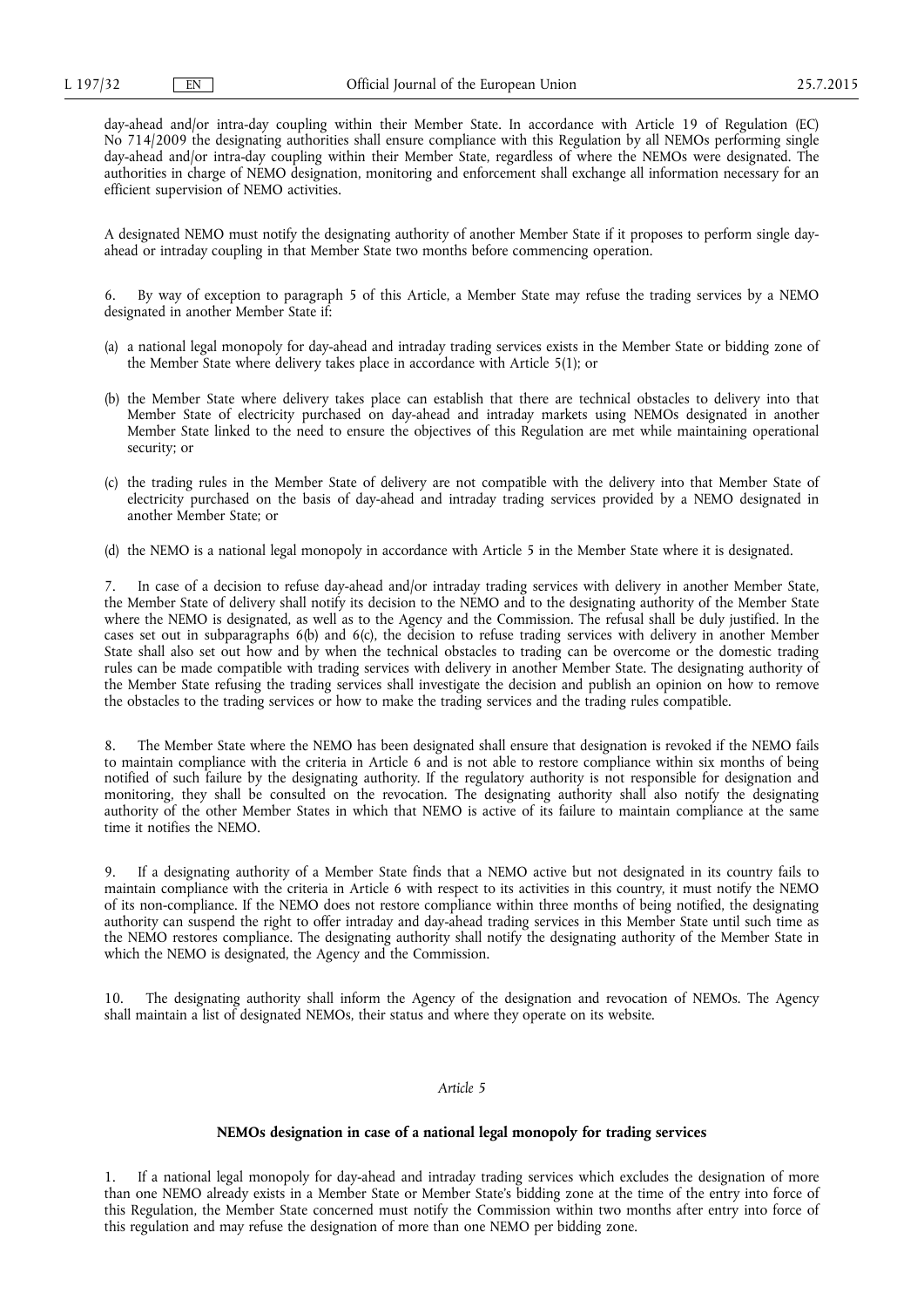day-ahead and/or intra-day coupling within their Member State. In accordance with Article 19 of Regulation (EC) No 714/2009 the designating authorities shall ensure compliance with this Regulation by all NEMOs performing single day-ahead and/or intra-day coupling within their Member State, regardless of where the NEMOs were designated. The authorities in charge of NEMO designation, monitoring and enforcement shall exchange all information necessary for an efficient supervision of NEMO activities.

A designated NEMO must notify the designating authority of another Member State if it proposes to perform single day-ahead or intraday coupling in that Member State two months before commencing operation.

6. By way of exception to paragraph 5 of this Article, a Member State may refuse the trading services by a NEMO designated in another Member State if:

(a) a national legal monopoly for day-ahead and intraday trading services exists in the Member State or bidding zone of the Member State where delivery takes place in accordance with Article 5(1); or

(b) the Member State where delivery takes place can establish that there are technical obstacles to delivery into that Member State of electricity purchased on day-ahead and intraday markets using NEMOs designated in another Member State linked to the need to ensure the objectives of this Regulation are met while maintaining operational security; or

(c) the trading rules in the Member State of delivery are not compatible with the delivery into that Member State of electricity purchased on the basis of day-ahead and intraday trading services provided by a NEMO designated in another Member State; or

(d) the NEMO is a national legal monopoly in accordance with Article 5 in the Member State where it is designated.

7. In case of a decision to refuse day-ahead and/or intraday trading services with delivery in another Member State, the Member State of delivery shall notify its decision to the NEMO and to the designating authority of the Member State where the NEMO is designated, as well as to the Agency and the Commission. The refusal shall be duly justified. In the cases set out in subparagraphs 6(b) and 6(c), the decision to refuse trading services with delivery in another Member State shall also set out how and by when the technical obstacles to trading can be overcome or the domestic trading rules can be made compatible with trading services with delivery in another Member State. The designating authority of the Member State refusing the trading services shall investigate the decision and publish an opinion on how to remove the obstacles to the trading services or how to make the trading services and the trading rules compatible.

8. The Member State where the NEMO has been designated shall ensure that designation is revoked if the NEMO fails to maintain compliance with the criteria in Article 6 and is not able to restore compliance within six months of being notified of such failure by the designating authority. If the regulatory authority is not responsible for designation and monitoring, they shall be consulted on the revocation. The designating authority shall also notify the designating authority of the other Member States in which that NEMO is active of its failure to maintain compliance at the same time it notifies the NEMO.

9. If a designating authority of a Member State finds that a NEMO active but not designated in its country fails to maintain compliance with the criteria in Article 6 with respect to its activities in this country, it must notify the NEMO of its non-compliance. If the NEMO does not restore compliance within three months of being notified, the designating authority can suspend the right to offer intraday and day-ahead trading services in this Member State until such time as the NEMO restores compliance. The designating authority shall notify the designating authority of the Member State in which the NEMO is designated, the Agency and the Commission.

10. The designating authority shall inform the Agency of the designation and revocation of NEMOs. The Agency shall maintain a list of designated NEMOs, their status and where they operate on its website.

*Article 5*

**NEMOs designation in case of a national legal monopoly for trading services**

1. If a national legal monopoly for day-ahead and intraday trading services which excludes the designation of more than one NEMO already exists in a Member State or Member State's bidding zone at the time of the entry into force of this Regulation, the Member State concerned must notify the Commission within two months after entry into force of this regulation and may refuse the designation of more than one NEMO per bidding zone.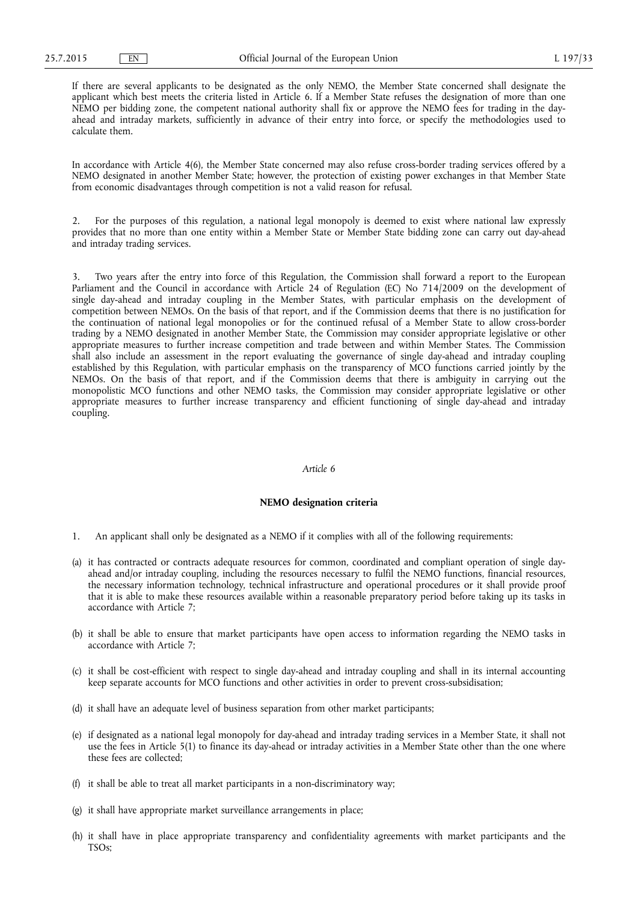If there are several applicants to be designated as the only NEMO, the Member State concerned shall designate the applicant which best meets the criteria listed in Article 6. If a Member State refuses the designation of more than one NEMO per bidding zone, the competent national authority shall fix or approve the NEMO fees for trading in the day-ahead and intraday markets, sufficiently in advance of their entry into force, or specify the methodologies used to calculate them.

In accordance with Article 4(6), the Member State concerned may also refuse cross-border trading services offered by a NEMO designated in another Member State; however, the protection of existing power exchanges in that Member State from economic disadvantages through competition is not a valid reason for refusal.

2. For the purposes of this regulation, a national legal monopoly is deemed to exist where national law expressly provides that no more than one entity within a Member State or Member State bidding zone can carry out day-ahead and intraday trading services.

3. Two years after the entry into force of this Regulation, the Commission shall forward a report to the European Parliament and the Council in accordance with Article 24 of Regulation (EC) No 714/2009 on the development of single day-ahead and intraday coupling in the Member States, with particular emphasis on the development of competition between NEMOs. On the basis of that report, and if the Commission deems that there is no justification for the continuation of national legal monopolies or for the continued refusal of a Member State to allow cross-border trading by a NEMO designated in another Member State, the Commission may consider appropriate legislative or other appropriate measures to further increase competition and trade between and within Member States. The Commission shall also include an assessment in the report evaluating the governance of single day-ahead and intraday coupling established by this Regulation, with particular emphasis on the transparency of MCO functions carried jointly by the NEMOs. On the basis of that report, and if the Commission deems that there is ambiguity in carrying out the monopolistic MCO functions and other NEMO tasks, the Commission may consider appropriate legislative or other appropriate measures to further increase transparency and efficient functioning of single day-ahead and intraday coupling.

*Article 6*

**NEMO designation criteria**

1. An applicant shall only be designated as a NEMO if it complies with all of the following requirements:

(a) it has contracted or contracts adequate resources for common, coordinated and compliant operation of single day-ahead and/or intraday coupling, including the resources necessary to fulfil the NEMO functions, financial resources, the necessary information technology, technical infrastructure and operational procedures or it shall provide proof that it is able to make these resources available within a reasonable preparatory period before taking up its tasks in accordance with Article 7;

(b) it shall be able to ensure that market participants have open access to information regarding the NEMO tasks in accordance with Article 7;

(c) it shall be cost-efficient with respect to single day-ahead and intraday coupling and shall in its internal accounting keep separate accounts for MCO functions and other activities in order to prevent cross-subsidisation;

(d) it shall have an adequate level of business separation from other market participants;

(e) if designated as a national legal monopoly for day-ahead and intraday trading services in a Member State, it shall not use the fees in Article 5(1) to finance its day-ahead or intraday activities in a Member State other than the one where these fees are collected;

(f) it shall be able to treat all market participants in a non-discriminatory way;

(g) it shall have appropriate market surveillance arrangements in place;

(h) it shall have in place appropriate transparency and confidentiality agreements with market participants and the TSOs;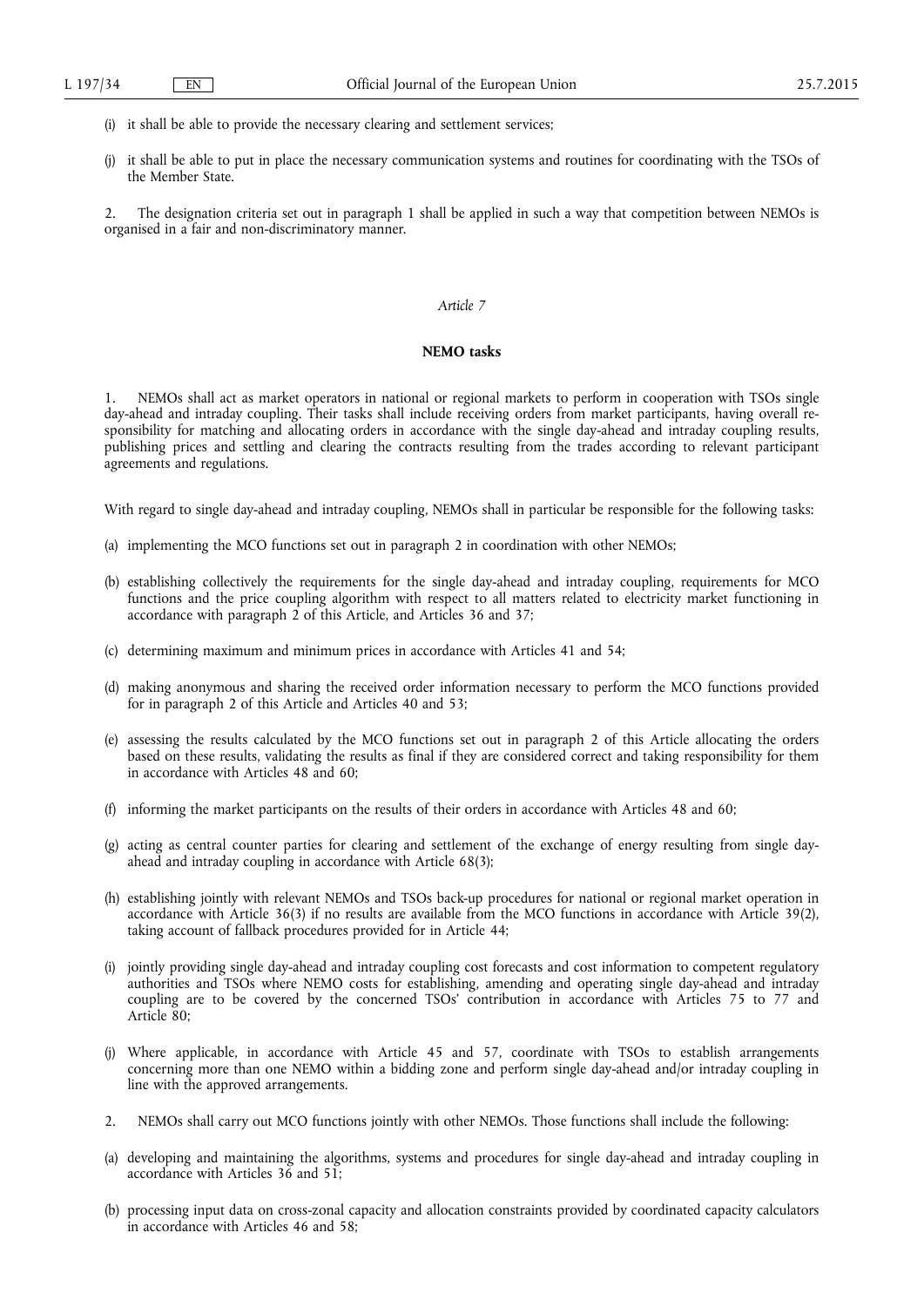(i) it shall be able to provide the necessary clearing and settlement services;

(j) it shall be able to put in place the necessary communication systems and routines for coordinating with the TSOs of the Member State.

2. The designation criteria set out in paragraph 1 shall be applied in such a way that competition between NEMOs is organised in a fair and non-discriminatory manner.

*Article 7*

**NEMO tasks**

1. NEMOs shall act as market operators in national or regional markets to perform in cooperation with TSOs single day-ahead and intraday coupling. Their tasks shall include receiving orders from market participants, having overall responsibility for matching and allocating orders in accordance with the single day-ahead and intraday coupling results, publishing prices and settling and clearing the contracts resulting from the trades according to relevant participant agreements and regulations.

With regard to single day-ahead and intraday coupling, NEMOs shall in particular be responsible for the following tasks:

(a) implementing the MCO functions set out in paragraph 2 in coordination with other NEMOs;

(b) establishing collectively the requirements for the single day-ahead and intraday coupling, requirements for MCO functions and the price coupling algorithm with respect to all matters related to electricity market functioning in accordance with paragraph 2 of this Article, and Articles 36 and 37;

(c) determining maximum and minimum prices in accordance with Articles 41 and 54;

(d) making anonymous and sharing the received order information necessary to perform the MCO functions provided for in paragraph 2 of this Article and Articles 40 and 53;

(e) assessing the results calculated by the MCO functions set out in paragraph 2 of this Article allocating the orders based on these results, validating the results as final if they are considered correct and taking responsibility for them in accordance with Articles 48 and 60;

(f) informing the market participants on the results of their orders in accordance with Articles 48 and 60;

(g) acting as central counter parties for clearing and settlement of the exchange of energy resulting from single day-ahead and intraday coupling in accordance with Article 68(3);

(h) establishing jointly with relevant NEMOs and TSOs back-up procedures for national or regional market operation in accordance with Article 36(3) if no results are available from the MCO functions in accordance with Article 39(2), taking account of fallback procedures provided for in Article 44;

(i) jointly providing single day-ahead and intraday coupling cost forecasts and cost information to competent regulatory authorities and TSOs where NEMO costs for establishing, amending and operating single day-ahead and intraday coupling are to be covered by the concerned TSOs' contribution in accordance with Articles 75 to 77 and Article 80;

(j) Where applicable, in accordance with Article 45 and 57, coordinate with TSOs to establish arrangements concerning more than one NEMO within a bidding zone and perform single day-ahead and/or intraday coupling in line with the approved arrangements.

2. NEMOs shall carry out MCO functions jointly with other NEMOs. Those functions shall include the following:

(a) developing and maintaining the algorithms, systems and procedures for single day-ahead and intraday coupling in accordance with Articles 36 and 51;

(b) processing input data on cross-zonal capacity and allocation constraints provided by coordinated capacity calculators in accordance with Articles 46 and 58;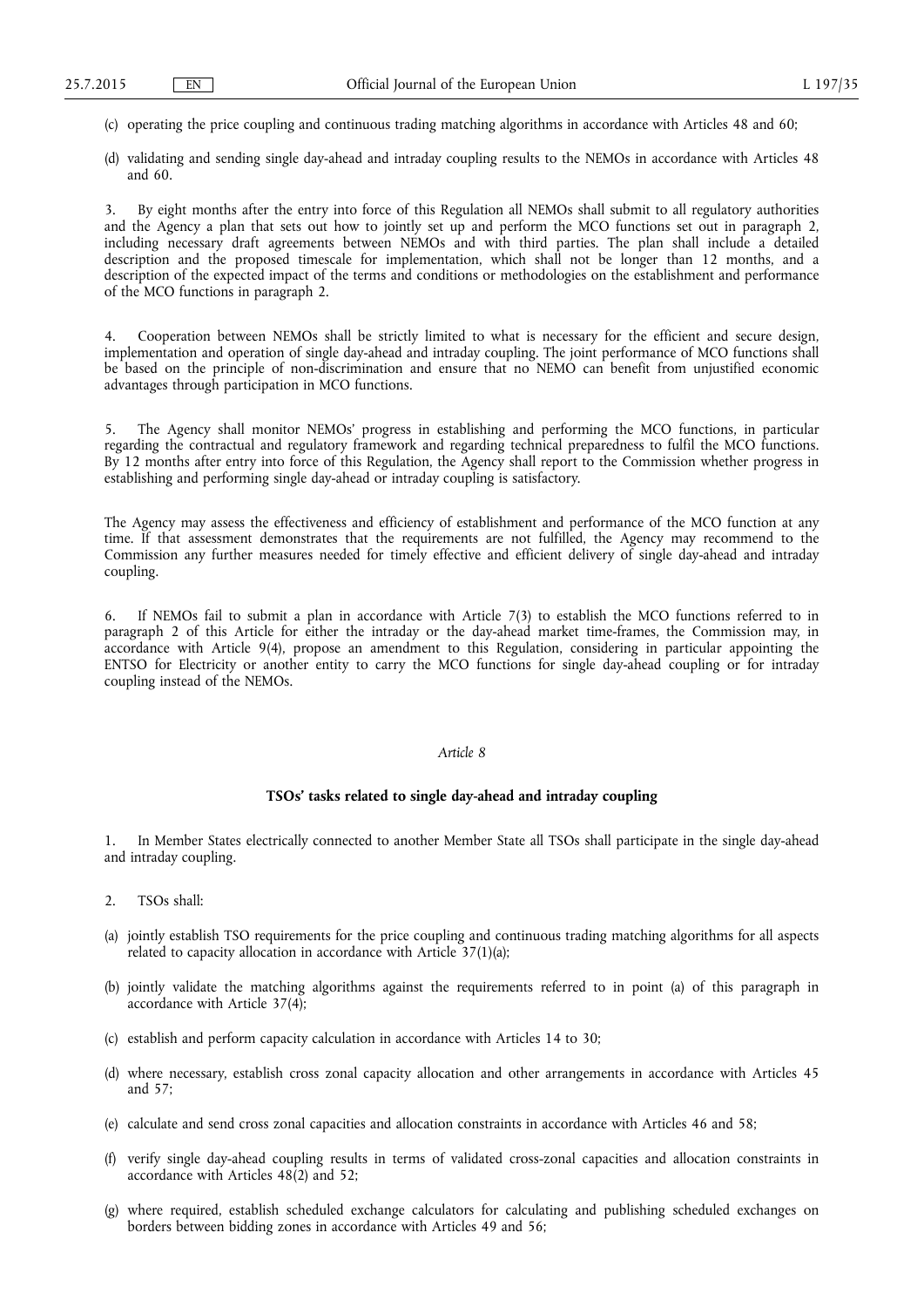(c) operating the price coupling and continuous trading matching algorithms in accordance with Articles 48 and 60;

(d) validating and sending single day-ahead and intraday coupling results to the NEMOs in accordance with Articles 48 and 60.

3. By eight months after the entry into force of this Regulation all NEMOs shall submit to all regulatory authorities and the Agency a plan that sets out how to jointly set up and perform the MCO functions set out in paragraph 2, including necessary draft agreements between NEMOs and with third parties. The plan shall include a detailed description and the proposed timescale for implementation, which shall not be longer than 12 months, and a description of the expected impact of the terms and conditions or methodologies on the establishment and performance of the MCO functions in paragraph 2.

4. Cooperation between NEMOs shall be strictly limited to what is necessary for the efficient and secure design, implementation and operation of single day-ahead and intraday coupling. The joint performance of MCO functions shall be based on the principle of non-discrimination and ensure that no NEMO can benefit from unjustified economic advantages through participation in MCO functions.

5. The Agency shall monitor NEMOs' progress in establishing and performing the MCO functions, in particular regarding the contractual and regulatory framework and regarding technical preparedness to fulfil the MCO functions. By 12 months after entry into force of this Regulation, the Agency shall report to the Commission whether progress in establishing and performing single day-ahead or intraday coupling is satisfactory.

The Agency may assess the effectiveness and efficiency of establishment and performance of the MCO function at any time. If that assessment demonstrates that the requirements are not fulfilled, the Agency may recommend to the Commission any further measures needed for timely effective and efficient delivery of single day-ahead and intraday coupling.

6. If NEMOs fail to submit a plan in accordance with Article 7(3) to establish the MCO functions referred to in paragraph 2 of this Article for either the intraday or the day-ahead market time-frames, the Commission may, in accordance with Article 9(4), propose an amendment to this Regulation, considering in particular appointing the ENTSO for Electricity or another entity to carry the MCO functions for single day-ahead coupling or for intraday coupling instead of the NEMOs.

*Article 8*

**TSOs' tasks related to single day-ahead and intraday coupling**

1. In Member States electrically connected to another Member State all TSOs shall participate in the single day-ahead and intraday coupling.

2. TSOs shall:

(a) jointly establish TSO requirements for the price coupling and continuous trading matching algorithms for all aspects related to capacity allocation in accordance with Article 37(1)(a);

(b) jointly validate the matching algorithms against the requirements referred to in point (a) of this paragraph in accordance with Article 37(4);

(c) establish and perform capacity calculation in accordance with Articles 14 to 30;

(d) where necessary, establish cross zonal capacity allocation and other arrangements in accordance with Articles 45 and 57;

(e) calculate and send cross zonal capacities and allocation constraints in accordance with Articles 46 and 58;

(f) verify single day-ahead coupling results in terms of validated cross-zonal capacities and allocation constraints in accordance with Articles 48(2) and 52;

(g) where required, establish scheduled exchange calculators for calculating and publishing scheduled exchanges on borders between bidding zones in accordance with Articles 49 and 56;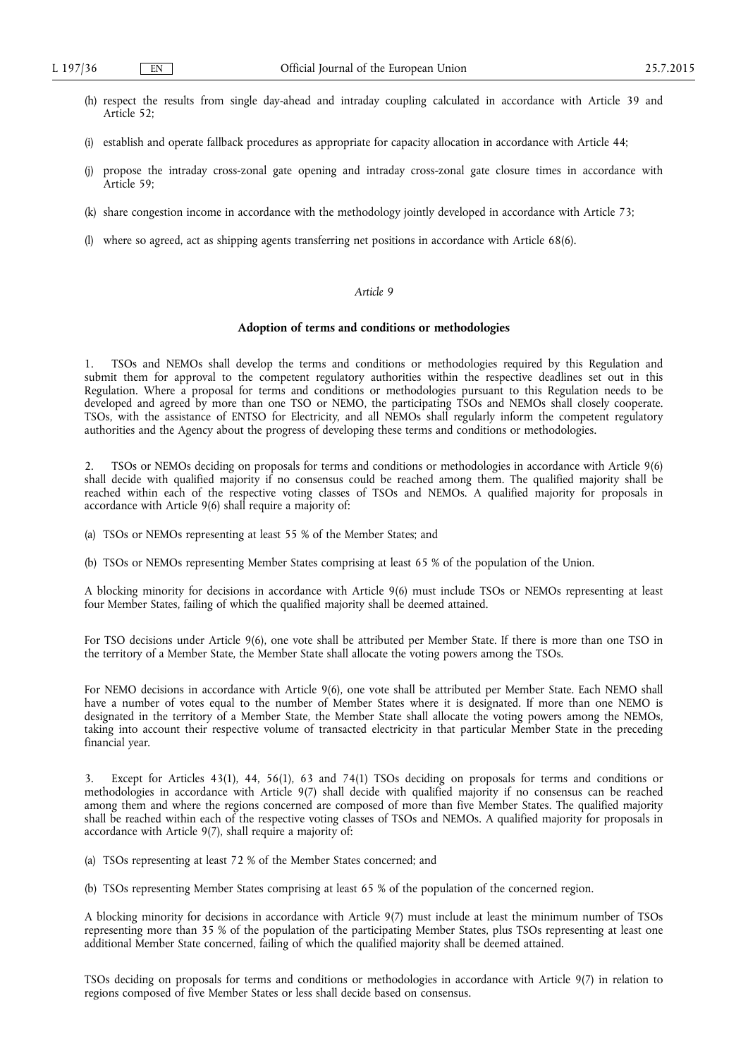(h) respect the results from single day-ahead and intraday coupling calculated in accordance with Article 39 and Article 52;

(i) establish and operate fallback procedures as appropriate for capacity allocation in accordance with Article 44;

(j) propose the intraday cross-zonal gate opening and intraday cross-zonal gate closure times in accordance with Article 59;

(k) share congestion income in accordance with the methodology jointly developed in accordance with Article 73;

(l) where so agreed, act as shipping agents transferring net positions in accordance with Article 68(6).

*Article 9*

**Adoption of terms and conditions or methodologies**

1. TSOs and NEMOs shall develop the terms and conditions or methodologies required by this Regulation and submit them for approval to the competent regulatory authorities within the respective deadlines set out in this Regulation. Where a proposal for terms and conditions or methodologies pursuant to this Regulation needs to be developed and agreed by more than one TSO or NEMO, the participating TSOs and NEMOs shall closely cooperate. TSOs, with the assistance of ENTSO for Electricity, and all NEMOs shall regularly inform the competent regulatory authorities and the Agency about the progress of developing these terms and conditions or methodologies.

2. TSOs or NEMOs deciding on proposals for terms and conditions or methodologies in accordance with Article 9(6) shall decide with qualified majority if no consensus could be reached among them. The qualified majority shall be reached within each of the respective voting classes of TSOs and NEMOs. A qualified majority for proposals in accordance with Article 9(6) shall require a majority of:

(a) TSOs or NEMOs representing at least 55 % of the Member States; and

(b) TSOs or NEMOs representing Member States comprising at least 65 % of the population of the Union.

A blocking minority for decisions in accordance with Article 9(6) must include TSOs or NEMOs representing at least four Member States, failing of which the qualified majority shall be deemed attained.

For TSO decisions under Article 9(6), one vote shall be attributed per Member State. If there is more than one TSO in the territory of a Member State, the Member State shall allocate the voting powers among the TSOs.

For NEMO decisions in accordance with Article 9(6), one vote shall be attributed per Member State. Each NEMO shall have a number of votes equal to the number of Member States where it is designated. If more than one NEMO is designated in the territory of a Member State, the Member State shall allocate the voting powers among the NEMOs, taking into account their respective volume of transacted electricity in that particular Member State in the preceding financial year.

3. Except for Articles 43(1), 44, 56(1), 63 and 74(1) TSOs deciding on proposals for terms and conditions or methodologies in accordance with Article 9(7) shall decide with qualified majority if no consensus can be reached among them and where the regions concerned are composed of more than five Member States. The qualified majority shall be reached within each of the respective voting classes of TSOs and NEMOs. A qualified majority for proposals in accordance with Article 9(7), shall require a majority of:

(a) TSOs representing at least 72 % of the Member States concerned; and

(b) TSOs representing Member States comprising at least 65 % of the population of the concerned region.

A blocking minority for decisions in accordance with Article 9(7) must include at least the minimum number of TSOs representing more than 35 % of the population of the participating Member States, plus TSOs representing at least one additional Member State concerned, failing of which the qualified majority shall be deemed attained.

TSOs deciding on proposals for terms and conditions or methodologies in accordance with Article 9(7) in relation to regions composed of five Member States or less shall decide based on consensus.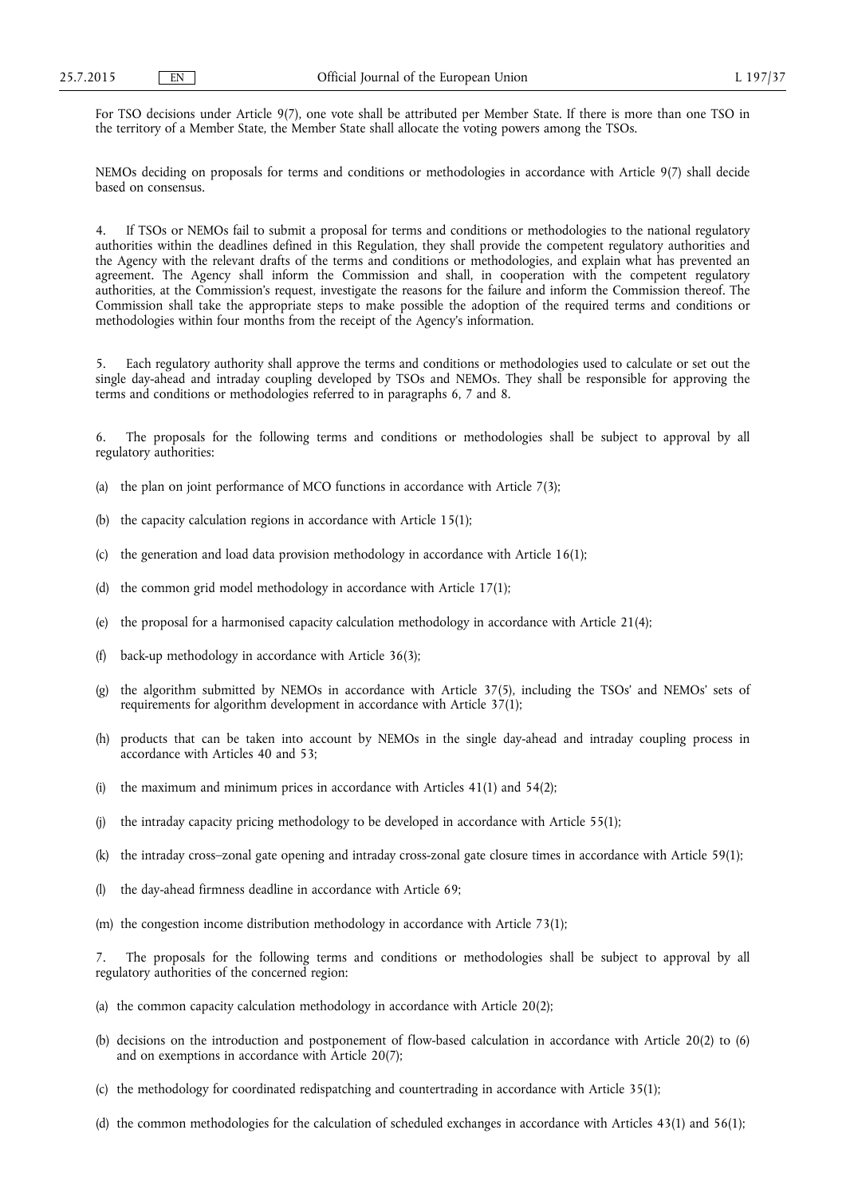For TSO decisions under Article 9(7), one vote shall be attributed per Member State. If there is more than one TSO in the territory of a Member State, the Member State shall allocate the voting powers among the TSOs.

NEMOs deciding on proposals for terms and conditions or methodologies in accordance with Article 9(7) shall decide based on consensus.

4. If TSOs or NEMOs fail to submit a proposal for terms and conditions or methodologies to the national regulatory authorities within the deadlines defined in this Regulation, they shall provide the competent regulatory authorities and the Agency with the relevant drafts of the terms and conditions or methodologies, and explain what has prevented an agreement. The Agency shall inform the Commission and shall, in cooperation with the competent regulatory authorities, at the Commission's request, investigate the reasons for the failure and inform the Commission thereof. The Commission shall take the appropriate steps to make possible the adoption of the required terms and conditions or methodologies within four months from the receipt of the Agency's information.

5. Each regulatory authority shall approve the terms and conditions or methodologies used to calculate or set out the single day-ahead and intraday coupling developed by TSOs and NEMOs. They shall be responsible for approving the terms and conditions or methodologies referred to in paragraphs 6, 7 and 8.

6. The proposals for the following terms and conditions or methodologies shall be subject to approval by all regulatory authorities:

(a) the plan on joint performance of MCO functions in accordance with Article 7(3);

(b) the capacity calculation regions in accordance with Article 15(1);

(c) the generation and load data provision methodology in accordance with Article 16(1);

(d) the common grid model methodology in accordance with Article 17(1);

(e) the proposal for a harmonised capacity calculation methodology in accordance with Article 21(4);

(f) back-up methodology in accordance with Article 36(3);

(g) the algorithm submitted by NEMOs in accordance with Article 37(5), including the TSOs' and NEMOs' sets of requirements for algorithm development in accordance with Article 37(1);

(h) products that can be taken into account by NEMOs in the single day-ahead and intraday coupling process in accordance with Articles 40 and 53;

(i) the maximum and minimum prices in accordance with Articles 41(1) and 54(2);

(j) the intraday capacity pricing methodology to be developed in accordance with Article 55(1);

(k) the intraday cross–zonal gate opening and intraday cross-zonal gate closure times in accordance with Article 59(1);

(l) the day-ahead firmness deadline in accordance with Article 69;

(m) the congestion income distribution methodology in accordance with Article 73(1);

7. The proposals for the following terms and conditions or methodologies shall be subject to approval by all regulatory authorities of the concerned region:

(a) the common capacity calculation methodology in accordance with Article 20(2);

(b) decisions on the introduction and postponement of flow-based calculation in accordance with Article 20(2) to (6) and on exemptions in accordance with Article 20(7);

(c) the methodology for coordinated redispatching and countertrading in accordance with Article 35(1);

(d) the common methodologies for the calculation of scheduled exchanges in accordance with Articles 43(1) and 56(1);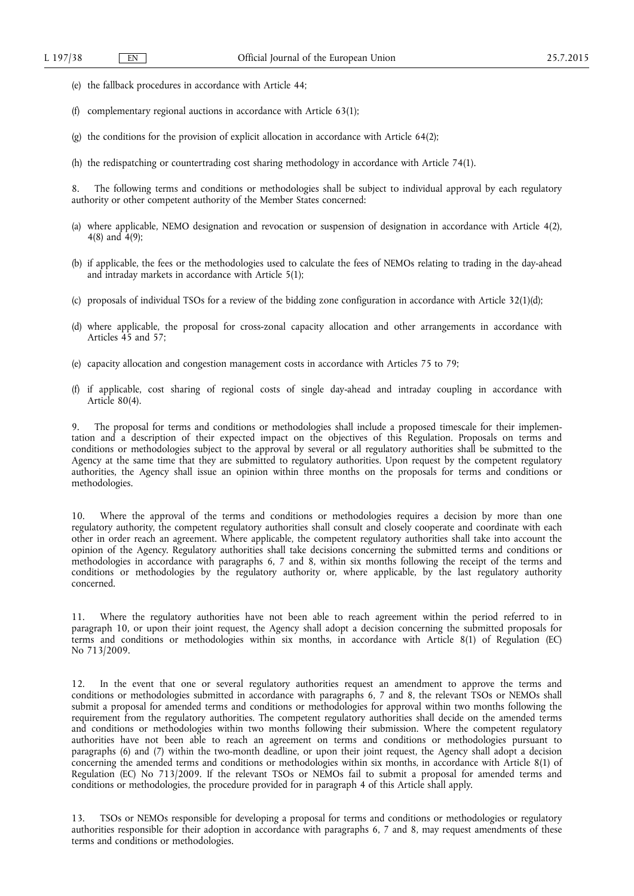(e) the fallback procedures in accordance with Article 44;

(f) complementary regional auctions in accordance with Article 63(1);

(g) the conditions for the provision of explicit allocation in accordance with Article 64(2);

(h) the redispatching or countertrading cost sharing methodology in accordance with Article 74(1).

8. The following terms and conditions or methodologies shall be subject to individual approval by each regulatory authority or other competent authority of the Member States concerned:

(a) where applicable, NEMO designation and revocation or suspension of designation in accordance with Article 4(2), 4(8) and 4(9);

(b) if applicable, the fees or the methodologies used to calculate the fees of NEMOs relating to trading in the day-ahead and intraday markets in accordance with Article 5(1);

(c) proposals of individual TSOs for a review of the bidding zone configuration in accordance with Article 32(1)(d);

(d) where applicable, the proposal for cross-zonal capacity allocation and other arrangements in accordance with Articles 45 and 57;

(e) capacity allocation and congestion management costs in accordance with Articles 75 to 79;

(f) if applicable, cost sharing of regional costs of single day-ahead and intraday coupling in accordance with Article 80(4).

9. The proposal for terms and conditions or methodologies shall include a proposed timescale for their implementation and a description of their expected impact on the objectives of this Regulation. Proposals on terms and conditions or methodologies subject to the approval by several or all regulatory authorities shall be submitted to the Agency at the same time that they are submitted to regulatory authorities. Upon request by the competent regulatory authorities, the Agency shall issue an opinion within three months on the proposals for terms and conditions or methodologies.

10. Where the approval of the terms and conditions or methodologies requires a decision by more than one regulatory authority, the competent regulatory authorities shall consult and closely cooperate and coordinate with each other in order reach an agreement. Where applicable, the competent regulatory authorities shall take into account the opinion of the Agency. Regulatory authorities shall take decisions concerning the submitted terms and conditions or methodologies in accordance with paragraphs 6, 7 and 8, within six months following the receipt of the terms and conditions or methodologies by the regulatory authority or, where applicable, by the last regulatory authority concerned.

11. Where the regulatory authorities have not been able to reach agreement within the period referred to in paragraph 10, or upon their joint request, the Agency shall adopt a decision concerning the submitted proposals for terms and conditions or methodologies within six months, in accordance with Article 8(1) of Regulation (EC) No 713/2009.

12. In the event that one or several regulatory authorities request an amendment to approve the terms and conditions or methodologies submitted in accordance with paragraphs 6, 7 and 8, the relevant TSOs or NEMOs shall submit a proposal for amended terms and conditions or methodologies for approval within two months following the requirement from the regulatory authorities. The competent regulatory authorities shall decide on the amended terms and conditions or methodologies within two months following their submission. Where the competent regulatory authorities have not been able to reach an agreement on terms and conditions or methodologies pursuant to paragraphs (6) and (7) within the two-month deadline, or upon their joint request, the Agency shall adopt a decision concerning the amended terms and conditions or methodologies within six months, in accordance with Article 8(1) of Regulation (EC) No 713/2009. If the relevant TSOs or NEMOs fail to submit a proposal for amended terms and conditions or methodologies, the procedure provided for in paragraph 4 of this Article shall apply.

13. TSOs or NEMOs responsible for developing a proposal for terms and conditions or methodologies or regulatory authorities responsible for their adoption in accordance with paragraphs 6, 7 and 8, may request amendments of these terms and conditions or methodologies.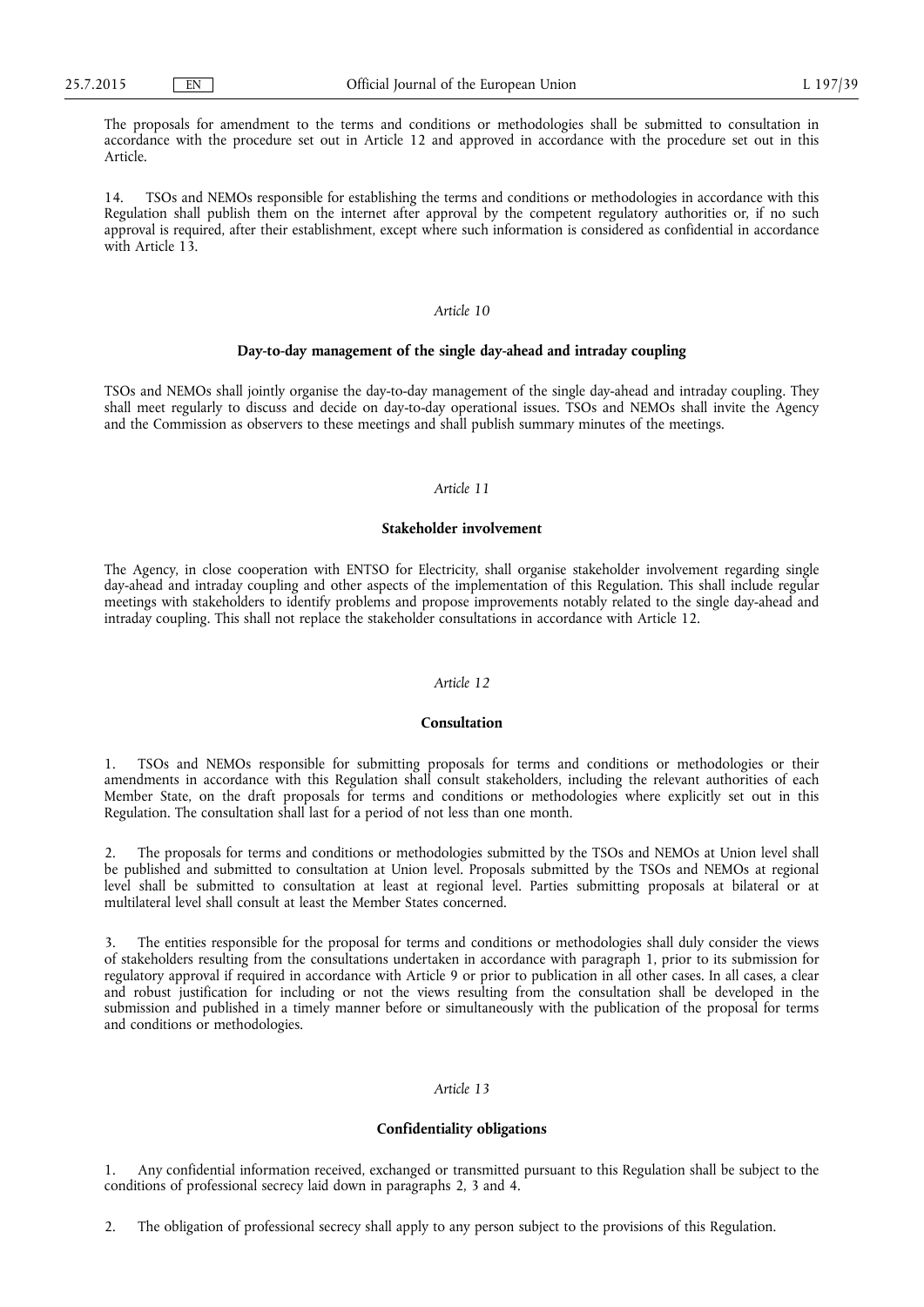The proposals for amendment to the terms and conditions or methodologies shall be submitted to consultation in accordance with the procedure set out in Article 12 and approved in accordance with the procedure set out in this Article.

14. TSOs and NEMOs responsible for establishing the terms and conditions or methodologies in accordance with this Regulation shall publish them on the internet after approval by the competent regulatory authorities or, if no such approval is required, after their establishment, except where such information is considered as confidential in accordance with Article 13.

*Article 10*

**Day-to-day management of the single day-ahead and intraday coupling**

TSOs and NEMOs shall jointly organise the day-to-day management of the single day-ahead and intraday coupling. They shall meet regularly to discuss and decide on day-to-day operational issues. TSOs and NEMOs shall invite the Agency and the Commission as observers to these meetings and shall publish summary minutes of the meetings.

*Article 11*

**Stakeholder involvement**

The Agency, in close cooperation with ENTSO for Electricity, shall organise stakeholder involvement regarding single day-ahead and intraday coupling and other aspects of the implementation of this Regulation. This shall include regular meetings with stakeholders to identify problems and propose improvements notably related to the single day-ahead and intraday coupling. This shall not replace the stakeholder consultations in accordance with Article 12.

*Article 12*

**Consultation**

1. TSOs and NEMOs responsible for submitting proposals for terms and conditions or methodologies or their amendments in accordance with this Regulation shall consult stakeholders, including the relevant authorities of each Member State, on the draft proposals for terms and conditions or methodologies where explicitly set out in this Regulation. The consultation shall last for a period of not less than one month.

2. The proposals for terms and conditions or methodologies submitted by the TSOs and NEMOs at Union level shall be published and submitted to consultation at Union level. Proposals submitted by the TSOs and NEMOs at regional level shall be submitted to consultation at least at regional level. Parties submitting proposals at bilateral or at multilateral level shall consult at least the Member States concerned.

3. The entities responsible for the proposal for terms and conditions or methodologies shall duly consider the views of stakeholders resulting from the consultations undertaken in accordance with paragraph 1, prior to its submission for regulatory approval if required in accordance with Article 9 or prior to publication in all other cases. In all cases, a clear and robust justification for including or not the views resulting from the consultation shall be developed in the submission and published in a timely manner before or simultaneously with the publication of the proposal for terms and conditions or methodologies.

*Article 13*

**Confidentiality obligations**

1. Any confidential information received, exchanged or transmitted pursuant to this Regulation shall be subject to the conditions of professional secrecy laid down in paragraphs 2, 3 and 4.

2. The obligation of professional secrecy shall apply to any person subject to the provisions of this Regulation.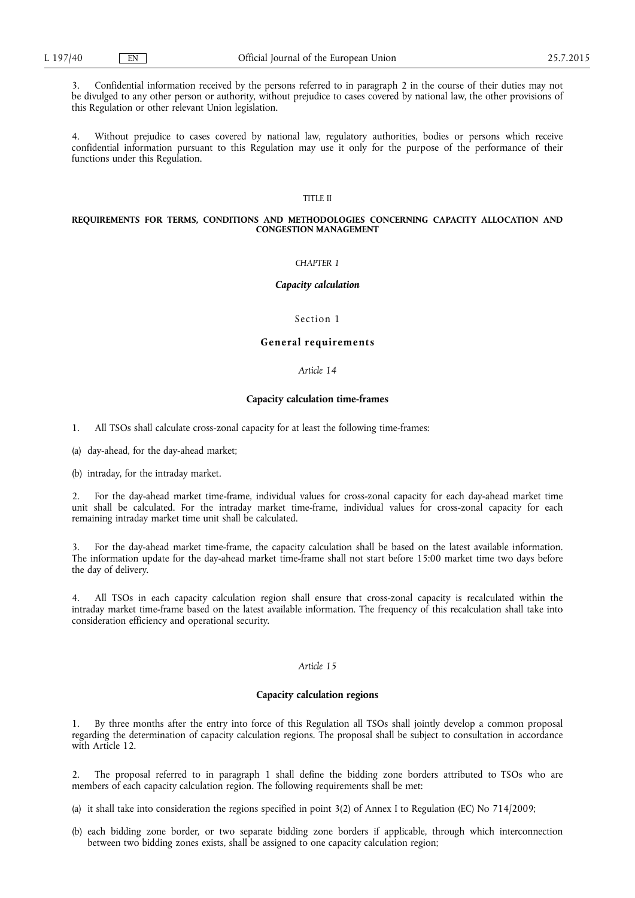3. Confidential information received by the persons referred to in paragraph 2 in the course of their duties may not be divulged to any other person or authority, without prejudice to cases covered by national law, the other provisions of this Regulation or other relevant Union legislation.

4. Without prejudice to cases covered by national law, regulatory authorities, bodies or persons which receive confidential information pursuant to this Regulation may use it only for the purpose of the performance of their functions under this Regulation.

# TITLE II

# REQUIREMENTS FOR TERMS, CONDITIONS AND METHODOLOGIES CONCERNING CAPACITY ALLOCATION AND CONGESTION MANAGEMENT

## CHAPTER 1

## *Capacity calculation*

### Section 1

### General requirements

#### *Article 14*

#### Capacity calculation time-frames

1. All TSOs shall calculate cross-zonal capacity for at least the following time-frames:

(a) day-ahead, for the day-ahead market;

(b) intraday, for the intraday market.

2. For the day-ahead market time-frame, individual values for cross-zonal capacity for each day-ahead market time unit shall be calculated. For the intraday market time-frame, individual values for cross-zonal capacity for each remaining intraday market time unit shall be calculated.

3. For the day-ahead market time-frame, the capacity calculation shall be based on the latest available information. The information update for the day-ahead market time-frame shall not start before 15:00 market time two days before the day of delivery.

4. All TSOs in each capacity calculation region shall ensure that cross-zonal capacity is recalculated within the intraday market time-frame based on the latest available information. The frequency of this recalculation shall take into consideration efficiency and operational security.

#### *Article 15*

#### Capacity calculation regions

1. By three months after the entry into force of this Regulation all TSOs shall jointly develop a common proposal regarding the determination of capacity calculation regions. The proposal shall be subject to consultation in accordance with Article 12.

2. The proposal referred to in paragraph 1 shall define the bidding zone borders attributed to TSOs who are members of each capacity calculation region. The following requirements shall be met:

(a) it shall take into consideration the regions specified in point 3(2) of Annex I to Regulation (EC) No 714/2009;

(b) each bidding zone border, or two separate bidding zone borders if applicable, through which interconnection between two bidding zones exists, shall be assigned to one capacity calculation region;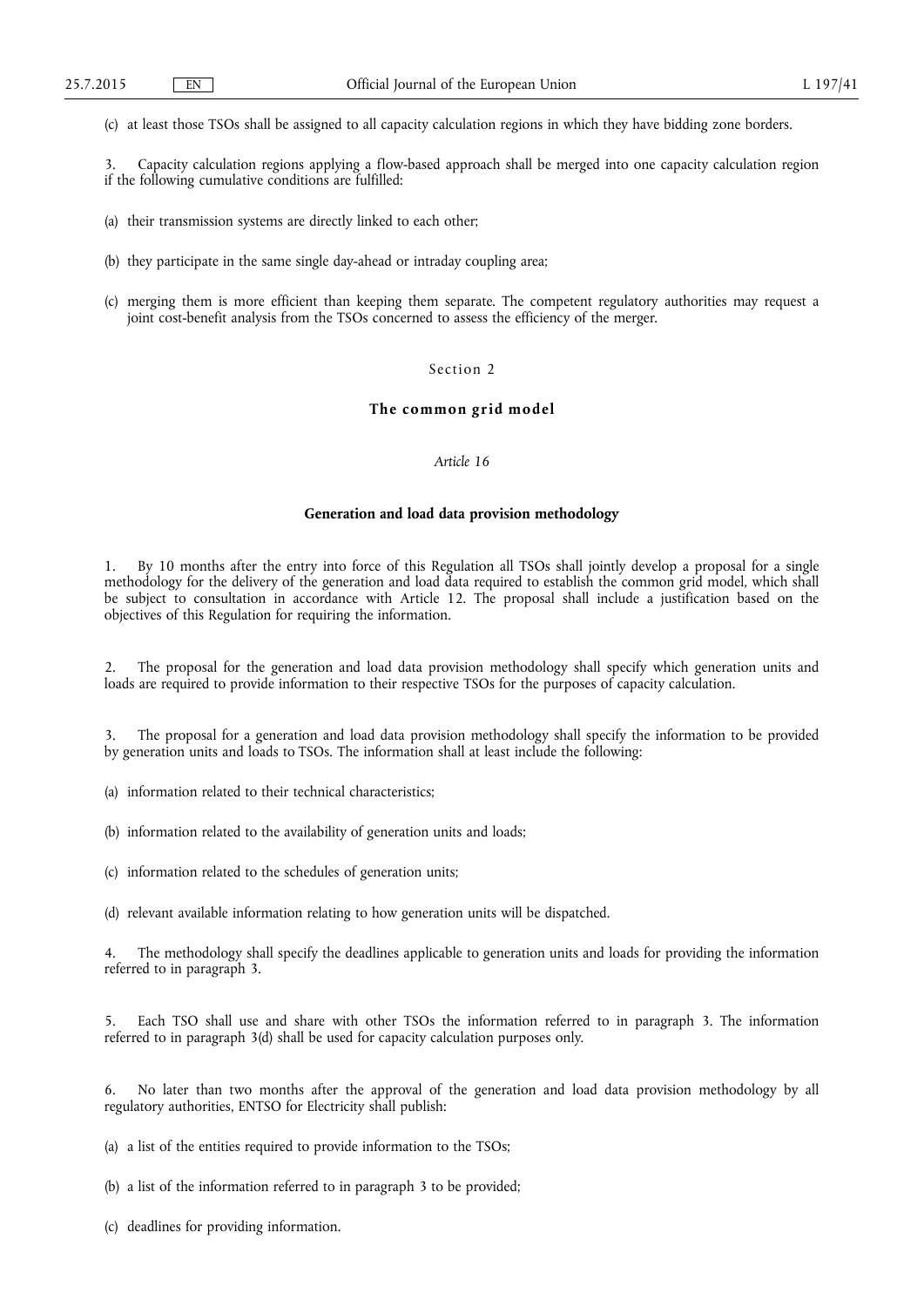(c) at least those TSOs shall be assigned to all capacity calculation regions in which they have bidding zone borders.

3. Capacity calculation regions applying a flow-based approach shall be merged into one capacity calculation region if the following cumulative conditions are fulfilled:

(a) their transmission systems are directly linked to each other;

(b) they participate in the same single day-ahead or intraday coupling area;

(c) merging them is more efficient than keeping them separate. The competent regulatory authorities may request a joint cost-benefit analysis from the TSOs concerned to assess the efficiency of the merger.

## Section 2

## The common grid model

### *Article 16*

### Generation and load data provision methodology

1. By 10 months after the entry into force of this Regulation all TSOs shall jointly develop a proposal for a single methodology for the delivery of the generation and load data required to establish the common grid model, which shall be subject to consultation in accordance with Article 12. The proposal shall include a justification based on the objectives of this Regulation for requiring the information.

2. The proposal for the generation and load data provision methodology shall specify which generation units and loads are required to provide information to their respective TSOs for the purposes of capacity calculation.

3. The proposal for a generation and load data provision methodology shall specify the information to be provided by generation units and loads to TSOs. The information shall at least include the following:

(a) information related to their technical characteristics;

(b) information related to the availability of generation units and loads;

(c) information related to the schedules of generation units;

(d) relevant available information relating to how generation units will be dispatched.

4. The methodology shall specify the deadlines applicable to generation units and loads for providing the information referred to in paragraph 3.

5. Each TSO shall use and share with other TSOs the information referred to in paragraph 3. The information referred to in paragraph 3(d) shall be used for capacity calculation purposes only.

6. No later than two months after the approval of the generation and load data provision methodology by all regulatory authorities, ENTSO for Electricity shall publish:

(a) a list of the entities required to provide information to the TSOs;

(b) a list of the information referred to in paragraph 3 to be provided;

(c) deadlines for providing information.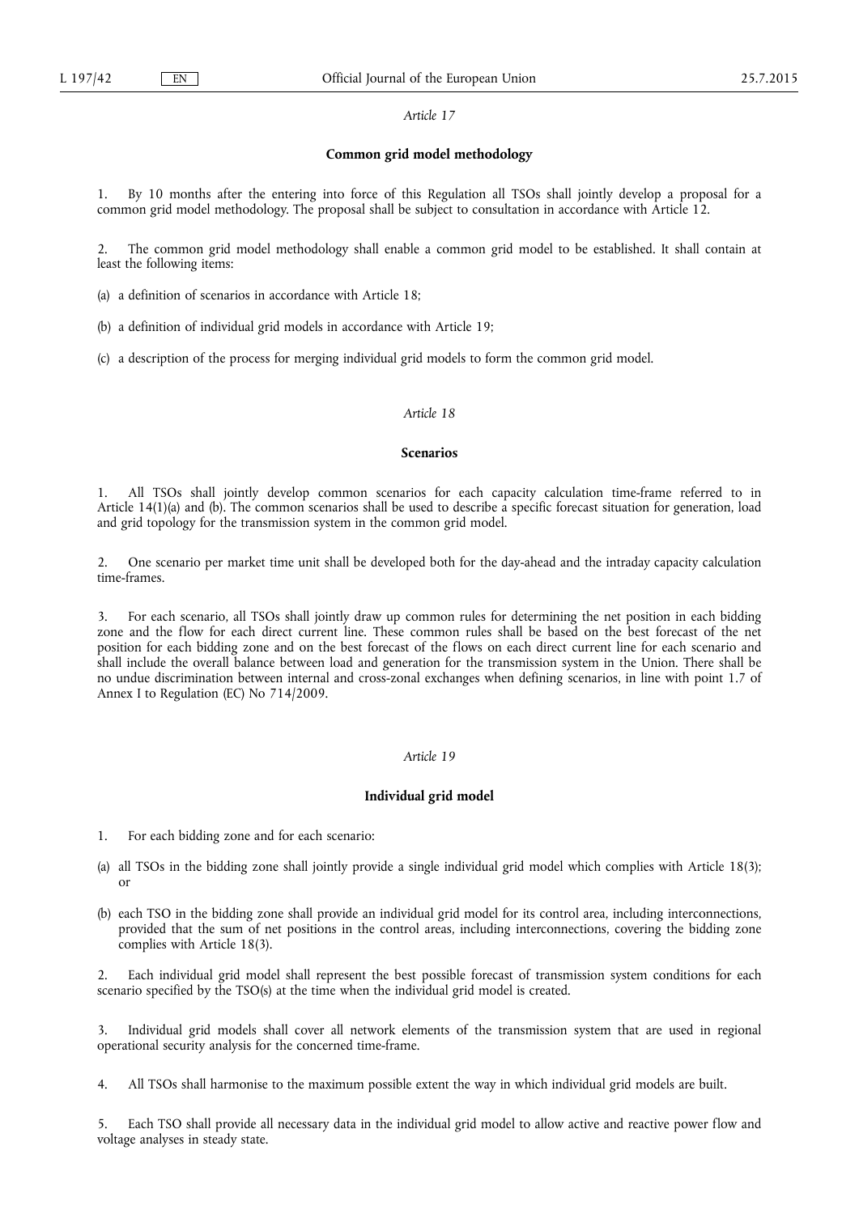*Article 17*

**Common grid model methodology**

1. By 10 months after the entering into force of this Regulation all TSOs shall jointly develop a proposal for a common grid model methodology. The proposal shall be subject to consultation in accordance with Article 12.

2. The common grid model methodology shall enable a common grid model to be established. It shall contain at least the following items:

(a) a definition of scenarios in accordance with Article 18;

(b) a definition of individual grid models in accordance with Article 19;

(c) a description of the process for merging individual grid models to form the common grid model.

*Article 18*

**Scenarios**

1. All TSOs shall jointly develop common scenarios for each capacity calculation time-frame referred to in Article 14(1)(a) and (b). The common scenarios shall be used to describe a specific forecast situation for generation, load and grid topology for the transmission system in the common grid model.

2. One scenario per market time unit shall be developed both for the day-ahead and the intraday capacity calculation time-frames.

3. For each scenario, all TSOs shall jointly draw up common rules for determining the net position in each bidding zone and the flow for each direct current line. These common rules shall be based on the best forecast of the net position for each bidding zone and on the best forecast of the flows on each direct current line for each scenario and shall include the overall balance between load and generation for the transmission system in the Union. There shall be no undue discrimination between internal and cross-zonal exchanges when defining scenarios, in line with point 1.7 of Annex I to Regulation (EC) No 714/2009.

*Article 19*

**Individual grid model**

1. For each bidding zone and for each scenario:

(a) all TSOs in the bidding zone shall jointly provide a single individual grid model which complies with Article 18(3); or

(b) each TSO in the bidding zone shall provide an individual grid model for its control area, including interconnections, provided that the sum of net positions in the control areas, including interconnections, covering the bidding zone complies with Article 18(3).

2. Each individual grid model shall represent the best possible forecast of transmission system conditions for each scenario specified by the TSO(s) at the time when the individual grid model is created.

3. Individual grid models shall cover all network elements of the transmission system that are used in regional operational security analysis for the concerned time-frame.

4. All TSOs shall harmonise to the maximum possible extent the way in which individual grid models are built.

5. Each TSO shall provide all necessary data in the individual grid model to allow active and reactive power flow and voltage analyses in steady state.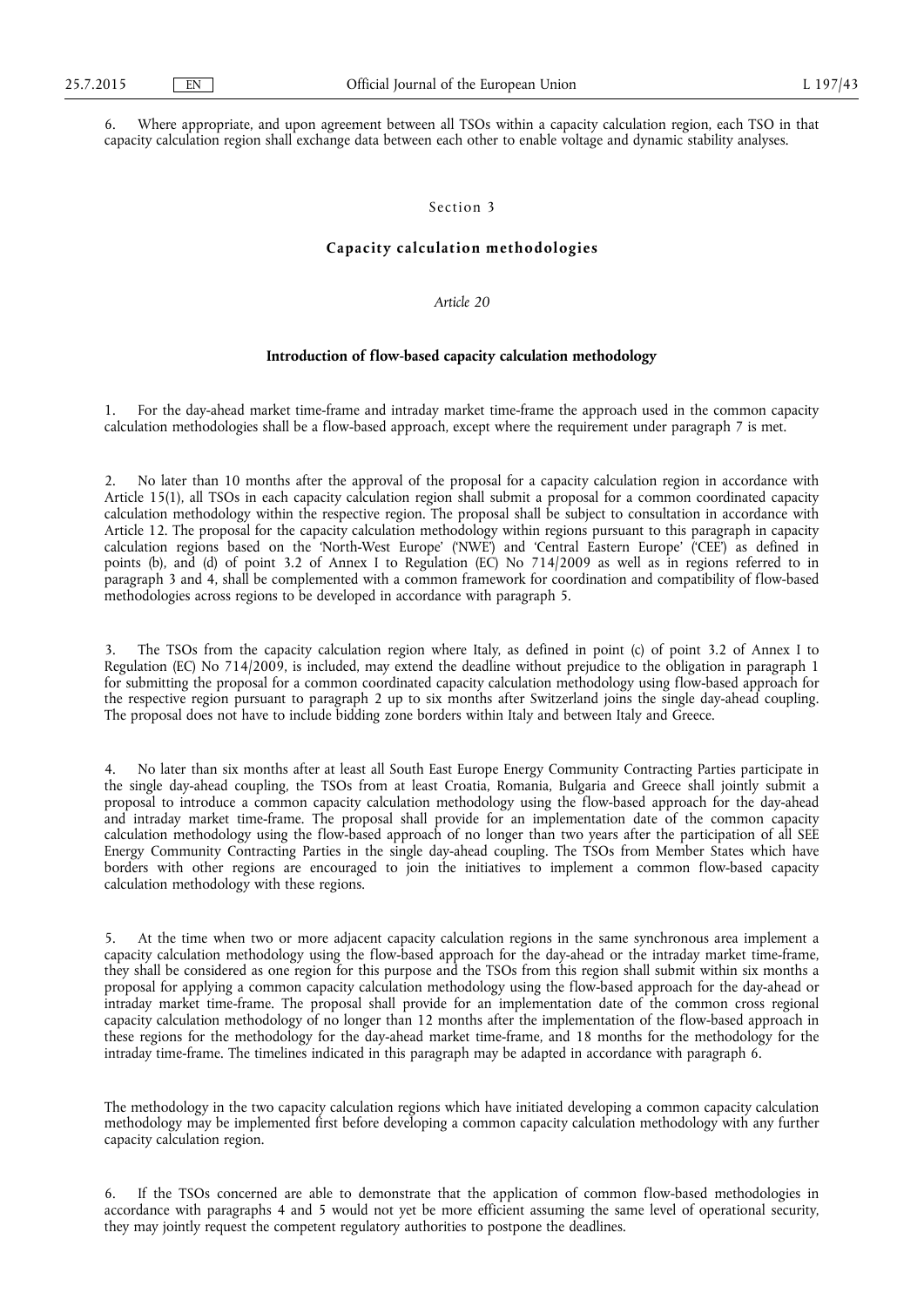6. Where appropriate, and upon agreement between all TSOs within a capacity calculation region, each TSO in that capacity calculation region shall exchange data between each other to enable voltage and dynamic stability analyses.

## Section 3

## **Capacity calculation methodologies**

### *Article 20*

### **Introduction of flow-based capacity calculation methodology**

1. For the day-ahead market time-frame and intraday market time-frame the approach used in the common capacity calculation methodologies shall be a flow-based approach, except where the requirement under paragraph 7 is met.

2. No later than 10 months after the approval of the proposal for a capacity calculation region in accordance with Article 15(1), all TSOs in each capacity calculation region shall submit a proposal for a common coordinated capacity calculation methodology within the respective region. The proposal shall be subject to consultation in accordance with Article 12. The proposal for the capacity calculation methodology within regions pursuant to this paragraph in capacity calculation regions based on the 'North-West Europe' ('NWE') and 'Central Eastern Europe' ('CEE') as defined in points (b), and (d) of point 3.2 of Annex I to Regulation (EC) No 714/2009 as well as in regions referred to in paragraph 3 and 4, shall be complemented with a common framework for coordination and compatibility of flow-based methodologies across regions to be developed in accordance with paragraph 5.

3. The TSOs from the capacity calculation region where Italy, as defined in point (c) of point 3.2 of Annex I to Regulation (EC) No 714/2009, is included, may extend the deadline without prejudice to the obligation in paragraph 1 for submitting the proposal for a common coordinated capacity calculation methodology using flow-based approach for the respective region pursuant to paragraph 2 up to six months after Switzerland joins the single day-ahead coupling. The proposal does not have to include bidding zone borders within Italy and between Italy and Greece.

4. No later than six months after at least all South East Europe Energy Community Contracting Parties participate in the single day-ahead coupling, the TSOs from at least Croatia, Romania, Bulgaria and Greece shall jointly submit a proposal to introduce a common capacity calculation methodology using the flow-based approach for the day-ahead and intraday market time-frame. The proposal shall provide for an implementation date of the common capacity calculation methodology using the flow-based approach of no longer than two years after the participation of all SEE Energy Community Contracting Parties in the single day-ahead coupling. The TSOs from Member States which have borders with other regions are encouraged to join the initiatives to implement a common flow-based capacity calculation methodology with these regions.

5. At the time when two or more adjacent capacity calculation regions in the same synchronous area implement a capacity calculation methodology using the flow-based approach for the day-ahead or the intraday market time-frame, they shall be considered as one region for this purpose and the TSOs from this region shall submit within six months a proposal for applying a common capacity calculation methodology using the flow-based approach for the day-ahead or intraday market time-frame. The proposal shall provide for an implementation date of the common cross regional capacity calculation methodology of no longer than 12 months after the implementation of the flow-based approach in these regions for the methodology for the day-ahead market time-frame, and 18 months for the methodology for the intraday time-frame. The timelines indicated in this paragraph may be adapted in accordance with paragraph 6.

The methodology in the two capacity calculation regions which have initiated developing a common capacity calculation methodology may be implemented first before developing a common capacity calculation methodology with any further capacity calculation region.

6. If the TSOs concerned are able to demonstrate that the application of common flow-based methodologies in accordance with paragraphs 4 and 5 would not yet be more efficient assuming the same level of operational security, they may jointly request the competent regulatory authorities to postpone the deadlines.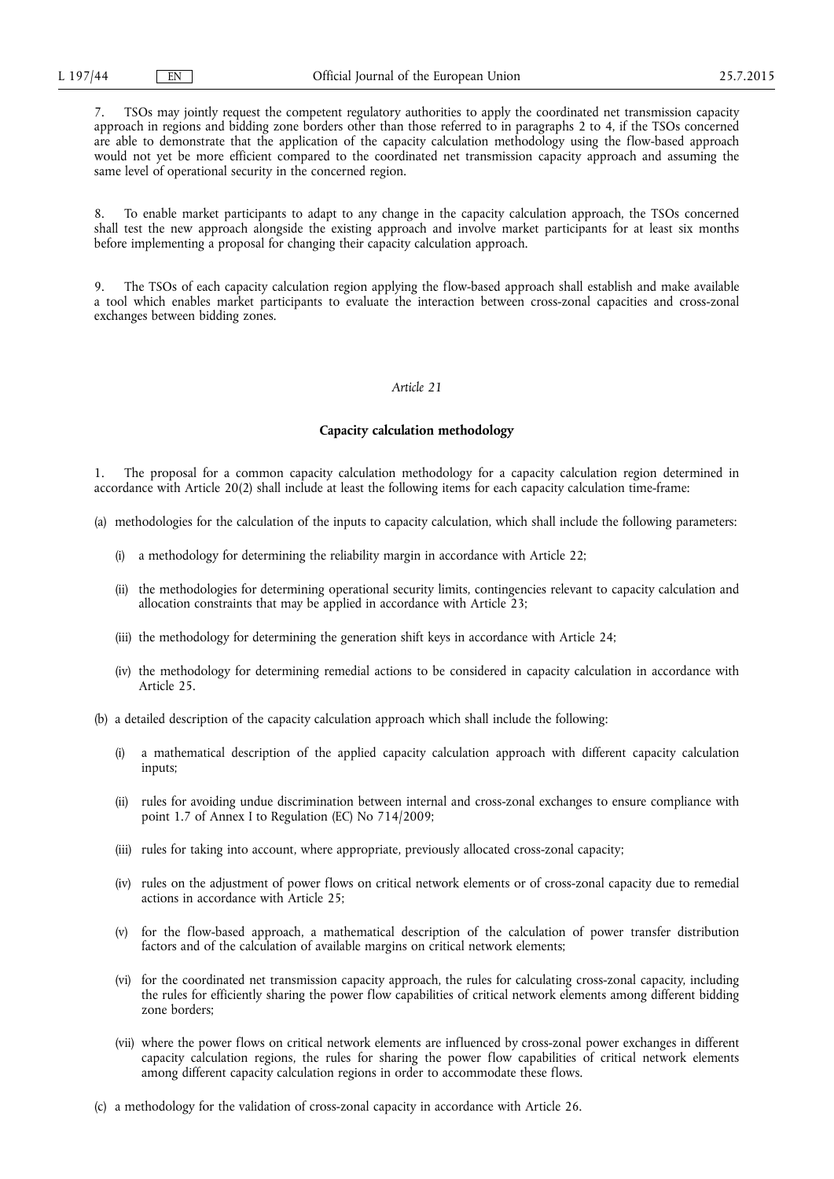7. TSOs may jointly request the competent regulatory authorities to apply the coordinated net transmission capacity approach in regions and bidding zone borders other than those referred to in paragraphs 2 to 4, if the TSOs concerned are able to demonstrate that the application of the capacity calculation methodology using the flow-based approach would not yet be more efficient compared to the coordinated net transmission capacity approach and assuming the same level of operational security in the concerned region.

8. To enable market participants to adapt to any change in the capacity calculation approach, the TSOs concerned shall test the new approach alongside the existing approach and involve market participants for at least six months before implementing a proposal for changing their capacity calculation approach.

9. The TSOs of each capacity calculation region applying the flow-based approach shall establish and make available a tool which enables market participants to evaluate the interaction between cross-zonal capacities and cross-zonal exchanges between bidding zones.

*Article 21*

**Capacity calculation methodology**

1. The proposal for a common capacity calculation methodology for a capacity calculation region determined in accordance with Article 20(2) shall include at least the following items for each capacity calculation time-frame:

(a) methodologies for the calculation of the inputs to capacity calculation, which shall include the following parameters:

(i) a methodology for determining the reliability margin in accordance with Article 22;

(ii) the methodologies for determining operational security limits, contingencies relevant to capacity calculation and allocation constraints that may be applied in accordance with Article 23;

(iii) the methodology for determining the generation shift keys in accordance with Article 24;

(iv) the methodology for determining remedial actions to be considered in capacity calculation in accordance with Article 25.

(b) a detailed description of the capacity calculation approach which shall include the following:

(i) a mathematical description of the applied capacity calculation approach with different capacity calculation inputs;

(ii) rules for avoiding undue discrimination between internal and cross-zonal exchanges to ensure compliance with point 1.7 of Annex I to Regulation (EC) No 714/2009;

(iii) rules for taking into account, where appropriate, previously allocated cross-zonal capacity;

(iv) rules on the adjustment of power flows on critical network elements or of cross-zonal capacity due to remedial actions in accordance with Article 25;

(v) for the flow-based approach, a mathematical description of the calculation of power transfer distribution factors and of the calculation of available margins on critical network elements;

(vi) for the coordinated net transmission capacity approach, the rules for calculating cross-zonal capacity, including the rules for efficiently sharing the power flow capabilities of critical network elements among different bidding zone borders;

(vii) where the power flows on critical network elements are influenced by cross-zonal power exchanges in different capacity calculation regions, the rules for sharing the power flow capabilities of critical network elements among different capacity calculation regions in order to accommodate these flows.

(c) a methodology for the validation of cross-zonal capacity in accordance with Article 26.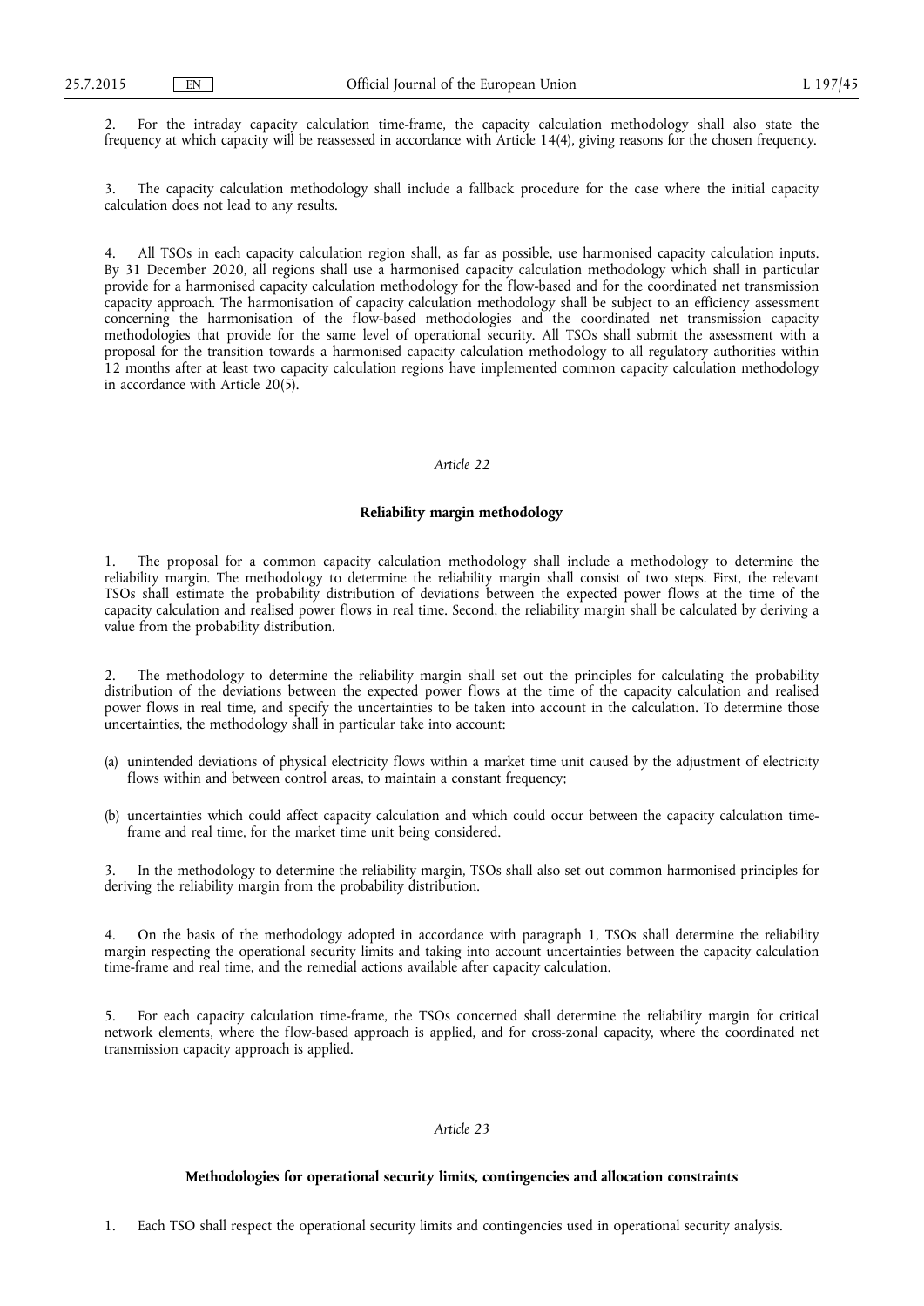2. For the intraday capacity calculation time-frame, the capacity calculation methodology shall also state the frequency at which capacity will be reassessed in accordance with Article 14(4), giving reasons for the chosen frequency.

3. The capacity calculation methodology shall include a fallback procedure for the case where the initial capacity calculation does not lead to any results.

4. All TSOs in each capacity calculation region shall, as far as possible, use harmonised capacity calculation inputs. By 31 December 2020, all regions shall use a harmonised capacity calculation methodology which shall in particular provide for a harmonised capacity calculation methodology for the flow-based and for the coordinated net transmission capacity approach. The harmonisation of capacity calculation methodology shall be subject to an efficiency assessment concerning the harmonisation of the flow-based methodologies and the coordinated net transmission capacity methodologies that provide for the same level of operational security. All TSOs shall submit the assessment with a proposal for the transition towards a harmonised capacity calculation methodology to all regulatory authorities within 12 months after at least two capacity calculation regions have implemented common capacity calculation methodology in accordance with Article 20(5).

*Article 22*

**Reliability margin methodology**

1. The proposal for a common capacity calculation methodology shall include a methodology to determine the reliability margin. The methodology to determine the reliability margin shall consist of two steps. First, the relevant TSOs shall estimate the probability distribution of deviations between the expected power flows at the time of the capacity calculation and realised power flows in real time. Second, the reliability margin shall be calculated by deriving a value from the probability distribution.

2. The methodology to determine the reliability margin shall set out the principles for calculating the probability distribution of the deviations between the expected power flows at the time of the capacity calculation and realised power flows in real time, and specify the uncertainties to be taken into account in the calculation. To determine those uncertainties, the methodology shall in particular take into account:

(a) unintended deviations of physical electricity flows within a market time unit caused by the adjustment of electricity flows within and between control areas, to maintain a constant frequency;

(b) uncertainties which could affect capacity calculation and which could occur between the capacity calculation time-frame and real time, for the market time unit being considered.

3. In the methodology to determine the reliability margin, TSOs shall also set out common harmonised principles for deriving the reliability margin from the probability distribution.

4. On the basis of the methodology adopted in accordance with paragraph 1, TSOs shall determine the reliability margin respecting the operational security limits and taking into account uncertainties between the capacity calculation time-frame and real time, and the remedial actions available after capacity calculation.

5. For each capacity calculation time-frame, the TSOs concerned shall determine the reliability margin for critical network elements, where the flow-based approach is applied, and for cross-zonal capacity, where the coordinated net transmission capacity approach is applied.

*Article 23*

**Methodologies for operational security limits, contingencies and allocation constraints**

1. Each TSO shall respect the operational security limits and contingencies used in operational security analysis.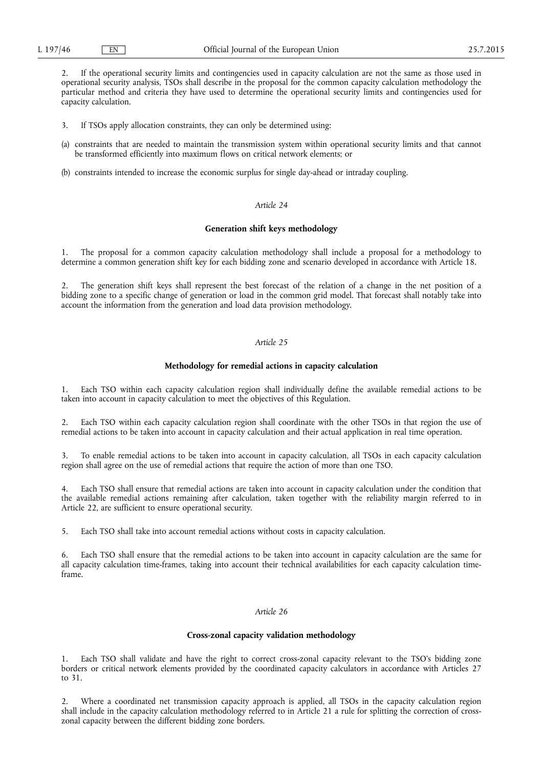2. If the operational security limits and contingencies used in capacity calculation are not the same as those used in operational security analysis, TSOs shall describe in the proposal for the common capacity calculation methodology the particular method and criteria they have used to determine the operational security limits and contingencies used for capacity calculation.

3. If TSOs apply allocation constraints, they can only be determined using:

(a) constraints that are needed to maintain the transmission system within operational security limits and that cannot be transformed efficiently into maximum flows on critical network elements; or

(b) constraints intended to increase the economic surplus for single day-ahead or intraday coupling.

*Article 24*

**Generation shift keys methodology**

1. The proposal for a common capacity calculation methodology shall include a proposal for a methodology to determine a common generation shift key for each bidding zone and scenario developed in accordance with Article 18.

2. The generation shift keys shall represent the best forecast of the relation of a change in the net position of a bidding zone to a specific change of generation or load in the common grid model. That forecast shall notably take into account the information from the generation and load data provision methodology.

*Article 25*

**Methodology for remedial actions in capacity calculation**

1. Each TSO within each capacity calculation region shall individually define the available remedial actions to be taken into account in capacity calculation to meet the objectives of this Regulation.

2. Each TSO within each capacity calculation region shall coordinate with the other TSOs in that region the use of remedial actions to be taken into account in capacity calculation and their actual application in real time operation.

3. To enable remedial actions to be taken into account in capacity calculation, all TSOs in each capacity calculation region shall agree on the use of remedial actions that require the action of more than one TSO.

4. Each TSO shall ensure that remedial actions are taken into account in capacity calculation under the condition that the available remedial actions remaining after calculation, taken together with the reliability margin referred to in Article 22, are sufficient to ensure operational security.

5. Each TSO shall take into account remedial actions without costs in capacity calculation.

6. Each TSO shall ensure that the remedial actions to be taken into account in capacity calculation are the same for all capacity calculation time-frames, taking into account their technical availabilities for each capacity calculation time-frame.

*Article 26*

**Cross-zonal capacity validation methodology**

1. Each TSO shall validate and have the right to correct cross-zonal capacity relevant to the TSO's bidding zone borders or critical network elements provided by the coordinated capacity calculators in accordance with Articles 27 to 31.

2. Where a coordinated net transmission capacity approach is applied, all TSOs in the capacity calculation region shall include in the capacity calculation methodology referred to in Article 21 a rule for splitting the correction of cross-zonal capacity between the different bidding zone borders.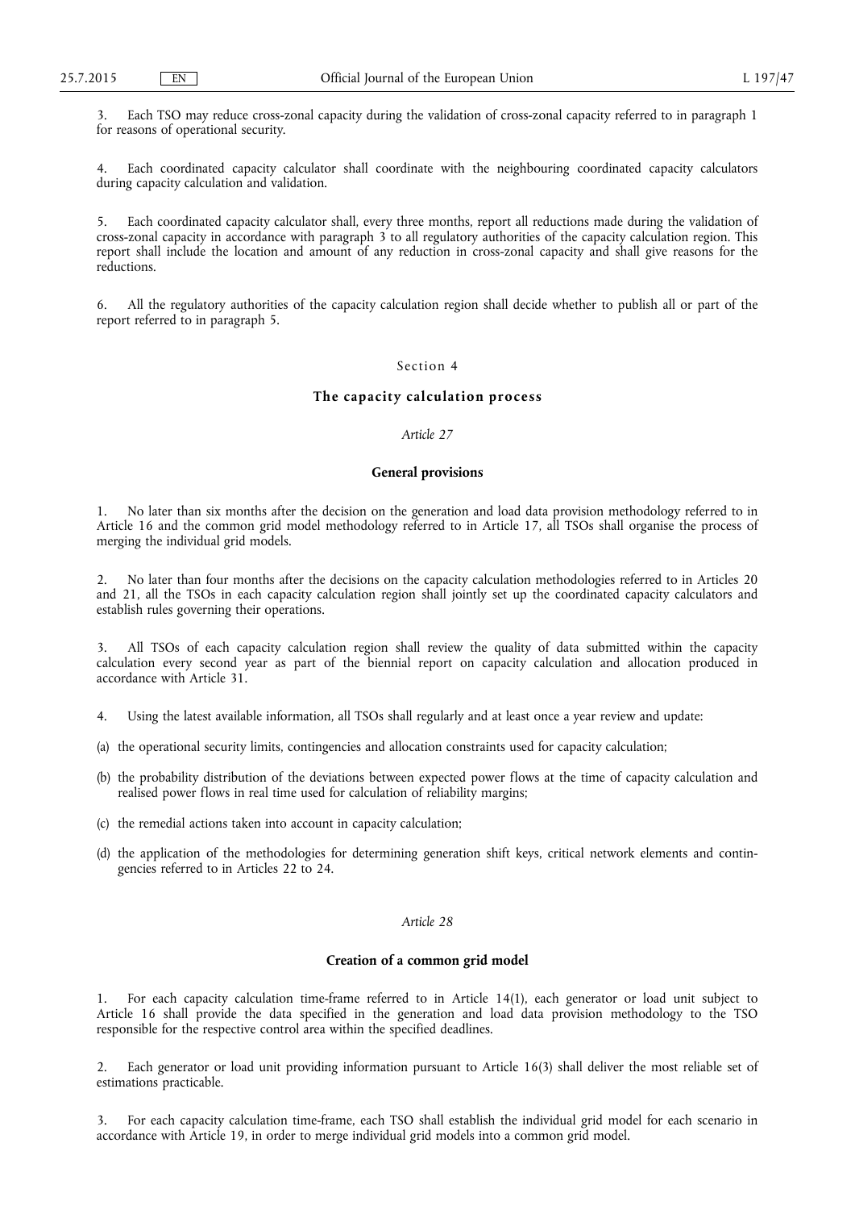3. Each TSO may reduce cross-zonal capacity during the validation of cross-zonal capacity referred to in paragraph 1 for reasons of operational security.

4. Each coordinated capacity calculator shall coordinate with the neighbouring coordinated capacity calculators during capacity calculation and validation.

5. Each coordinated capacity calculator shall, every three months, report all reductions made during the validation of cross-zonal capacity in accordance with paragraph 3 to all regulatory authorities of the capacity calculation region. This report shall include the location and amount of any reduction in cross-zonal capacity and shall give reasons for the reductions.

6. All the regulatory authorities of the capacity calculation region shall decide whether to publish all or part of the report referred to in paragraph 5.

## Section 4

## The capacity calculation process

### *Article 27*

### General provisions

1. No later than six months after the decision on the generation and load data provision methodology referred to in Article 16 and the common grid model methodology referred to in Article 17, all TSOs shall organise the process of merging the individual grid models.

2. No later than four months after the decisions on the capacity calculation methodologies referred to in Articles 20 and 21, all the TSOs in each capacity calculation region shall jointly set up the coordinated capacity calculators and establish rules governing their operations.

3. All TSOs of each capacity calculation region shall review the quality of data submitted within the capacity calculation every second year as part of the biennial report on capacity calculation and allocation produced in accordance with Article 31.

4. Using the latest available information, all TSOs shall regularly and at least once a year review and update:

(a) the operational security limits, contingencies and allocation constraints used for capacity calculation;

(b) the probability distribution of the deviations between expected power flows at the time of capacity calculation and realised power flows in real time used for calculation of reliability margins;

(c) the remedial actions taken into account in capacity calculation;

(d) the application of the methodologies for determining generation shift keys, critical network elements and contingencies referred to in Articles 22 to 24.

### *Article 28*

### Creation of a common grid model

1. For each capacity calculation time-frame referred to in Article 14(1), each generator or load unit subject to Article 16 shall provide the data specified in the generation and load data provision methodology to the TSO responsible for the respective control area within the specified deadlines.

2. Each generator or load unit providing information pursuant to Article 16(3) shall deliver the most reliable set of estimations practicable.

3. For each capacity calculation time-frame, each TSO shall establish the individual grid model for each scenario in accordance with Article 19, in order to merge individual grid models into a common grid model.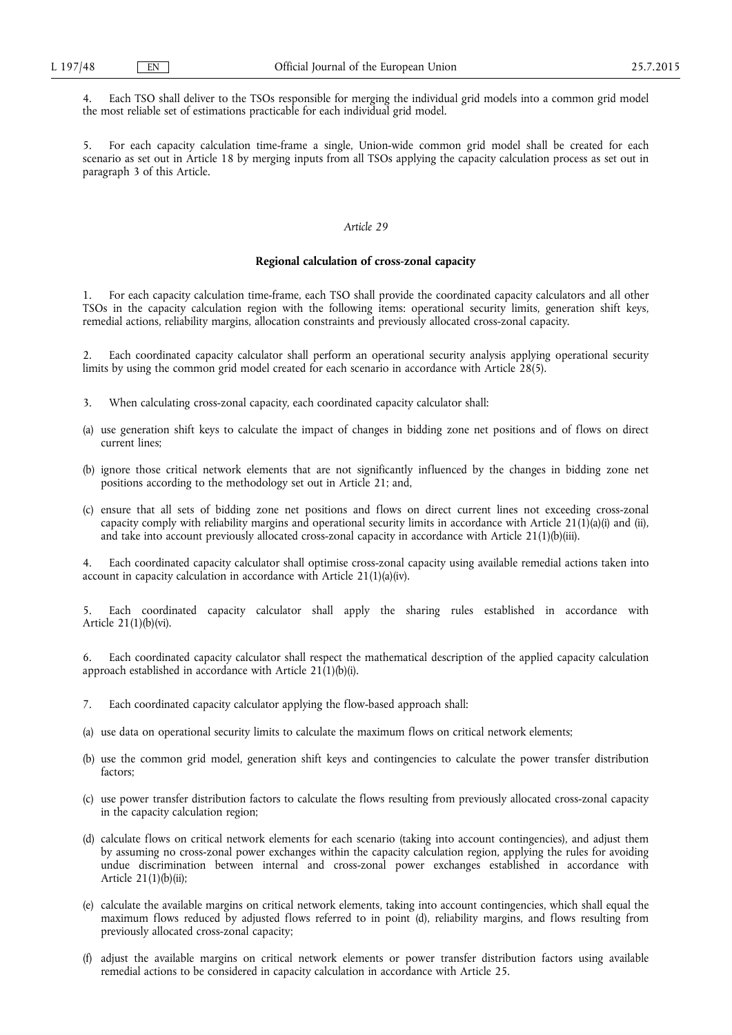4. Each TSO shall deliver to the TSOs responsible for merging the individual grid models into a common grid model the most reliable set of estimations practicable for each individual grid model.

5. For each capacity calculation time-frame a single, Union-wide common grid model shall be created for each scenario as set out in Article 18 by merging inputs from all TSOs applying the capacity calculation process as set out in paragraph 3 of this Article.

*Article 29*

**Regional calculation of cross-zonal capacity**

1. For each capacity calculation time-frame, each TSO shall provide the coordinated capacity calculators and all other TSOs in the capacity calculation region with the following items: operational security limits, generation shift keys, remedial actions, reliability margins, allocation constraints and previously allocated cross-zonal capacity.

2. Each coordinated capacity calculator shall perform an operational security analysis applying operational security limits by using the common grid model created for each scenario in accordance with Article 28(5).

3. When calculating cross-zonal capacity, each coordinated capacity calculator shall:

(a) use generation shift keys to calculate the impact of changes in bidding zone net positions and of flows on direct current lines;

(b) ignore those critical network elements that are not significantly influenced by the changes in bidding zone net positions according to the methodology set out in Article 21; and,

(c) ensure that all sets of bidding zone net positions and flows on direct current lines not exceeding cross-zonal capacity comply with reliability margins and operational security limits in accordance with Article 21(1)(a)(i) and (ii), and take into account previously allocated cross-zonal capacity in accordance with Article 21(1)(b)(iii).

4. Each coordinated capacity calculator shall optimise cross-zonal capacity using available remedial actions taken into account in capacity calculation in accordance with Article 21(1)(a)(iv).

5. Each coordinated capacity calculator shall apply the sharing rules established in accordance with Article 21(1)(b)(vi).

6. Each coordinated capacity calculator shall respect the mathematical description of the applied capacity calculation approach established in accordance with Article 21(1)(b)(i).

7. Each coordinated capacity calculator applying the flow-based approach shall:

(a) use data on operational security limits to calculate the maximum flows on critical network elements;

(b) use the common grid model, generation shift keys and contingencies to calculate the power transfer distribution factors;

(c) use power transfer distribution factors to calculate the flows resulting from previously allocated cross-zonal capacity in the capacity calculation region;

(d) calculate flows on critical network elements for each scenario (taking into account contingencies), and adjust them by assuming no cross-zonal power exchanges within the capacity calculation region, applying the rules for avoiding undue discrimination between internal and cross-zonal power exchanges established in accordance with Article 21(1)(b)(ii);

(e) calculate the available margins on critical network elements, taking into account contingencies, which shall equal the maximum flows reduced by adjusted flows referred to in point (d), reliability margins, and flows resulting from previously allocated cross-zonal capacity;

(f) adjust the available margins on critical network elements or power transfer distribution factors using available remedial actions to be considered in capacity calculation in accordance with Article 25.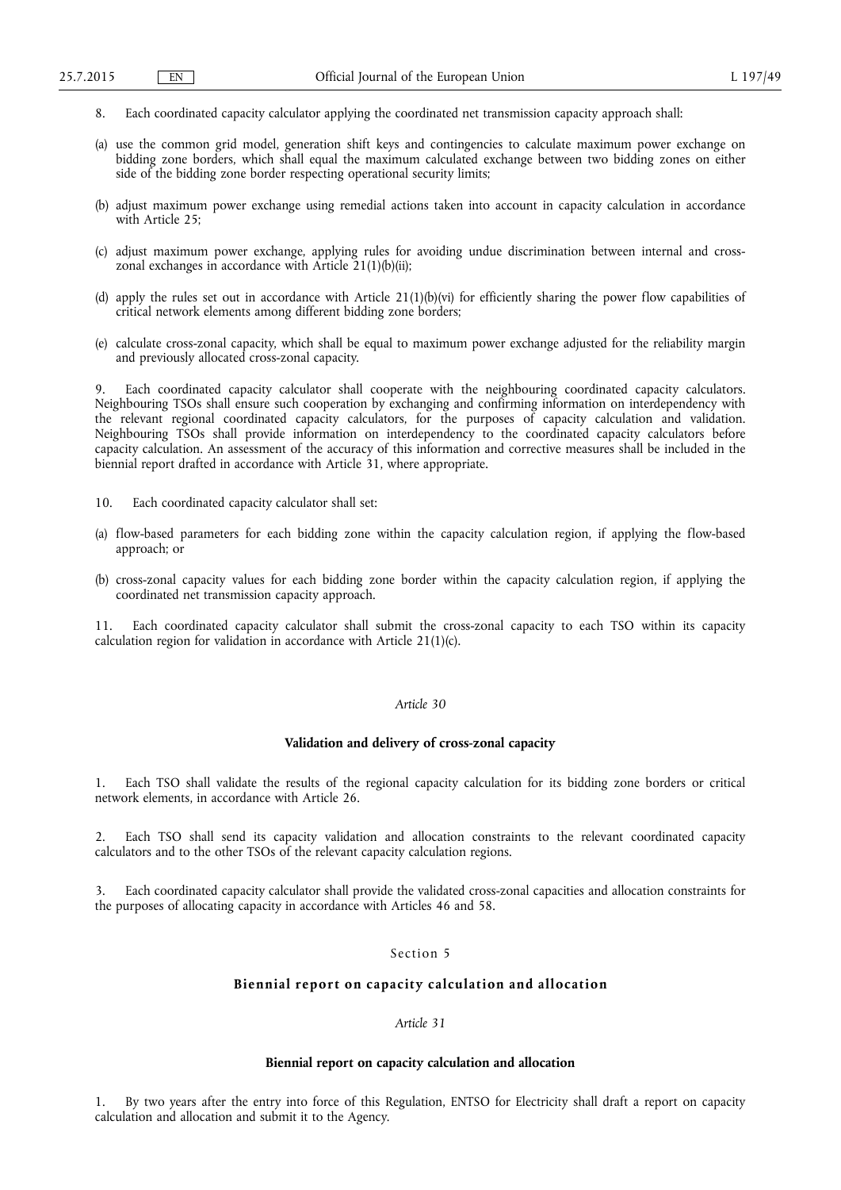8. Each coordinated capacity calculator applying the coordinated net transmission capacity approach shall:

(a) use the common grid model, generation shift keys and contingencies to calculate maximum power exchange on bidding zone borders, which shall equal the maximum calculated exchange between two bidding zones on either side of the bidding zone border respecting operational security limits;

(b) adjust maximum power exchange using remedial actions taken into account in capacity calculation in accordance with Article 25;

(c) adjust maximum power exchange, applying rules for avoiding undue discrimination between internal and cross-zonal exchanges in accordance with Article 21(1)(b)(ii);

(d) apply the rules set out in accordance with Article 21(1)(b)(vi) for efficiently sharing the power flow capabilities of critical network elements among different bidding zone borders;

(e) calculate cross-zonal capacity, which shall be equal to maximum power exchange adjusted for the reliability margin and previously allocated cross-zonal capacity.

9. Each coordinated capacity calculator shall cooperate with the neighbouring coordinated capacity calculators. Neighbouring TSOs shall ensure such cooperation by exchanging and confirming information on interdependency with the relevant regional coordinated capacity calculators, for the purposes of capacity calculation and validation. Neighbouring TSOs shall provide information on interdependency to the coordinated capacity calculators before capacity calculation. An assessment of the accuracy of this information and corrective measures shall be included in the biennial report drafted in accordance with Article 31, where appropriate.

10. Each coordinated capacity calculator shall set:

(a) flow-based parameters for each bidding zone within the capacity calculation region, if applying the flow-based approach; or

(b) cross-zonal capacity values for each bidding zone border within the capacity calculation region, if applying the coordinated net transmission capacity approach.

11. Each coordinated capacity calculator shall submit the cross-zonal capacity to each TSO within its capacity calculation region for validation in accordance with Article 21(1)(c).

*Article 30*

**Validation and delivery of cross-zonal capacity**

1. Each TSO shall validate the results of the regional capacity calculation for its bidding zone borders or critical network elements, in accordance with Article 26.

2. Each TSO shall send its capacity validation and allocation constraints to the relevant coordinated capacity calculators and to the other TSOs of the relevant capacity calculation regions.

3. Each coordinated capacity calculator shall provide the validated cross-zonal capacities and allocation constraints for the purposes of allocating capacity in accordance with Articles 46 and 58.

## Section 5

## **Biennial report on capacity calculation and allocation**

*Article 31*

**Biennial report on capacity calculation and allocation**

1. By two years after the entry into force of this Regulation, ENTSO for Electricity shall draft a report on capacity calculation and allocation and submit it to the Agency.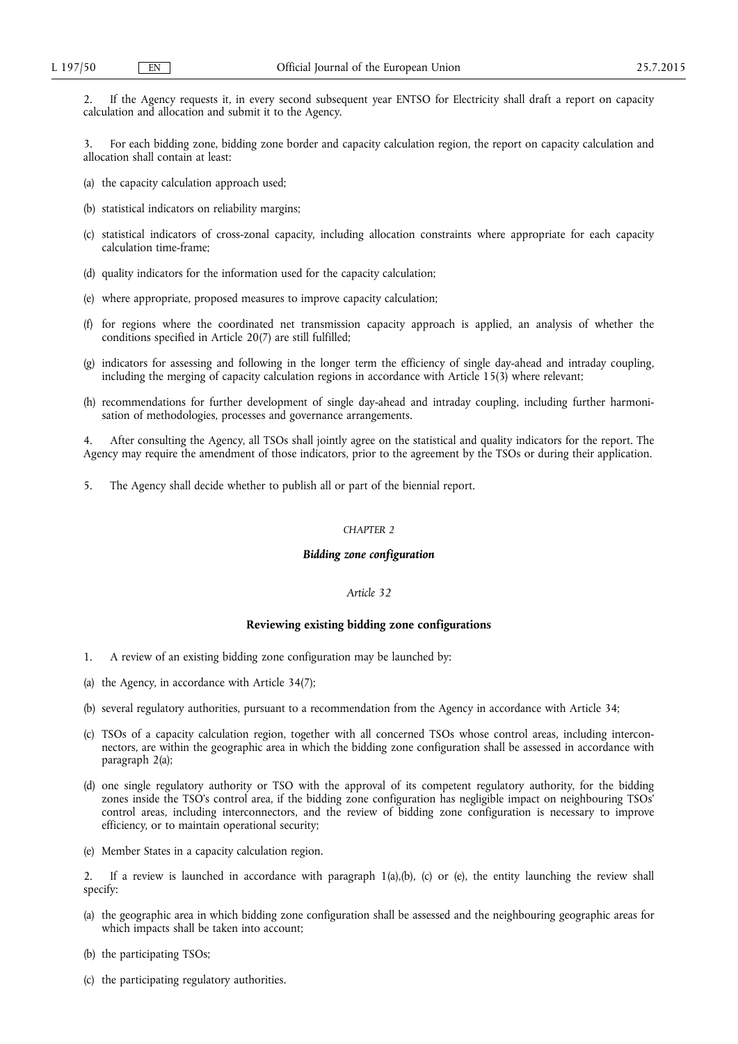2. If the Agency requests it, in every second subsequent year ENTSO for Electricity shall draft a report on capacity calculation and allocation and submit it to the Agency.

3. For each bidding zone, bidding zone border and capacity calculation region, the report on capacity calculation and allocation shall contain at least:

(a) the capacity calculation approach used;

(b) statistical indicators on reliability margins;

(c) statistical indicators of cross-zonal capacity, including allocation constraints where appropriate for each capacity calculation time-frame;

(d) quality indicators for the information used for the capacity calculation;

(e) where appropriate, proposed measures to improve capacity calculation;

(f) for regions where the coordinated net transmission capacity approach is applied, an analysis of whether the conditions specified in Article 20(7) are still fulfilled;

(g) indicators for assessing and following in the longer term the efficiency of single day-ahead and intraday coupling, including the merging of capacity calculation regions in accordance with Article 15(3) where relevant;

(h) recommendations for further development of single day-ahead and intraday coupling, including further harmonisation of methodologies, processes and governance arrangements.

4. After consulting the Agency, all TSOs shall jointly agree on the statistical and quality indicators for the report. The Agency may require the amendment of those indicators, prior to the agreement by the TSOs or during their application.

5. The Agency shall decide whether to publish all or part of the biennial report.

## *CHAPTER 2*

## ***Bidding zone configuration***

### *Article 32*

### **Reviewing existing bidding zone configurations**

1. A review of an existing bidding zone configuration may be launched by:

(a) the Agency, in accordance with Article 34(7);

(b) several regulatory authorities, pursuant to a recommendation from the Agency in accordance with Article 34;

(c) TSOs of a capacity calculation region, together with all concerned TSOs whose control areas, including interconnectors, are within the geographic area in which the bidding zone configuration shall be assessed in accordance with paragraph 2(a);

(d) one single regulatory authority or TSO with the approval of its competent regulatory authority, for the bidding zones inside the TSO's control area, if the bidding zone configuration has negligible impact on neighbouring TSOs' control areas, including interconnectors, and the review of bidding zone configuration is necessary to improve efficiency, or to maintain operational security;

(e) Member States in a capacity calculation region.

2. If a review is launched in accordance with paragraph 1(a),(b), (c) or (e), the entity launching the review shall specify:

(a) the geographic area in which bidding zone configuration shall be assessed and the neighbouring geographic areas for which impacts shall be taken into account;

(b) the participating TSOs;

(c) the participating regulatory authorities.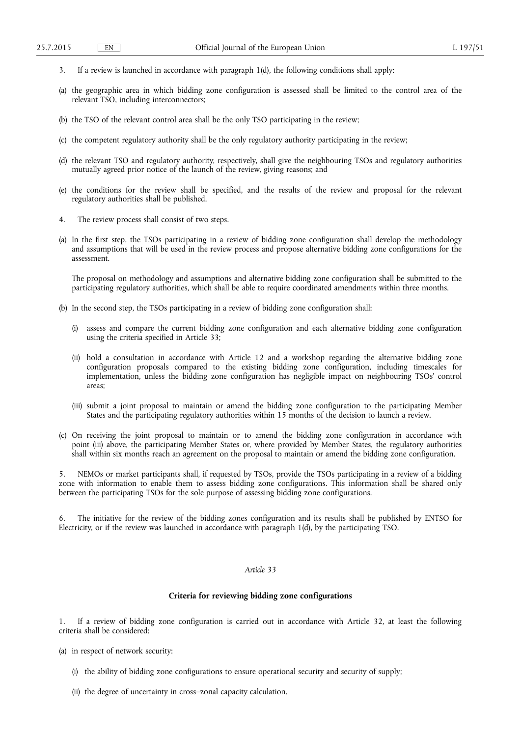3. If a review is launched in accordance with paragraph 1(d), the following conditions shall apply:

(a) the geographic area in which bidding zone configuration is assessed shall be limited to the control area of the relevant TSO, including interconnectors;

(b) the TSO of the relevant control area shall be the only TSO participating in the review;

(c) the competent regulatory authority shall be the only regulatory authority participating in the review;

(d) the relevant TSO and regulatory authority, respectively, shall give the neighbouring TSOs and regulatory authorities mutually agreed prior notice of the launch of the review, giving reasons; and

(e) the conditions for the review shall be specified, and the results of the review and proposal for the relevant regulatory authorities shall be published.

4. The review process shall consist of two steps.

(a) In the first step, the TSOs participating in a review of bidding zone configuration shall develop the methodology and assumptions that will be used in the review process and propose alternative bidding zone configurations for the assessment.

The proposal on methodology and assumptions and alternative bidding zone configuration shall be submitted to the participating regulatory authorities, which shall be able to require coordinated amendments within three months.

(b) In the second step, the TSOs participating in a review of bidding zone configuration shall:

(i) assess and compare the current bidding zone configuration and each alternative bidding zone configuration using the criteria specified in Article 33;

(ii) hold a consultation in accordance with Article 12 and a workshop regarding the alternative bidding zone configuration proposals compared to the existing bidding zone configuration, including timescales for implementation, unless the bidding zone configuration has negligible impact on neighbouring TSOs' control areas;

(iii) submit a joint proposal to maintain or amend the bidding zone configuration to the participating Member States and the participating regulatory authorities within 15 months of the decision to launch a review.

(c) On receiving the joint proposal to maintain or to amend the bidding zone configuration in accordance with point (iii) above, the participating Member States or, where provided by Member States, the regulatory authorities shall within six months reach an agreement on the proposal to maintain or amend the bidding zone configuration.

5. NEMOs or market participants shall, if requested by TSOs, provide the TSOs participating in a review of a bidding zone with information to enable them to assess bidding zone configurations. This information shall be shared only between the participating TSOs for the sole purpose of assessing bidding zone configurations.

6. The initiative for the review of the bidding zones configuration and its results shall be published by ENTSO for Electricity, or if the review was launched in accordance with paragraph 1(d), by the participating TSO.

*Article 33*

**Criteria for reviewing bidding zone configurations**

1. If a review of bidding zone configuration is carried out in accordance with Article 32, at least the following criteria shall be considered:

(a) in respect of network security:

(i) the ability of bidding zone configurations to ensure operational security and security of supply;

(ii) the degree of uncertainty in cross–zonal capacity calculation.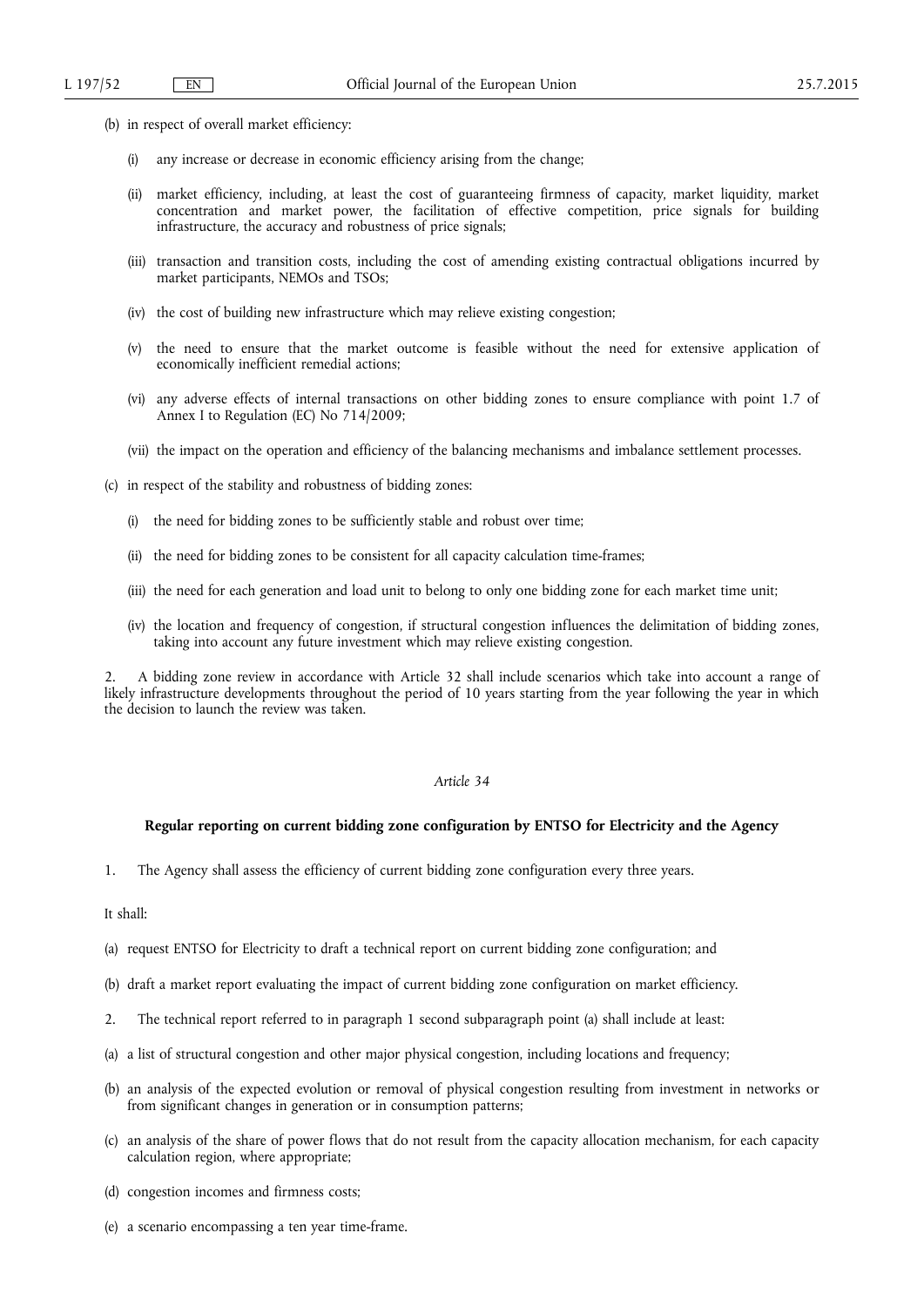(b) in respect of overall market efficiency:

   (i) any increase or decrease in economic efficiency arising from the change;

   (ii) market efficiency, including, at least the cost of guaranteeing firmness of capacity, market liquidity, market concentration and market power, the facilitation of effective competition, price signals for building infrastructure, the accuracy and robustness of price signals;

   (iii) transaction and transition costs, including the cost of amending existing contractual obligations incurred by market participants, NEMOs and TSOs;

   (iv) the cost of building new infrastructure which may relieve existing congestion;

   (v) the need to ensure that the market outcome is feasible without the need for extensive application of economically inefficient remedial actions;

   (vi) any adverse effects of internal transactions on other bidding zones to ensure compliance with point 1.7 of Annex I to Regulation (EC) No 714/2009;

   (vii) the impact on the operation and efficiency of the balancing mechanisms and imbalance settlement processes.

(c) in respect of the stability and robustness of bidding zones:

   (i) the need for bidding zones to be sufficiently stable and robust over time;

   (ii) the need for bidding zones to be consistent for all capacity calculation time-frames;

   (iii) the need for each generation and load unit to belong to only one bidding zone for each market time unit;

   (iv) the location and frequency of congestion, if structural congestion influences the delimitation of bidding zones, taking into account any future investment which may relieve existing congestion.

2. A bidding zone review in accordance with Article 32 shall include scenarios which take into account a range of likely infrastructure developments throughout the period of 10 years starting from the year following the year in which the decision to launch the review was taken.

*Article 34*

**Regular reporting on current bidding zone configuration by ENTSO for Electricity and the Agency**

1. The Agency shall assess the efficiency of current bidding zone configuration every three years.

It shall:

(a) request ENTSO for Electricity to draft a technical report on current bidding zone configuration; and

(b) draft a market report evaluating the impact of current bidding zone configuration on market efficiency.

2. The technical report referred to in paragraph 1 second subparagraph point (a) shall include at least:

(a) a list of structural congestion and other major physical congestion, including locations and frequency;

(b) an analysis of the expected evolution or removal of physical congestion resulting from investment in networks or from significant changes in generation or in consumption patterns;

(c) an analysis of the share of power flows that do not result from the capacity allocation mechanism, for each capacity calculation region, where appropriate;

(d) congestion incomes and firmness costs;

(e) a scenario encompassing a ten year time-frame.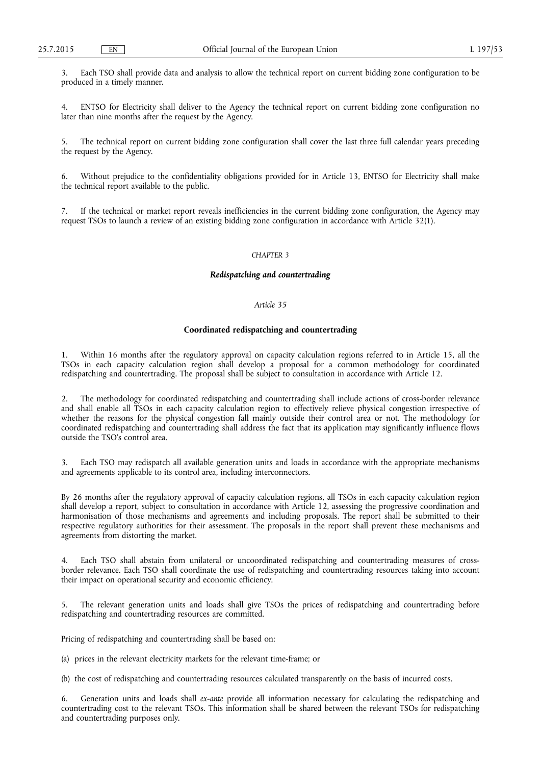3. Each TSO shall provide data and analysis to allow the technical report on current bidding zone configuration to be produced in a timely manner.

4. ENTSO for Electricity shall deliver to the Agency the technical report on current bidding zone configuration no later than nine months after the request by the Agency.

5. The technical report on current bidding zone configuration shall cover the last three full calendar years preceding the request by the Agency.

6. Without prejudice to the confidentiality obligations provided for in Article 13, ENTSO for Electricity shall make the technical report available to the public.

7. If the technical or market report reveals inefficiencies in the current bidding zone configuration, the Agency may request TSOs to launch a review of an existing bidding zone configuration in accordance with Article 32(1).

## *CHAPTER 3*

## ***Redispatching and countertrading***

### *Article 35*

### **Coordinated redispatching and countertrading**

1. Within 16 months after the regulatory approval on capacity calculation regions referred to in Article 15, all the TSOs in each capacity calculation region shall develop a proposal for a common methodology for coordinated redispatching and countertrading. The proposal shall be subject to consultation in accordance with Article 12.

2. The methodology for coordinated redispatching and countertrading shall include actions of cross-border relevance and shall enable all TSOs in each capacity calculation region to effectively relieve physical congestion irrespective of whether the reasons for the physical congestion fall mainly outside their control area or not. The methodology for coordinated redispatching and countertrading shall address the fact that its application may significantly influence flows outside the TSO's control area.

3. Each TSO may redispatch all available generation units and loads in accordance with the appropriate mechanisms and agreements applicable to its control area, including interconnectors.

By 26 months after the regulatory approval of capacity calculation regions, all TSOs in each capacity calculation region shall develop a report, subject to consultation in accordance with Article 12, assessing the progressive coordination and harmonisation of those mechanisms and agreements and including proposals. The report shall be submitted to their respective regulatory authorities for their assessment. The proposals in the report shall prevent these mechanisms and agreements from distorting the market.

4. Each TSO shall abstain from unilateral or uncoordinated redispatching and countertrading measures of cross-border relevance. Each TSO shall coordinate the use of redispatching and countertrading resources taking into account their impact on operational security and economic efficiency.

5. The relevant generation units and loads shall give TSOs the prices of redispatching and countertrading before redispatching and countertrading resources are committed.

Pricing of redispatching and countertrading shall be based on:

(a) prices in the relevant electricity markets for the relevant time-frame; or

(b) the cost of redispatching and countertrading resources calculated transparently on the basis of incurred costs.

6. Generation units and loads shall *ex-ante* provide all information necessary for calculating the redispatching and countertrading cost to the relevant TSOs. This information shall be shared between the relevant TSOs for redispatching and countertrading purposes only.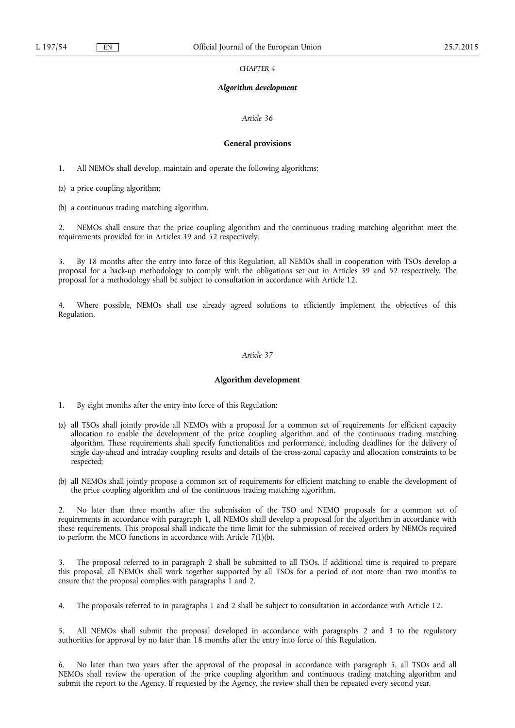*CHAPTER 4*

***Algorithm development***

*Article 36*

**General provisions**

1. All NEMOs shall develop, maintain and operate the following algorithms:

(a) a price coupling algorithm;

(b) a continuous trading matching algorithm.

2. NEMOs shall ensure that the price coupling algorithm and the continuous trading matching algorithm meet the requirements provided for in Articles 39 and 52 respectively.

3. By 18 months after the entry into force of this Regulation, all NEMOs shall in cooperation with TSOs develop a proposal for a back-up methodology to comply with the obligations set out in Articles 39 and 52 respectively. The proposal for a methodology shall be subject to consultation in accordance with Article 12.

4. Where possible, NEMOs shall use already agreed solutions to efficiently implement the objectives of this Regulation.

*Article 37*

**Algorithm development**

1. By eight months after the entry into force of this Regulation:

(a) all TSOs shall jointly provide all NEMOs with a proposal for a common set of requirements for efficient capacity allocation to enable the development of the price coupling algorithm and of the continuous trading matching algorithm. These requirements shall specify functionalities and performance, including deadlines for the delivery of single day-ahead and intraday coupling results and details of the cross-zonal capacity and allocation constraints to be respected;

(b) all NEMOs shall jointly propose a common set of requirements for efficient matching to enable the development of the price coupling algorithm and of the continuous trading matching algorithm.

2. No later than three months after the submission of the TSO and NEMO proposals for a common set of requirements in accordance with paragraph 1, all NEMOs shall develop a proposal for the algorithm in accordance with these requirements. This proposal shall indicate the time limit for the submission of received orders by NEMOs required to perform the MCO functions in accordance with Article 7(1)(b).

3. The proposal referred to in paragraph 2 shall be submitted to all TSOs. If additional time is required to prepare this proposal, all NEMOs shall work together supported by all TSOs for a period of not more than two months to ensure that the proposal complies with paragraphs 1 and 2.

4. The proposals referred to in paragraphs 1 and 2 shall be subject to consultation in accordance with Article 12.

5. All NEMOs shall submit the proposal developed in accordance with paragraphs 2 and 3 to the regulatory authorities for approval by no later than 18 months after the entry into force of this Regulation.

6. No later than two years after the approval of the proposal in accordance with paragraph 5, all TSOs and all NEMOs shall review the operation of the price coupling algorithm and continuous trading matching algorithm and submit the report to the Agency. If requested by the Agency, the review shall then be repeated every second year.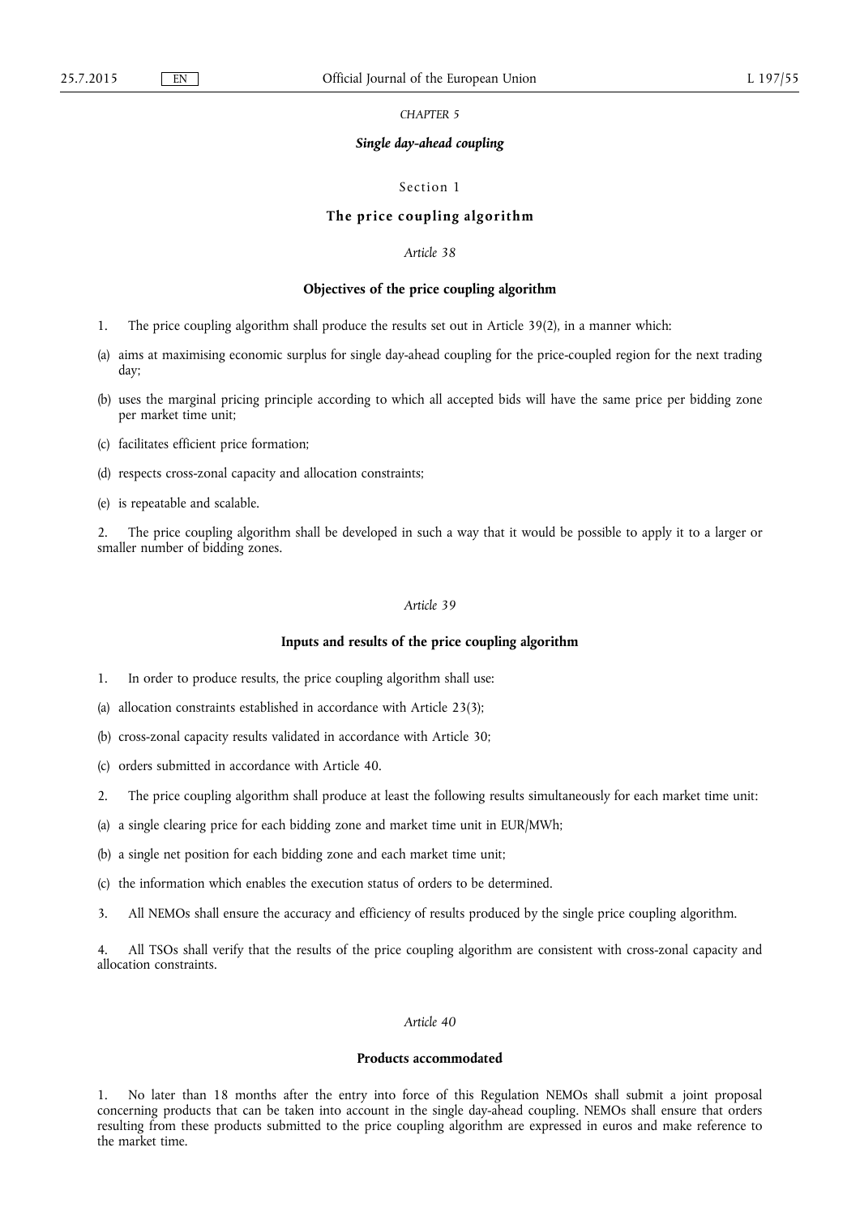*CHAPTER 5*

## *Single day-ahead coupling*

### Section 1

### The price coupling algorithm

*Article 38*

#### Objectives of the price coupling algorithm

1. The price coupling algorithm shall produce the results set out in Article 39(2), in a manner which:

(a) aims at maximising economic surplus for single day-ahead coupling for the price-coupled region for the next trading day;

(b) uses the marginal pricing principle according to which all accepted bids will have the same price per bidding zone per market time unit;

(c) facilitates efficient price formation;

(d) respects cross-zonal capacity and allocation constraints;

(e) is repeatable and scalable.

2. The price coupling algorithm shall be developed in such a way that it would be possible to apply it to a larger or smaller number of bidding zones.

*Article 39*

#### Inputs and results of the price coupling algorithm

1. In order to produce results, the price coupling algorithm shall use:

(a) allocation constraints established in accordance with Article 23(3);

(b) cross-zonal capacity results validated in accordance with Article 30;

(c) orders submitted in accordance with Article 40.

2. The price coupling algorithm shall produce at least the following results simultaneously for each market time unit:

(a) a single clearing price for each bidding zone and market time unit in EUR/MWh;

(b) a single net position for each bidding zone and each market time unit;

(c) the information which enables the execution status of orders to be determined.

3. All NEMOs shall ensure the accuracy and efficiency of results produced by the single price coupling algorithm.

4. All TSOs shall verify that the results of the price coupling algorithm are consistent with cross-zonal capacity and allocation constraints.

*Article 40*

#### Products accommodated

1. No later than 18 months after the entry into force of this Regulation NEMOs shall submit a joint proposal concerning products that can be taken into account in the single day-ahead coupling. NEMOs shall ensure that orders resulting from these products submitted to the price coupling algorithm are expressed in euros and make reference to the market time.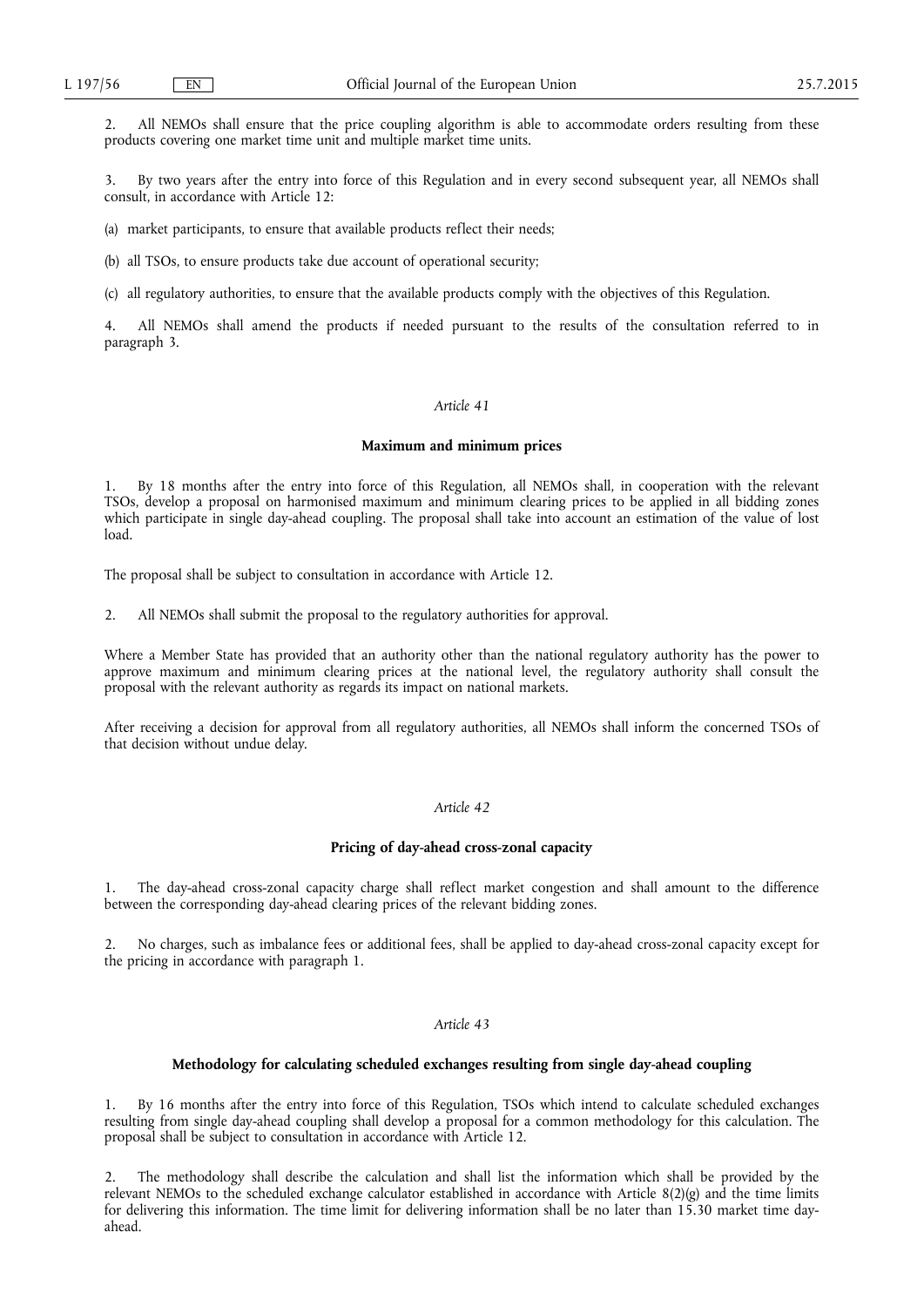2. All NEMOs shall ensure that the price coupling algorithm is able to accommodate orders resulting from these products covering one market time unit and multiple market time units.

3. By two years after the entry into force of this Regulation and in every second subsequent year, all NEMOs shall consult, in accordance with Article 12:

(a) market participants, to ensure that available products reflect their needs;

(b) all TSOs, to ensure products take due account of operational security;

(c) all regulatory authorities, to ensure that the available products comply with the objectives of this Regulation.

4. All NEMOs shall amend the products if needed pursuant to the results of the consultation referred to in paragraph 3.

*Article 41*

**Maximum and minimum prices**

1. By 18 months after the entry into force of this Regulation, all NEMOs shall, in cooperation with the relevant TSOs, develop a proposal on harmonised maximum and minimum clearing prices to be applied in all bidding zones which participate in single day-ahead coupling. The proposal shall take into account an estimation of the value of lost load.

The proposal shall be subject to consultation in accordance with Article 12.

2. All NEMOs shall submit the proposal to the regulatory authorities for approval.

Where a Member State has provided that an authority other than the national regulatory authority has the power to approve maximum and minimum clearing prices at the national level, the regulatory authority shall consult the proposal with the relevant authority as regards its impact on national markets.

After receiving a decision for approval from all regulatory authorities, all NEMOs shall inform the concerned TSOs of that decision without undue delay.

*Article 42*

**Pricing of day-ahead cross-zonal capacity**

1. The day-ahead cross-zonal capacity charge shall reflect market congestion and shall amount to the difference between the corresponding day-ahead clearing prices of the relevant bidding zones.

2. No charges, such as imbalance fees or additional fees, shall be applied to day-ahead cross-zonal capacity except for the pricing in accordance with paragraph 1.

*Article 43*

**Methodology for calculating scheduled exchanges resulting from single day-ahead coupling**

1. By 16 months after the entry into force of this Regulation, TSOs which intend to calculate scheduled exchanges resulting from single day-ahead coupling shall develop a proposal for a common methodology for this calculation. The proposal shall be subject to consultation in accordance with Article 12.

2. The methodology shall describe the calculation and shall list the information which shall be provided by the relevant NEMOs to the scheduled exchange calculator established in accordance with Article 8(2)(g) and the time limits for delivering this information. The time limit for delivering information shall be no later than 15.30 market time day-ahead.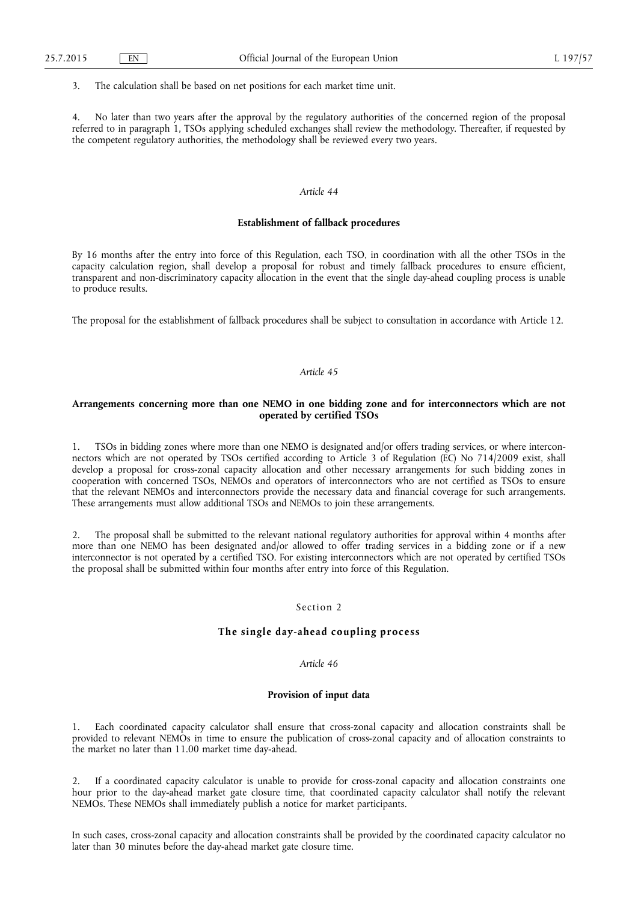3. The calculation shall be based on net positions for each market time unit.

4. No later than two years after the approval by the regulatory authorities of the concerned region of the proposal referred to in paragraph 1, TSOs applying scheduled exchanges shall review the methodology. Thereafter, if requested by the competent regulatory authorities, the methodology shall be reviewed every two years.

*Article 44*

**Establishment of fallback procedures**

By 16 months after the entry into force of this Regulation, each TSO, in coordination with all the other TSOs in the capacity calculation region, shall develop a proposal for robust and timely fallback procedures to ensure efficient, transparent and non-discriminatory capacity allocation in the event that the single day-ahead coupling process is unable to produce results.

The proposal for the establishment of fallback procedures shall be subject to consultation in accordance with Article 12.

*Article 45*

**Arrangements concerning more than one NEMO in one bidding zone and for interconnectors which are not operated by certified TSOs**

1. TSOs in bidding zones where more than one NEMO is designated and/or offers trading services, or where interconnectors which are not operated by TSOs certified according to Article 3 of Regulation (EC) No 714/2009 exist, shall develop a proposal for cross-zonal capacity allocation and other necessary arrangements for such bidding zones in cooperation with concerned TSOs, NEMOs and operators of interconnectors who are not certified as TSOs to ensure that the relevant NEMOs and interconnectors provide the necessary data and financial coverage for such arrangements. These arrangements must allow additional TSOs and NEMOs to join these arrangements.

2. The proposal shall be submitted to the relevant national regulatory authorities for approval within 4 months after more than one NEMO has been designated and/or allowed to offer trading services in a bidding zone or if a new interconnector is not operated by a certified TSO. For existing interconnectors which are not operated by certified TSOs the proposal shall be submitted within four months after entry into force of this Regulation.

## Section 2

## The single day-ahead coupling process

*Article 46*

**Provision of input data**

1. Each coordinated capacity calculator shall ensure that cross-zonal capacity and allocation constraints shall be provided to relevant NEMOs in time to ensure the publication of cross-zonal capacity and of allocation constraints to the market no later than 11.00 market time day-ahead.

2. If a coordinated capacity calculator is unable to provide for cross-zonal capacity and allocation constraints one hour prior to the day-ahead market gate closure time, that coordinated capacity calculator shall notify the relevant NEMOs. These NEMOs shall immediately publish a notice for market participants.

In such cases, cross-zonal capacity and allocation constraints shall be provided by the coordinated capacity calculator no later than 30 minutes before the day-ahead market gate closure time.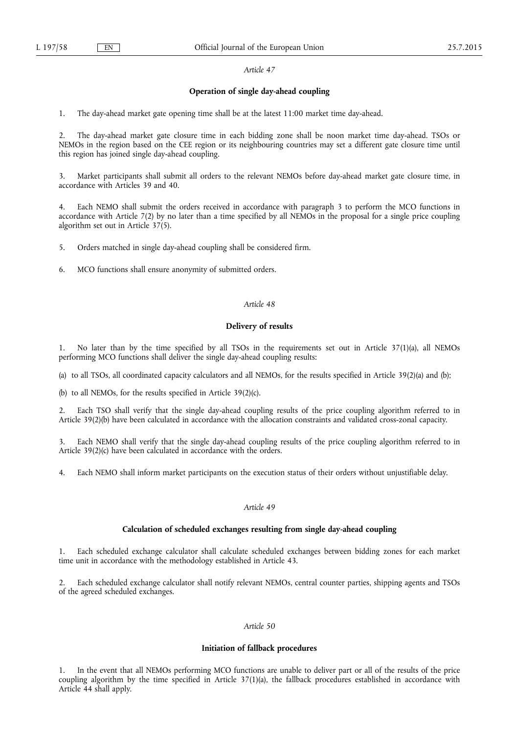*Article 47*

**Operation of single day-ahead coupling**

1. The day-ahead market gate opening time shall be at the latest 11:00 market time day-ahead.

2. The day-ahead market gate closure time in each bidding zone shall be noon market time day-ahead. TSOs or NEMOs in the region based on the CEE region or its neighbouring countries may set a different gate closure time until this region has joined single day-ahead coupling.

3. Market participants shall submit all orders to the relevant NEMOs before day-ahead market gate closure time, in accordance with Articles 39 and 40.

4. Each NEMO shall submit the orders received in accordance with paragraph 3 to perform the MCO functions in accordance with Article 7(2) by no later than a time specified by all NEMOs in the proposal for a single price coupling algorithm set out in Article 37(5).

5. Orders matched in single day-ahead coupling shall be considered firm.

6. MCO functions shall ensure anonymity of submitted orders.

*Article 48*

**Delivery of results**

1. No later than by the time specified by all TSOs in the requirements set out in Article 37(1)(a), all NEMOs performing MCO functions shall deliver the single day-ahead coupling results:

(a) to all TSOs, all coordinated capacity calculators and all NEMOs, for the results specified in Article 39(2)(a) and (b);

(b) to all NEMOs, for the results specified in Article 39(2)(c).

2. Each TSO shall verify that the single day-ahead coupling results of the price coupling algorithm referred to in Article 39(2)(b) have been calculated in accordance with the allocation constraints and validated cross-zonal capacity.

3. Each NEMO shall verify that the single day-ahead coupling results of the price coupling algorithm referred to in Article 39(2)(c) have been calculated in accordance with the orders.

4. Each NEMO shall inform market participants on the execution status of their orders without unjustifiable delay.

*Article 49*

**Calculation of scheduled exchanges resulting from single day-ahead coupling**

1. Each scheduled exchange calculator shall calculate scheduled exchanges between bidding zones for each market time unit in accordance with the methodology established in Article 43.

2. Each scheduled exchange calculator shall notify relevant NEMOs, central counter parties, shipping agents and TSOs of the agreed scheduled exchanges.

*Article 50*

**Initiation of fallback procedures**

1. In the event that all NEMOs performing MCO functions are unable to deliver part or all of the results of the price coupling algorithm by the time specified in Article 37(1)(a), the fallback procedures established in accordance with Article 44 shall apply.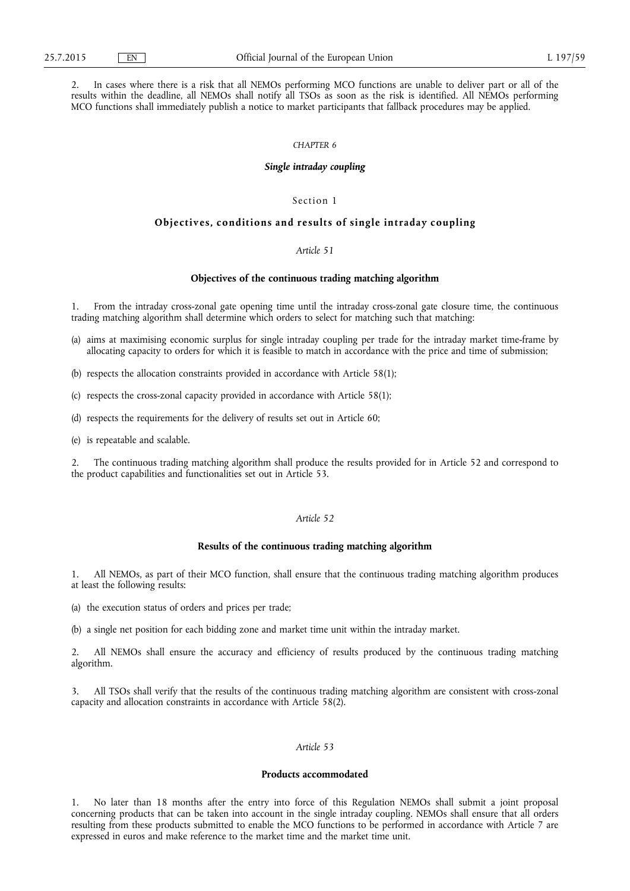2. In cases where there is a risk that all NEMOs performing MCO functions are unable to deliver part or all of the results within the deadline, all NEMOs shall notify all TSOs as soon as the risk is identified. All NEMOs performing MCO functions shall immediately publish a notice to market participants that fallback procedures may be applied.

## *CHAPTER 6*

## ***Single intraday coupling***

### Section 1

### **Objectives, conditions and results of single intraday coupling**

#### *Article 51*

#### **Objectives of the continuous trading matching algorithm**

1. From the intraday cross-zonal gate opening time until the intraday cross-zonal gate closure time, the continuous trading matching algorithm shall determine which orders to select for matching such that matching:

(a) aims at maximising economic surplus for single intraday coupling per trade for the intraday market time-frame by allocating capacity to orders for which it is feasible to match in accordance with the price and time of submission;

(b) respects the allocation constraints provided in accordance with Article 58(1);

(c) respects the cross-zonal capacity provided in accordance with Article 58(1);

(d) respects the requirements for the delivery of results set out in Article 60;

(e) is repeatable and scalable.

2. The continuous trading matching algorithm shall produce the results provided for in Article 52 and correspond to the product capabilities and functionalities set out in Article 53.

#### *Article 52*

#### **Results of the continuous trading matching algorithm**

1. All NEMOs, as part of their MCO function, shall ensure that the continuous trading matching algorithm produces at least the following results:

(a) the execution status of orders and prices per trade;

(b) a single net position for each bidding zone and market time unit within the intraday market.

2. All NEMOs shall ensure the accuracy and efficiency of results produced by the continuous trading matching algorithm.

3. All TSOs shall verify that the results of the continuous trading matching algorithm are consistent with cross-zonal capacity and allocation constraints in accordance with Article 58(2).

#### *Article 53*

#### **Products accommodated**

1. No later than 18 months after the entry into force of this Regulation NEMOs shall submit a joint proposal concerning products that can be taken into account in the single intraday coupling. NEMOs shall ensure that all orders resulting from these products submitted to enable the MCO functions to be performed in accordance with Article 7 are expressed in euros and make reference to the market time and the market time unit.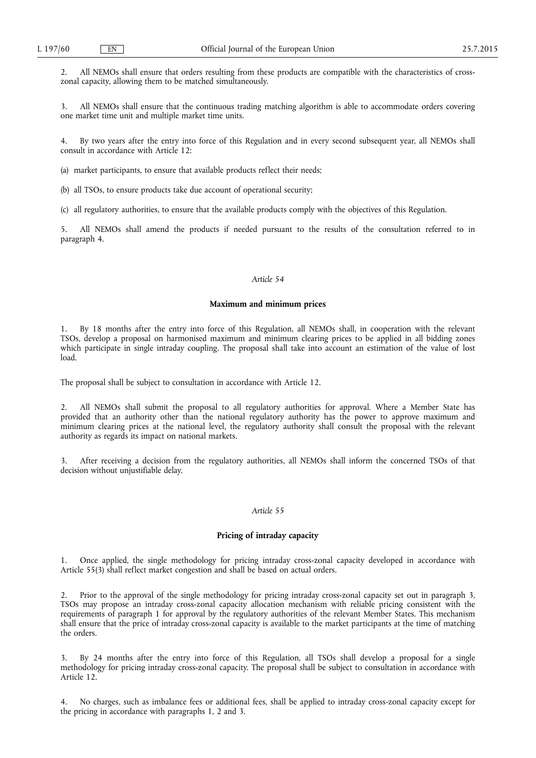2. All NEMOs shall ensure that orders resulting from these products are compatible with the characteristics of cross-zonal capacity, allowing them to be matched simultaneously.

3. All NEMOs shall ensure that the continuous trading matching algorithm is able to accommodate orders covering one market time unit and multiple market time units.

4. By two years after the entry into force of this Regulation and in every second subsequent year, all NEMOs shall consult in accordance with Article 12:

(a) market participants, to ensure that available products reflect their needs;

(b) all TSOs, to ensure products take due account of operational security;

(c) all regulatory authorities, to ensure that the available products comply with the objectives of this Regulation.

5. All NEMOs shall amend the products if needed pursuant to the results of the consultation referred to in paragraph 4.

### *Article 54*

### **Maximum and minimum prices**

1. By 18 months after the entry into force of this Regulation, all NEMOs shall, in cooperation with the relevant TSOs, develop a proposal on harmonised maximum and minimum clearing prices to be applied in all bidding zones which participate in single intraday coupling. The proposal shall take into account an estimation of the value of lost load.

The proposal shall be subject to consultation in accordance with Article 12.

2. All NEMOs shall submit the proposal to all regulatory authorities for approval. Where a Member State has provided that an authority other than the national regulatory authority has the power to approve maximum and minimum clearing prices at the national level, the regulatory authority shall consult the proposal with the relevant authority as regards its impact on national markets.

3. After receiving a decision from the regulatory authorities, all NEMOs shall inform the concerned TSOs of that decision without unjustifiable delay.

### *Article 55*

### **Pricing of intraday capacity**

1. Once applied, the single methodology for pricing intraday cross-zonal capacity developed in accordance with Article 55(3) shall reflect market congestion and shall be based on actual orders.

2. Prior to the approval of the single methodology for pricing intraday cross-zonal capacity set out in paragraph 3, TSOs may propose an intraday cross-zonal capacity allocation mechanism with reliable pricing consistent with the requirements of paragraph 1 for approval by the regulatory authorities of the relevant Member States. This mechanism shall ensure that the price of intraday cross-zonal capacity is available to the market participants at the time of matching the orders.

3. By 24 months after the entry into force of this Regulation, all TSOs shall develop a proposal for a single methodology for pricing intraday cross-zonal capacity. The proposal shall be subject to consultation in accordance with Article 12.

4. No charges, such as imbalance fees or additional fees, shall be applied to intraday cross-zonal capacity except for the pricing in accordance with paragraphs 1, 2 and 3.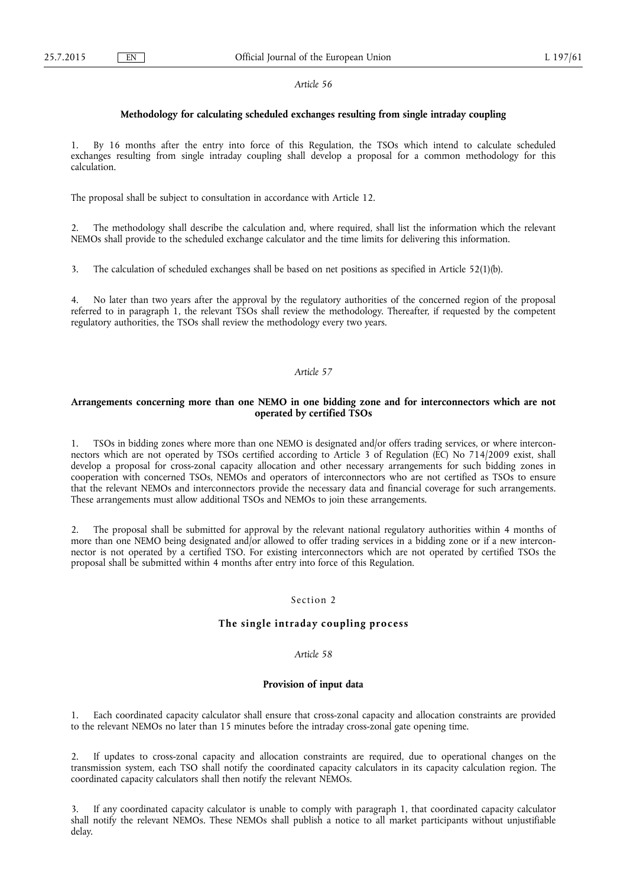*Article 56*

**Methodology for calculating scheduled exchanges resulting from single intraday coupling**

1. By 16 months after the entry into force of this Regulation, the TSOs which intend to calculate scheduled exchanges resulting from single intraday coupling shall develop a proposal for a common methodology for this calculation.

The proposal shall be subject to consultation in accordance with Article 12.

2. The methodology shall describe the calculation and, where required, shall list the information which the relevant NEMOs shall provide to the scheduled exchange calculator and the time limits for delivering this information.

3. The calculation of scheduled exchanges shall be based on net positions as specified in Article 52(1)(b).

4. No later than two years after the approval by the regulatory authorities of the concerned region of the proposal referred to in paragraph 1, the relevant TSOs shall review the methodology. Thereafter, if requested by the competent regulatory authorities, the TSOs shall review the methodology every two years.

*Article 57*

**Arrangements concerning more than one NEMO in one bidding zone and for interconnectors which are not operated by certified TSOs**

1. TSOs in bidding zones where more than one NEMO is designated and/or offers trading services, or where interconnectors which are not operated by TSOs certified according to Article 3 of Regulation (EC) No 714/2009 exist, shall develop a proposal for cross-zonal capacity allocation and other necessary arrangements for such bidding zones in cooperation with concerned TSOs, NEMOs and operators of interconnectors who are not certified as TSOs to ensure that the relevant NEMOs and interconnectors provide the necessary data and financial coverage for such arrangements. These arrangements must allow additional TSOs and NEMOs to join these arrangements.

2. The proposal shall be submitted for approval by the relevant national regulatory authorities within 4 months of more than one NEMO being designated and/or allowed to offer trading services in a bidding zone or if a new interconnector is not operated by a certified TSO. For existing interconnectors which are not operated by certified TSOs the proposal shall be submitted within 4 months after entry into force of this Regulation.

## Section 2

## The single intraday coupling process

*Article 58*

**Provision of input data**

1. Each coordinated capacity calculator shall ensure that cross-zonal capacity and allocation constraints are provided to the relevant NEMOs no later than 15 minutes before the intraday cross-zonal gate opening time.

2. If updates to cross-zonal capacity and allocation constraints are required, due to operational changes on the transmission system, each TSO shall notify the coordinated capacity calculators in its capacity calculation region. The coordinated capacity calculators shall then notify the relevant NEMOs.

3. If any coordinated capacity calculator is unable to comply with paragraph 1, that coordinated capacity calculator shall notify the relevant NEMOs. These NEMOs shall publish a notice to all market participants without unjustifiable delay.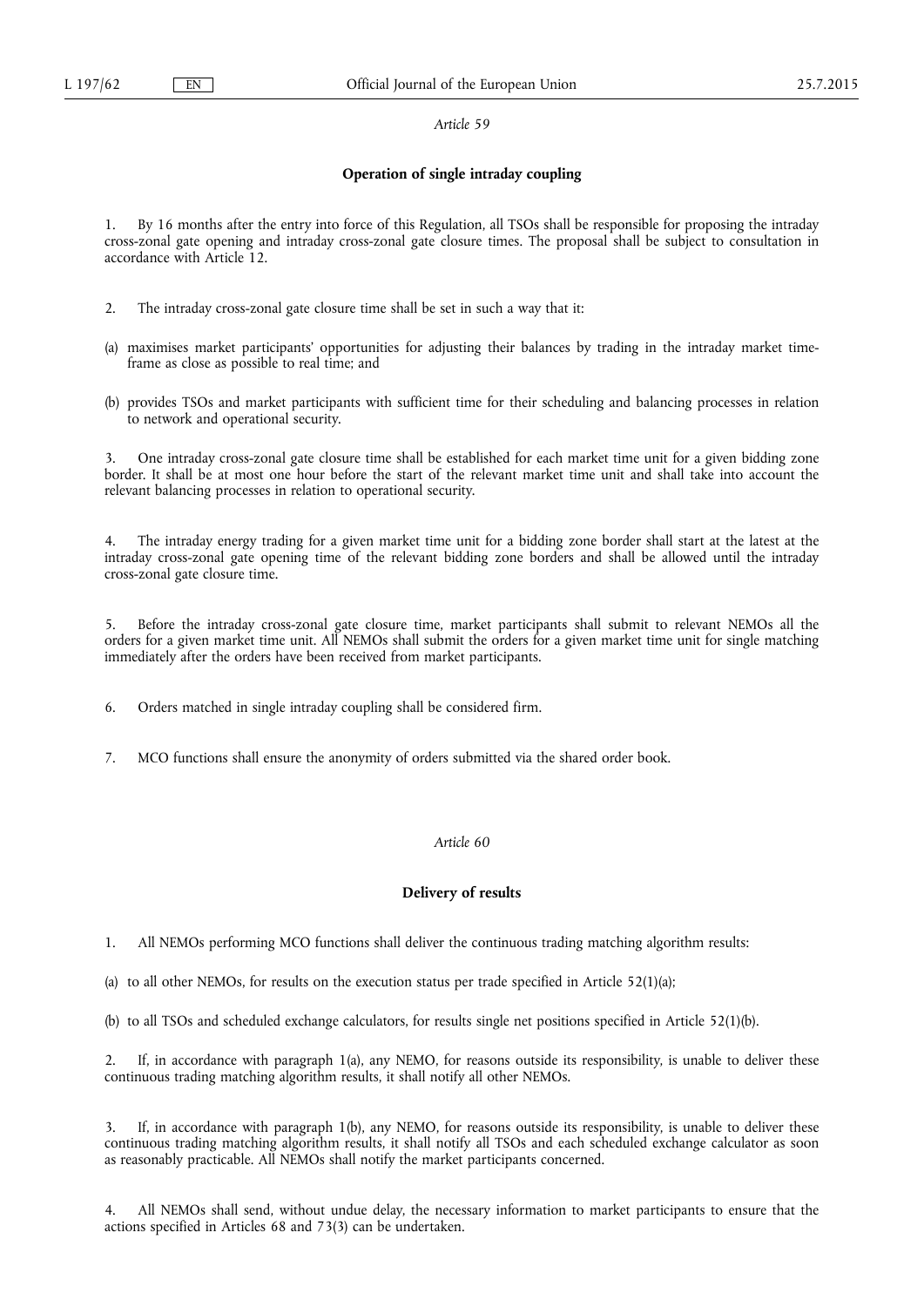*Article 59*

**Operation of single intraday coupling**

1. By 16 months after the entry into force of this Regulation, all TSOs shall be responsible for proposing the intraday cross-zonal gate opening and intraday cross-zonal gate closure times. The proposal shall be subject to consultation in accordance with Article 12.

2. The intraday cross-zonal gate closure time shall be set in such a way that it:

(a) maximises market participants' opportunities for adjusting their balances by trading in the intraday market time-frame as close as possible to real time; and

(b) provides TSOs and market participants with sufficient time for their scheduling and balancing processes in relation to network and operational security.

3. One intraday cross-zonal gate closure time shall be established for each market time unit for a given bidding zone border. It shall be at most one hour before the start of the relevant market time unit and shall take into account the relevant balancing processes in relation to operational security.

4. The intraday energy trading for a given market time unit for a bidding zone border shall start at the latest at the intraday cross-zonal gate opening time of the relevant bidding zone borders and shall be allowed until the intraday cross-zonal gate closure time.

5. Before the intraday cross-zonal gate closure time, market participants shall submit to relevant NEMOs all the orders for a given market time unit. All NEMOs shall submit the orders for a given market time unit for single matching immediately after the orders have been received from market participants.

6. Orders matched in single intraday coupling shall be considered firm.

7. MCO functions shall ensure the anonymity of orders submitted via the shared order book.

*Article 60*

**Delivery of results**

1. All NEMOs performing MCO functions shall deliver the continuous trading matching algorithm results:

(a) to all other NEMOs, for results on the execution status per trade specified in Article 52(1)(a);

(b) to all TSOs and scheduled exchange calculators, for results single net positions specified in Article 52(1)(b).

2. If, in accordance with paragraph 1(a), any NEMO, for reasons outside its responsibility, is unable to deliver these continuous trading matching algorithm results, it shall notify all other NEMOs.

3. If, in accordance with paragraph 1(b), any NEMO, for reasons outside its responsibility, is unable to deliver these continuous trading matching algorithm results, it shall notify all TSOs and each scheduled exchange calculator as soon as reasonably practicable. All NEMOs shall notify the market participants concerned.

4. All NEMOs shall send, without undue delay, the necessary information to market participants to ensure that the actions specified in Articles 68 and 73(3) can be undertaken.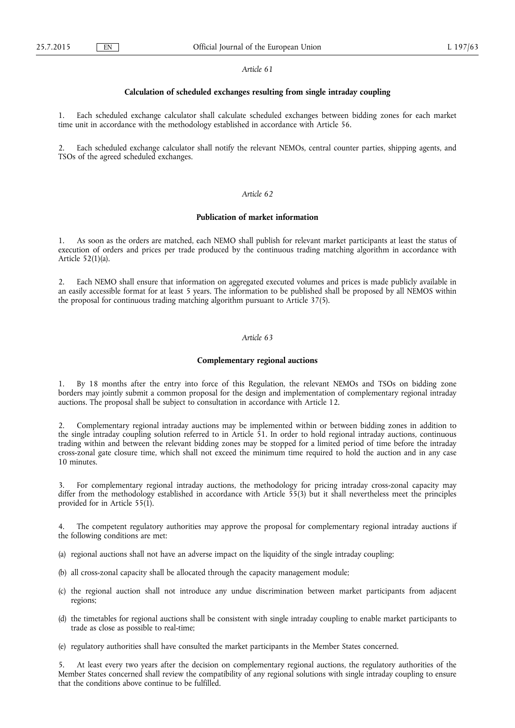*Article 61*

**Calculation of scheduled exchanges resulting from single intraday coupling**

1. Each scheduled exchange calculator shall calculate scheduled exchanges between bidding zones for each market time unit in accordance with the methodology established in accordance with Article 56.

2. Each scheduled exchange calculator shall notify the relevant NEMOs, central counter parties, shipping agents, and TSOs of the agreed scheduled exchanges.

*Article 62*

**Publication of market information**

1. As soon as the orders are matched, each NEMO shall publish for relevant market participants at least the status of execution of orders and prices per trade produced by the continuous trading matching algorithm in accordance with Article 52(1)(a).

2. Each NEMO shall ensure that information on aggregated executed volumes and prices is made publicly available in an easily accessible format for at least 5 years. The information to be published shall be proposed by all NEMOS within the proposal for continuous trading matching algorithm pursuant to Article 37(5).

*Article 63*

**Complementary regional auctions**

1. By 18 months after the entry into force of this Regulation, the relevant NEMOs and TSOs on bidding zone borders may jointly submit a common proposal for the design and implementation of complementary regional intraday auctions. The proposal shall be subject to consultation in accordance with Article 12.

2. Complementary regional intraday auctions may be implemented within or between bidding zones in addition to the single intraday coupling solution referred to in Article 51. In order to hold regional intraday auctions, continuous trading within and between the relevant bidding zones may be stopped for a limited period of time before the intraday cross-zonal gate closure time, which shall not exceed the minimum time required to hold the auction and in any case 10 minutes.

3. For complementary regional intraday auctions, the methodology for pricing intraday cross-zonal capacity may differ from the methodology established in accordance with Article 55(3) but it shall nevertheless meet the principles provided for in Article 55(1).

4. The competent regulatory authorities may approve the proposal for complementary regional intraday auctions if the following conditions are met:

(a) regional auctions shall not have an adverse impact on the liquidity of the single intraday coupling;

(b) all cross-zonal capacity shall be allocated through the capacity management module;

(c) the regional auction shall not introduce any undue discrimination between market participants from adjacent regions;

(d) the timetables for regional auctions shall be consistent with single intraday coupling to enable market participants to trade as close as possible to real-time;

(e) regulatory authorities shall have consulted the market participants in the Member States concerned.

5. At least every two years after the decision on complementary regional auctions, the regulatory authorities of the Member States concerned shall review the compatibility of any regional solutions with single intraday coupling to ensure that the conditions above continue to be fulfilled.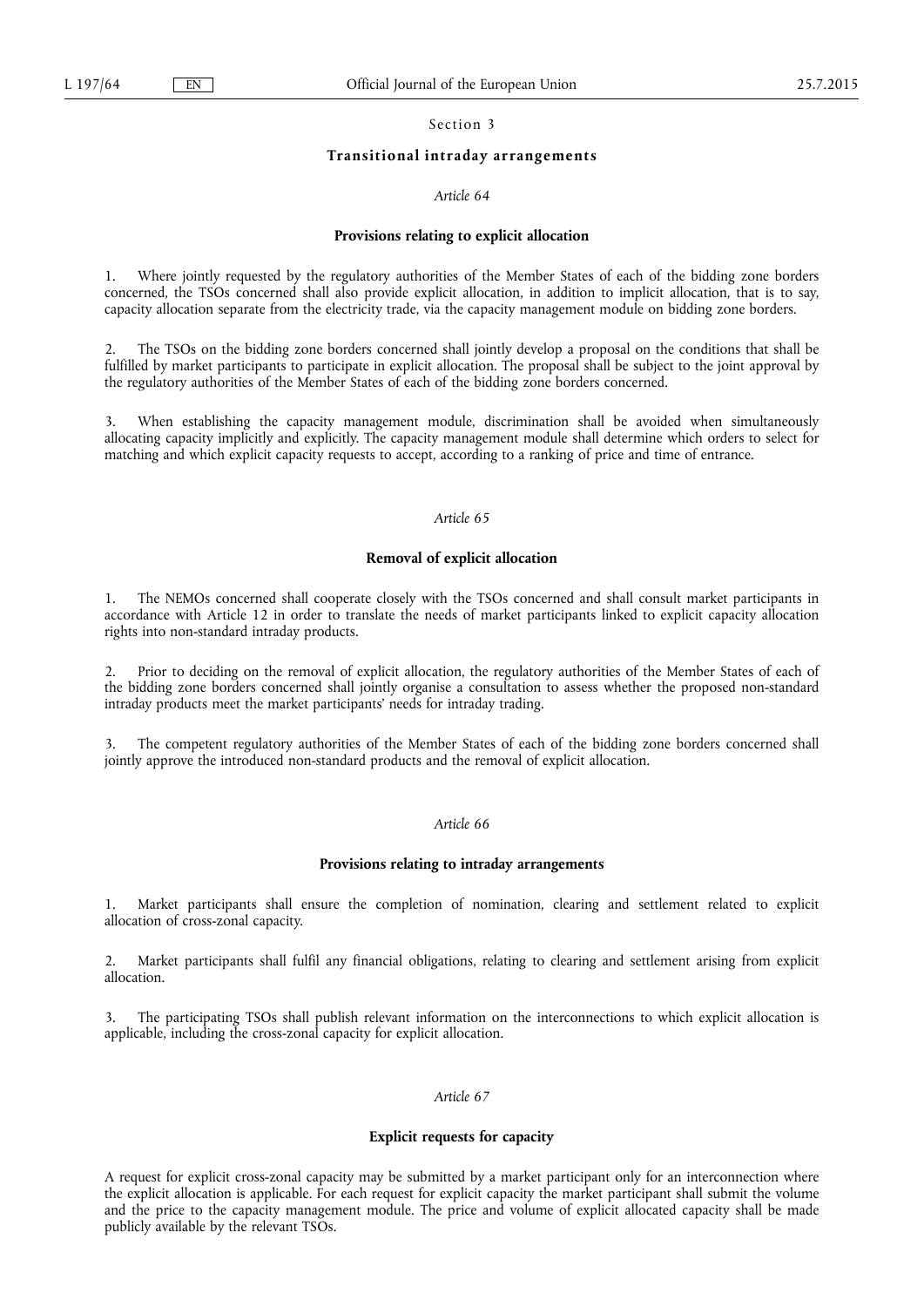## Section 3

### Transitional intraday arrangements

*Article 64*

**Provisions relating to explicit allocation**

1. Where jointly requested by the regulatory authorities of the Member States of each of the bidding zone borders concerned, the TSOs concerned shall also provide explicit allocation, in addition to implicit allocation, that is to say, capacity allocation separate from the electricity trade, via the capacity management module on bidding zone borders.

2. The TSOs on the bidding zone borders concerned shall jointly develop a proposal on the conditions that shall be fulfilled by market participants to participate in explicit allocation. The proposal shall be subject to the joint approval by the regulatory authorities of the Member States of each of the bidding zone borders concerned.

3. When establishing the capacity management module, discrimination shall be avoided when simultaneously allocating capacity implicitly and explicitly. The capacity management module shall determine which orders to select for matching and which explicit capacity requests to accept, according to a ranking of price and time of entrance.

*Article 65*

**Removal of explicit allocation**

1. The NEMOs concerned shall cooperate closely with the TSOs concerned and shall consult market participants in accordance with Article 12 in order to translate the needs of market participants linked to explicit capacity allocation rights into non-standard intraday products.

2. Prior to deciding on the removal of explicit allocation, the regulatory authorities of the Member States of each of the bidding zone borders concerned shall jointly organise a consultation to assess whether the proposed non-standard intraday products meet the market participants' needs for intraday trading.

3. The competent regulatory authorities of the Member States of each of the bidding zone borders concerned shall jointly approve the introduced non-standard products and the removal of explicit allocation.

*Article 66*

**Provisions relating to intraday arrangements**

1. Market participants shall ensure the completion of nomination, clearing and settlement related to explicit allocation of cross-zonal capacity.

2. Market participants shall fulfil any financial obligations, relating to clearing and settlement arising from explicit allocation.

3. The participating TSOs shall publish relevant information on the interconnections to which explicit allocation is applicable, including the cross-zonal capacity for explicit allocation.

*Article 67*

**Explicit requests for capacity**

A request for explicit cross-zonal capacity may be submitted by a market participant only for an interconnection where the explicit allocation is applicable. For each request for explicit capacity the market participant shall submit the volume and the price to the capacity management module. The price and volume of explicit allocated capacity shall be made publicly available by the relevant TSOs.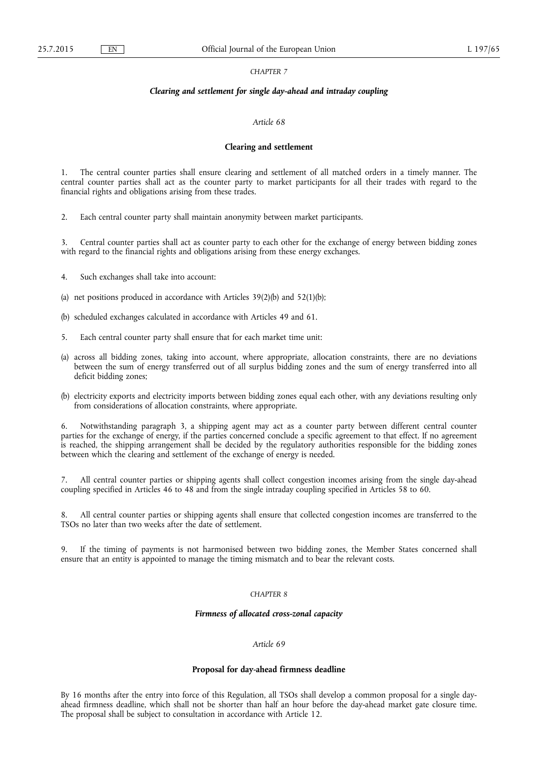*CHAPTER 7*

## *Clearing and settlement for single day-ahead and intraday coupling*

*Article 68*

### Clearing and settlement

1. The central counter parties shall ensure clearing and settlement of all matched orders in a timely manner. The central counter parties shall act as the counter party to market participants for all their trades with regard to the financial rights and obligations arising from these trades.

2. Each central counter party shall maintain anonymity between market participants.

3. Central counter parties shall act as counter party to each other for the exchange of energy between bidding zones with regard to the financial rights and obligations arising from these energy exchanges.

4. Such exchanges shall take into account:

(a) net positions produced in accordance with Articles 39(2)(b) and 52(1)(b);

(b) scheduled exchanges calculated in accordance with Articles 49 and 61.

5. Each central counter party shall ensure that for each market time unit:

(a) across all bidding zones, taking into account, where appropriate, allocation constraints, there are no deviations between the sum of energy transferred out of all surplus bidding zones and the sum of energy transferred into all deficit bidding zones;

(b) electricity exports and electricity imports between bidding zones equal each other, with any deviations resulting only from considerations of allocation constraints, where appropriate.

6. Notwithstanding paragraph 3, a shipping agent may act as a counter party between different central counter parties for the exchange of energy, if the parties concerned conclude a specific agreement to that effect. If no agreement is reached, the shipping arrangement shall be decided by the regulatory authorities responsible for the bidding zones between which the clearing and settlement of the exchange of energy is needed.

7. All central counter parties or shipping agents shall collect congestion incomes arising from the single day-ahead coupling specified in Articles 46 to 48 and from the single intraday coupling specified in Articles 58 to 60.

8. All central counter parties or shipping agents shall ensure that collected congestion incomes are transferred to the TSOs no later than two weeks after the date of settlement.

9. If the timing of payments is not harmonised between two bidding zones, the Member States concerned shall ensure that an entity is appointed to manage the timing mismatch and to bear the relevant costs.

*CHAPTER 8*

## *Firmness of allocated cross-zonal capacity*

*Article 69*

### Proposal for day-ahead firmness deadline

By 16 months after the entry into force of this Regulation, all TSOs shall develop a common proposal for a single day-ahead firmness deadline, which shall not be shorter than half an hour before the day-ahead market gate closure time. The proposal shall be subject to consultation in accordance with Article 12.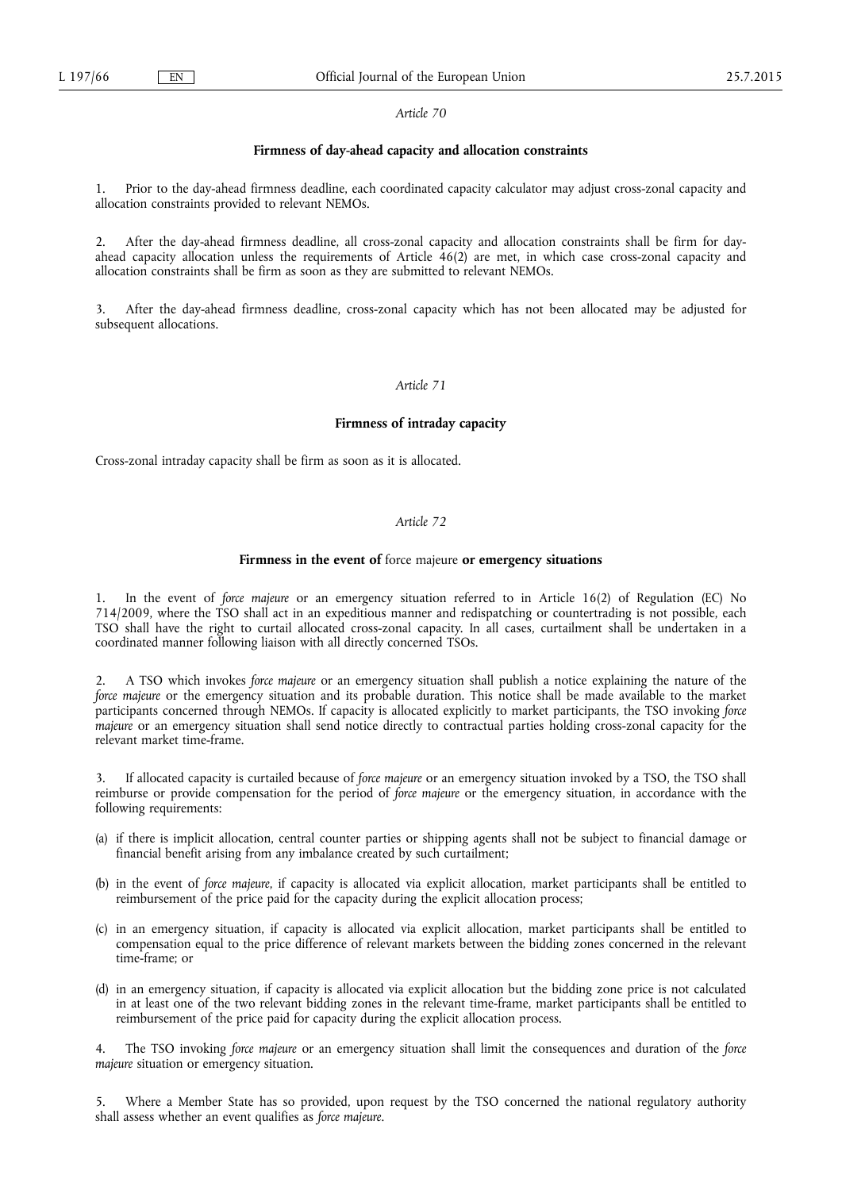*Article 70*

**Firmness of day-ahead capacity and allocation constraints**

1. Prior to the day-ahead firmness deadline, each coordinated capacity calculator may adjust cross-zonal capacity and allocation constraints provided to relevant NEMOs.

2. After the day-ahead firmness deadline, all cross-zonal capacity and allocation constraints shall be firm for day-ahead capacity allocation unless the requirements of Article 46(2) are met, in which case cross-zonal capacity and allocation constraints shall be firm as soon as they are submitted to relevant NEMOs.

3. After the day-ahead firmness deadline, cross-zonal capacity which has not been allocated may be adjusted for subsequent allocations.

*Article 71*

**Firmness of intraday capacity**

Cross-zonal intraday capacity shall be firm as soon as it is allocated.

*Article 72*

**Firmness in the event of** force majeure **or emergency situations**

1. In the event of *force majeure* or an emergency situation referred to in Article 16(2) of Regulation (EC) No 714/2009, where the TSO shall act in an expeditious manner and redispatching or countertrading is not possible, each TSO shall have the right to curtail allocated cross-zonal capacity. In all cases, curtailment shall be undertaken in a coordinated manner following liaison with all directly concerned TSOs.

2. A TSO which invokes *force majeure* or an emergency situation shall publish a notice explaining the nature of the *force majeure* or the emergency situation and its probable duration. This notice shall be made available to the market participants concerned through NEMOs. If capacity is allocated explicitly to market participants, the TSO invoking *force majeure* or an emergency situation shall send notice directly to contractual parties holding cross-zonal capacity for the relevant market time-frame.

3. If allocated capacity is curtailed because of *force majeure* or an emergency situation invoked by a TSO, the TSO shall reimburse or provide compensation for the period of *force majeure* or the emergency situation, in accordance with the following requirements:

(a) if there is implicit allocation, central counter parties or shipping agents shall not be subject to financial damage or financial benefit arising from any imbalance created by such curtailment;

(b) in the event of *force majeure*, if capacity is allocated via explicit allocation, market participants shall be entitled to reimbursement of the price paid for the capacity during the explicit allocation process;

(c) in an emergency situation, if capacity is allocated via explicit allocation, market participants shall be entitled to compensation equal to the price difference of relevant markets between the bidding zones concerned in the relevant time-frame; or

(d) in an emergency situation, if capacity is allocated via explicit allocation but the bidding zone price is not calculated in at least one of the two relevant bidding zones in the relevant time-frame, market participants shall be entitled to reimbursement of the price paid for capacity during the explicit allocation process.

4. The TSO invoking *force majeure* or an emergency situation shall limit the consequences and duration of the *force majeure* situation or emergency situation.

5. Where a Member State has so provided, upon request by the TSO concerned the national regulatory authority shall assess whether an event qualifies as *force majeure*.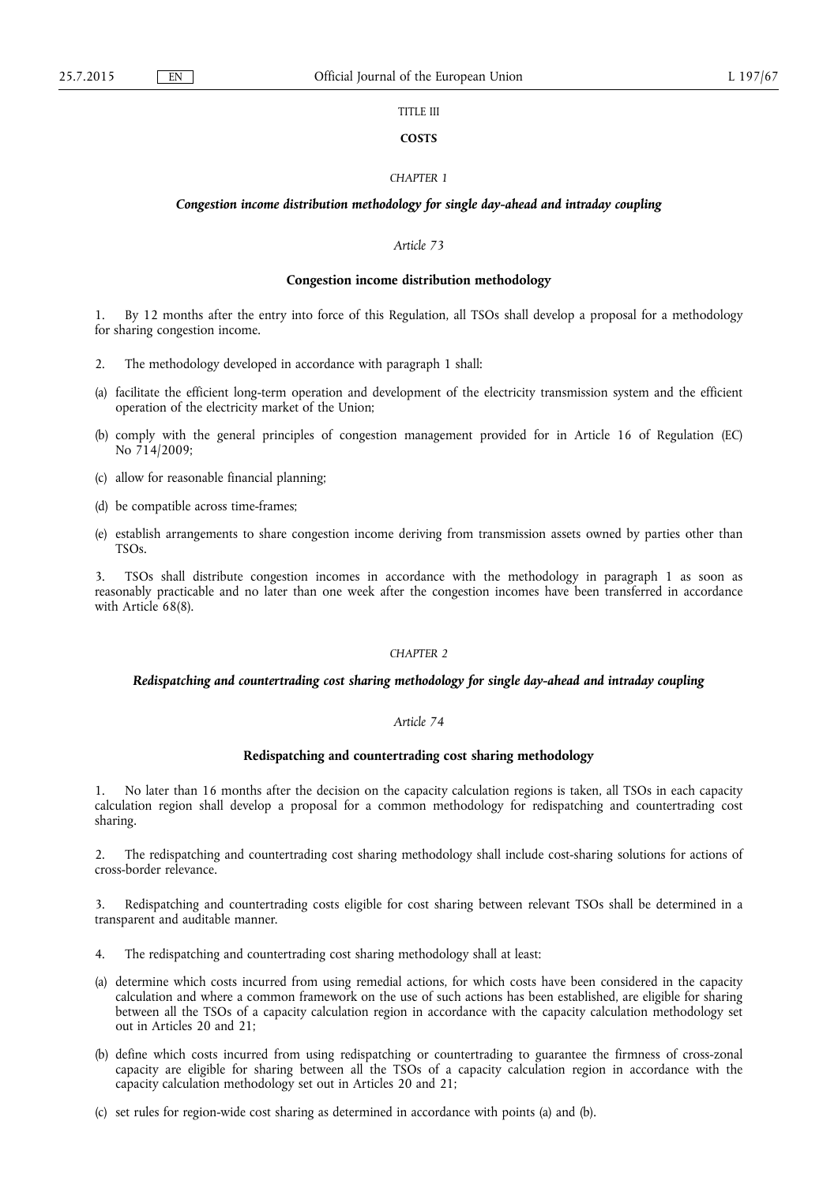# TITLE III

# COSTS

## *CHAPTER 1*

## *Congestion income distribution methodology for single day-ahead and intraday coupling*

### *Article 73*

### Congestion income distribution methodology

1. By 12 months after the entry into force of this Regulation, all TSOs shall develop a proposal for a methodology for sharing congestion income.

2. The methodology developed in accordance with paragraph 1 shall:

(a) facilitate the efficient long-term operation and development of the electricity transmission system and the efficient operation of the electricity market of the Union;

(b) comply with the general principles of congestion management provided for in Article 16 of Regulation (EC) No 714/2009;

(c) allow for reasonable financial planning;

(d) be compatible across time-frames;

(e) establish arrangements to share congestion income deriving from transmission assets owned by parties other than TSOs.

3. TSOs shall distribute congestion incomes in accordance with the methodology in paragraph 1 as soon as reasonably practicable and no later than one week after the congestion incomes have been transferred in accordance with Article 68(8).

## *CHAPTER 2*

## *Redispatching and countertrading cost sharing methodology for single day-ahead and intraday coupling*

### *Article 74*

### Redispatching and countertrading cost sharing methodology

1. No later than 16 months after the decision on the capacity calculation regions is taken, all TSOs in each capacity calculation region shall develop a proposal for a common methodology for redispatching and countertrading cost sharing.

2. The redispatching and countertrading cost sharing methodology shall include cost-sharing solutions for actions of cross-border relevance.

3. Redispatching and countertrading costs eligible for cost sharing between relevant TSOs shall be determined in a transparent and auditable manner.

4. The redispatching and countertrading cost sharing methodology shall at least:

(a) determine which costs incurred from using remedial actions, for which costs have been considered in the capacity calculation and where a common framework on the use of such actions has been established, are eligible for sharing between all the TSOs of a capacity calculation region in accordance with the capacity calculation methodology set out in Articles 20 and 21;

(b) define which costs incurred from using redispatching or countertrading to guarantee the firmness of cross-zonal capacity are eligible for sharing between all the TSOs of a capacity calculation region in accordance with the capacity calculation methodology set out in Articles 20 and 21;

(c) set rules for region-wide cost sharing as determined in accordance with points (a) and (b).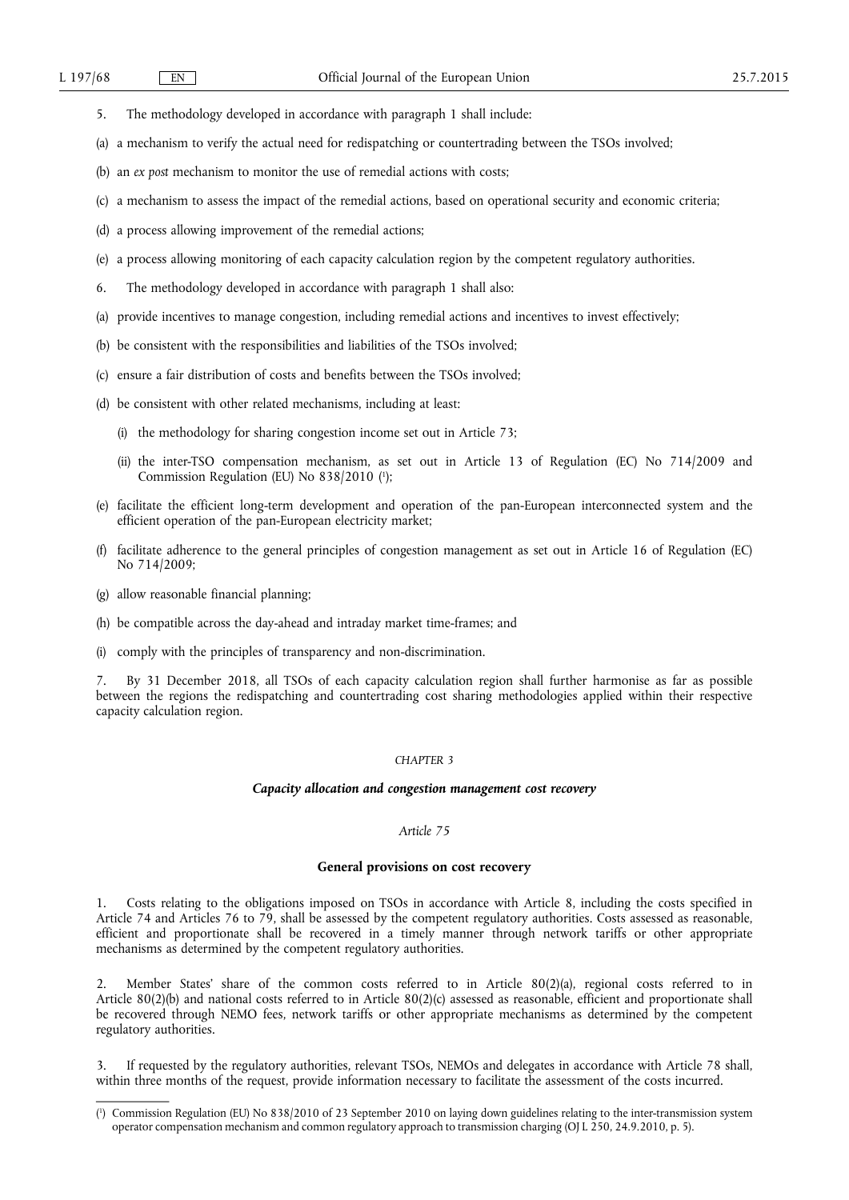5. The methodology developed in accordance with paragraph 1 shall include:

(a) a mechanism to verify the actual need for redispatching or countertrading between the TSOs involved;

(b) an *ex post* mechanism to monitor the use of remedial actions with costs;

(c) a mechanism to assess the impact of the remedial actions, based on operational security and economic criteria;

(d) a process allowing improvement of the remedial actions;

(e) a process allowing monitoring of each capacity calculation region by the competent regulatory authorities.

6. The methodology developed in accordance with paragraph 1 shall also:

(a) provide incentives to manage congestion, including remedial actions and incentives to invest effectively;

(b) be consistent with the responsibilities and liabilities of the TSOs involved;

(c) ensure a fair distribution of costs and benefits between the TSOs involved;

(d) be consistent with other related mechanisms, including at least:

(i) the methodology for sharing congestion income set out in Article 73;

(ii) the inter-TSO compensation mechanism, as set out in Article 13 of Regulation (EC) No 714/2009 and Commission Regulation (EU) No 838/2010 [1];

(e) facilitate the efficient long-term development and operation of the pan-European interconnected system and the efficient operation of the pan-European electricity market;

(f) facilitate adherence to the general principles of congestion management as set out in Article 16 of Regulation (EC) No 714/2009;

(g) allow reasonable financial planning;

(h) be compatible across the day-ahead and intraday market time-frames; and

(i) comply with the principles of transparency and non-discrimination.

7. By 31 December 2018, all TSOs of each capacity calculation region shall further harmonise as far as possible between the regions the redispatching and countertrading cost sharing methodologies applied within their respective capacity calculation region.

## *CHAPTER 3*

## ***Capacity allocation and congestion management cost recovery***

### *Article 75*

### **General provisions on cost recovery**

1. Costs relating to the obligations imposed on TSOs in accordance with Article 8, including the costs specified in Article 74 and Articles 76 to 79, shall be assessed by the competent regulatory authorities. Costs assessed as reasonable, efficient and proportionate shall be recovered in a timely manner through network tariffs or other appropriate mechanisms as determined by the competent regulatory authorities.

2. Member States' share of the common costs referred to in Article 80(2)(a), regional costs referred to in Article 80(2)(b) and national costs referred to in Article 80(2)(c) assessed as reasonable, efficient and proportionate shall be recovered through NEMO fees, network tariffs or other appropriate mechanisms as determined by the competent regulatory authorities.

3. If requested by the regulatory authorities, relevant TSOs, NEMOs and delegates in accordance with Article 78 shall, within three months of the request, provide information necessary to facilitate the assessment of the costs incurred.

---

[1] Commission Regulation (EU) No 838/2010 of 23 September 2010 on laying down guidelines relating to the inter-transmission system operator compensation mechanism and common regulatory approach to transmission charging (OJ L 250, 24.9.2010, p. 5).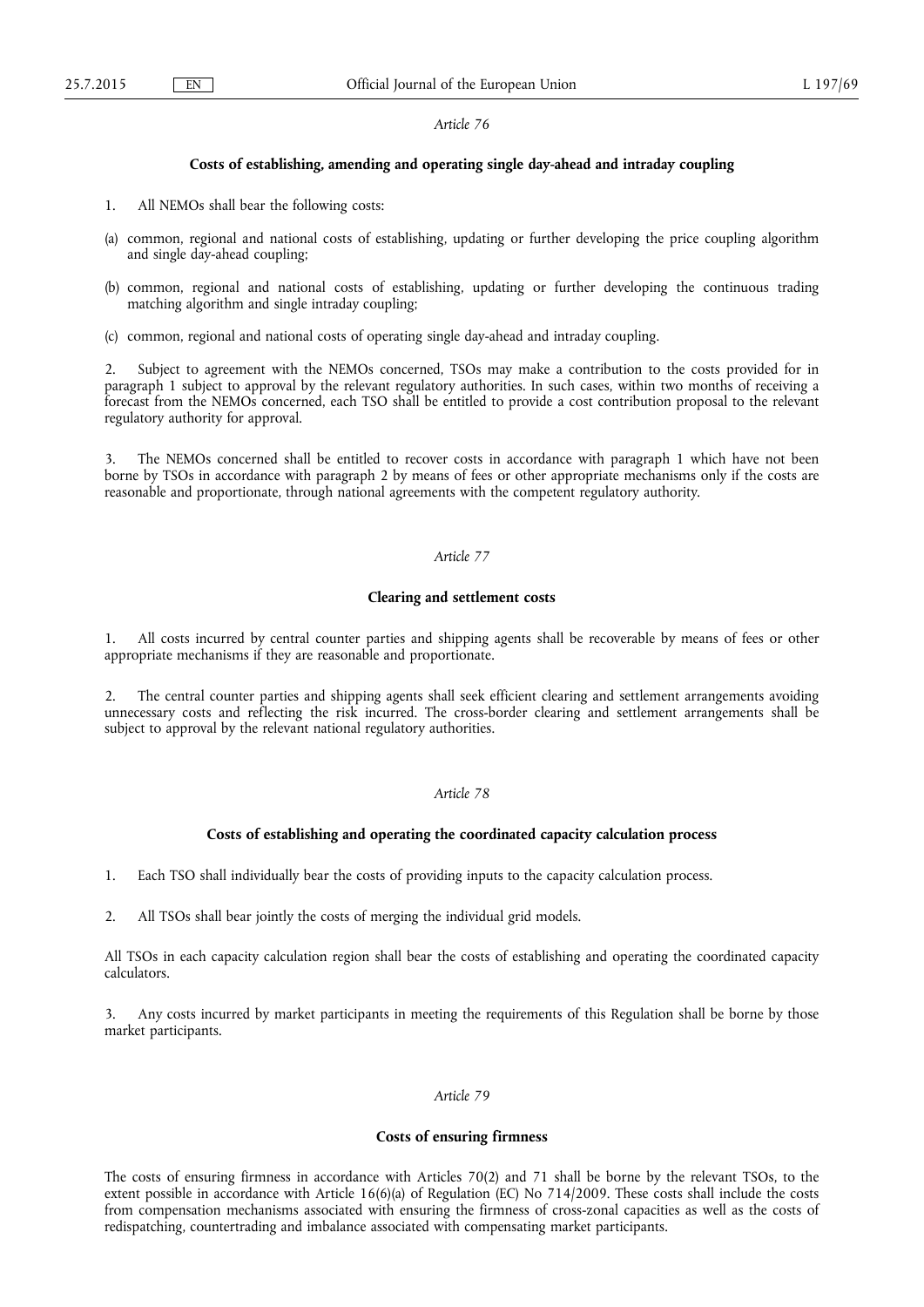*Article 76*

**Costs of establishing, amending and operating single day-ahead and intraday coupling**

1. All NEMOs shall bear the following costs:

(a) common, regional and national costs of establishing, updating or further developing the price coupling algorithm and single day-ahead coupling;

(b) common, regional and national costs of establishing, updating or further developing the continuous trading matching algorithm and single intraday coupling;

(c) common, regional and national costs of operating single day-ahead and intraday coupling.

2. Subject to agreement with the NEMOs concerned, TSOs may make a contribution to the costs provided for in paragraph 1 subject to approval by the relevant regulatory authorities. In such cases, within two months of receiving a forecast from the NEMOs concerned, each TSO shall be entitled to provide a cost contribution proposal to the relevant regulatory authority for approval.

3. The NEMOs concerned shall be entitled to recover costs in accordance with paragraph 1 which have not been borne by TSOs in accordance with paragraph 2 by means of fees or other appropriate mechanisms only if the costs are reasonable and proportionate, through national agreements with the competent regulatory authority.

*Article 77*

**Clearing and settlement costs**

1. All costs incurred by central counter parties and shipping agents shall be recoverable by means of fees or other appropriate mechanisms if they are reasonable and proportionate.

2. The central counter parties and shipping agents shall seek efficient clearing and settlement arrangements avoiding unnecessary costs and reflecting the risk incurred. The cross-border clearing and settlement arrangements shall be subject to approval by the relevant national regulatory authorities.

*Article 78*

**Costs of establishing and operating the coordinated capacity calculation process**

1. Each TSO shall individually bear the costs of providing inputs to the capacity calculation process.

2. All TSOs shall bear jointly the costs of merging the individual grid models.

All TSOs in each capacity calculation region shall bear the costs of establishing and operating the coordinated capacity calculators.

3. Any costs incurred by market participants in meeting the requirements of this Regulation shall be borne by those market participants.

*Article 79*

**Costs of ensuring firmness**

The costs of ensuring firmness in accordance with Articles 70(2) and 71 shall be borne by the relevant TSOs, to the extent possible in accordance with Article 16(6)(a) of Regulation (EC) No 714/2009. These costs shall include the costs from compensation mechanisms associated with ensuring the firmness of cross-zonal capacities as well as the costs of redispatching, countertrading and imbalance associated with compensating market participants.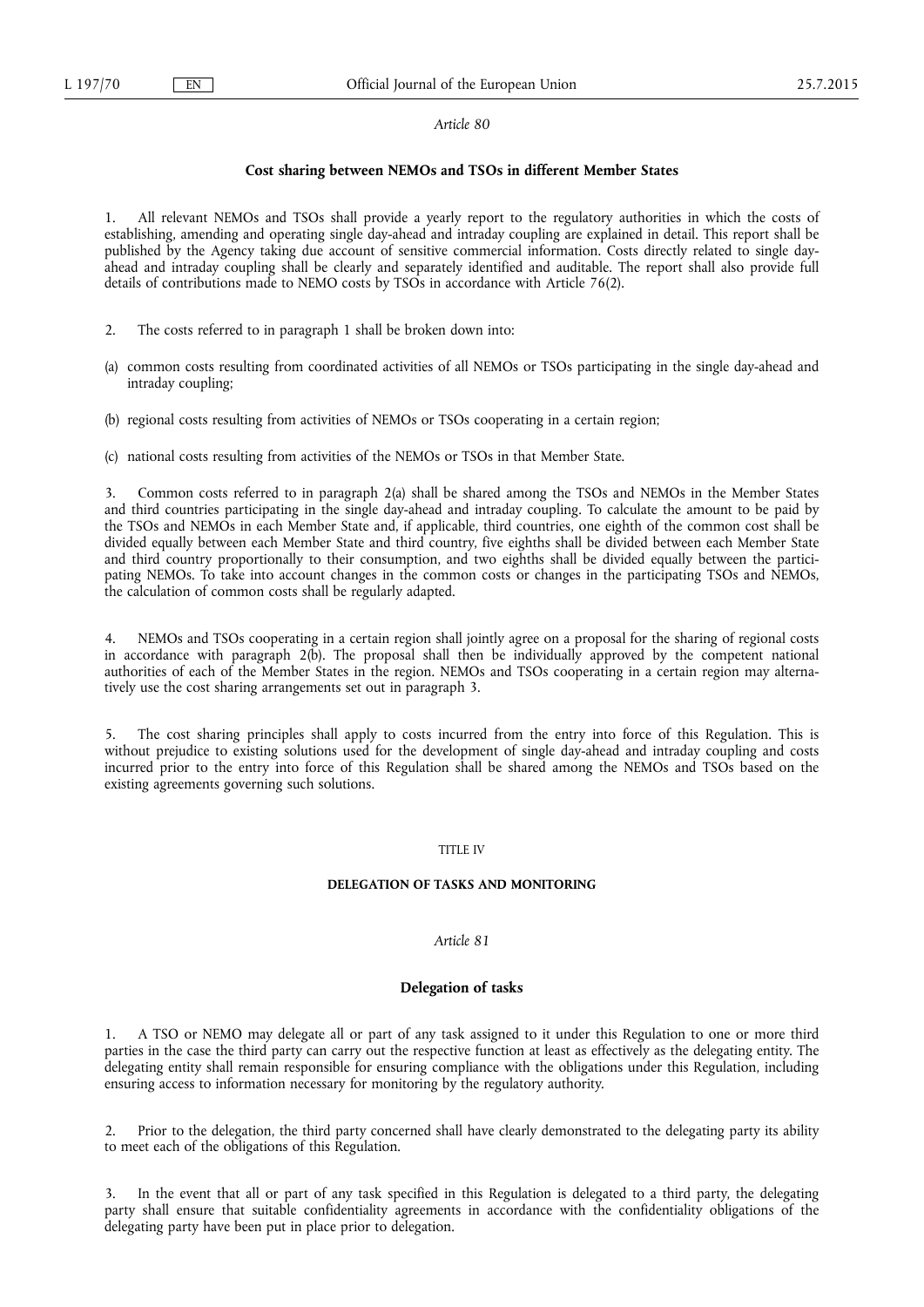*Article 80*

**Cost sharing between NEMOs and TSOs in different Member States**

1. All relevant NEMOs and TSOs shall provide a yearly report to the regulatory authorities in which the costs of establishing, amending and operating single day-ahead and intraday coupling are explained in detail. This report shall be published by the Agency taking due account of sensitive commercial information. Costs directly related to single day-ahead and intraday coupling shall be clearly and separately identified and auditable. The report shall also provide full details of contributions made to NEMO costs by TSOs in accordance with Article 76(2).

2. The costs referred to in paragraph 1 shall be broken down into:

(a) common costs resulting from coordinated activities of all NEMOs or TSOs participating in the single day-ahead and intraday coupling;

(b) regional costs resulting from activities of NEMOs or TSOs cooperating in a certain region;

(c) national costs resulting from activities of the NEMOs or TSOs in that Member State.

3. Common costs referred to in paragraph 2(a) shall be shared among the TSOs and NEMOs in the Member States and third countries participating in the single day-ahead and intraday coupling. To calculate the amount to be paid by the TSOs and NEMOs in each Member State and, if applicable, third countries, one eighth of the common cost shall be divided equally between each Member State and third country, five eighths shall be divided between each Member State and third country proportionally to their consumption, and two eighths shall be divided equally between the participating NEMOs. To take into account changes in the common costs or changes in the participating TSOs and NEMOs, the calculation of common costs shall be regularly adapted.

4. NEMOs and TSOs cooperating in a certain region shall jointly agree on a proposal for the sharing of regional costs in accordance with paragraph 2(b). The proposal shall then be individually approved by the competent national authorities of each of the Member States in the region. NEMOs and TSOs cooperating in a certain region may alternatively use the cost sharing arrangements set out in paragraph 3.

5. The cost sharing principles shall apply to costs incurred from the entry into force of this Regulation. This is without prejudice to existing solutions used for the development of single day-ahead and intraday coupling and costs incurred prior to the entry into force of this Regulation shall be shared among the NEMOs and TSOs based on the existing agreements governing such solutions.

TITLE IV

**DELEGATION OF TASKS AND MONITORING**

*Article 81*

**Delegation of tasks**

1. A TSO or NEMO may delegate all or part of any task assigned to it under this Regulation to one or more third parties in the case the third party can carry out the respective function at least as effectively as the delegating entity. The delegating entity shall remain responsible for ensuring compliance with the obligations under this Regulation, including ensuring access to information necessary for monitoring by the regulatory authority.

2. Prior to the delegation, the third party concerned shall have clearly demonstrated to the delegating party its ability to meet each of the obligations of this Regulation.

3. In the event that all or part of any task specified in this Regulation is delegated to a third party, the delegating party shall ensure that suitable confidentiality agreements in accordance with the confidentiality obligations of the delegating party have been put in place prior to delegation.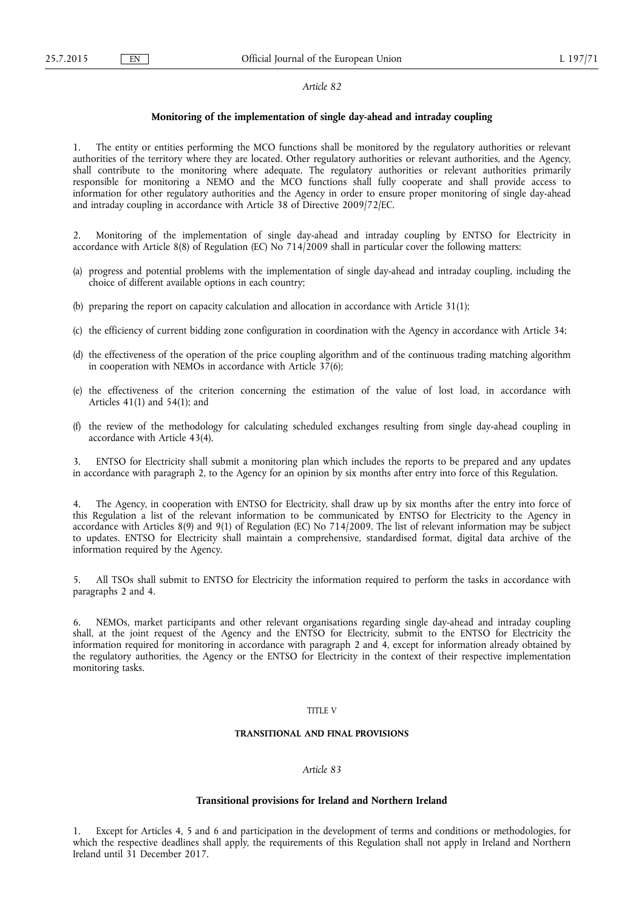*Article 82*

**Monitoring of the implementation of single day-ahead and intraday coupling**

1. The entity or entities performing the MCO functions shall be monitored by the regulatory authorities or relevant authorities of the territory where they are located. Other regulatory authorities or relevant authorities, and the Agency, shall contribute to the monitoring where adequate. The regulatory authorities or relevant authorities primarily responsible for monitoring a NEMO and the MCO functions shall fully cooperate and shall provide access to information for other regulatory authorities and the Agency in order to ensure proper monitoring of single day-ahead and intraday coupling in accordance with Article 38 of Directive 2009/72/EC.

2. Monitoring of the implementation of single day-ahead and intraday coupling by ENTSO for Electricity in accordance with Article 8(8) of Regulation (EC) No 714/2009 shall in particular cover the following matters:

(a) progress and potential problems with the implementation of single day-ahead and intraday coupling, including the choice of different available options in each country;

(b) preparing the report on capacity calculation and allocation in accordance with Article 31(1);

(c) the efficiency of current bidding zone configuration in coordination with the Agency in accordance with Article 34;

(d) the effectiveness of the operation of the price coupling algorithm and of the continuous trading matching algorithm in cooperation with NEMOs in accordance with Article 37(6);

(e) the effectiveness of the criterion concerning the estimation of the value of lost load, in accordance with Articles 41(1) and 54(1); and

(f) the review of the methodology for calculating scheduled exchanges resulting from single day-ahead coupling in accordance with Article 43(4).

3. ENTSO for Electricity shall submit a monitoring plan which includes the reports to be prepared and any updates in accordance with paragraph 2, to the Agency for an opinion by six months after entry into force of this Regulation.

4. The Agency, in cooperation with ENTSO for Electricity, shall draw up by six months after the entry into force of this Regulation a list of the relevant information to be communicated by ENTSO for Electricity to the Agency in accordance with Articles 8(9) and 9(1) of Regulation (EC) No 714/2009. The list of relevant information may be subject to updates. ENTSO for Electricity shall maintain a comprehensive, standardised format, digital data archive of the information required by the Agency.

5. All TSOs shall submit to ENTSO for Electricity the information required to perform the tasks in accordance with paragraphs 2 and 4.

6. NEMOs, market participants and other relevant organisations regarding single day-ahead and intraday coupling shall, at the joint request of the Agency and the ENTSO for Electricity, submit to the ENTSO for Electricity the information required for monitoring in accordance with paragraph 2 and 4, except for information already obtained by the regulatory authorities, the Agency or the ENTSO for Electricity in the context of their respective implementation monitoring tasks.

TITLE V

**TRANSITIONAL AND FINAL PROVISIONS**

*Article 83*

**Transitional provisions for Ireland and Northern Ireland**

1. Except for Articles 4, 5 and 6 and participation in the development of terms and conditions or methodologies, for which the respective deadlines shall apply, the requirements of this Regulation shall not apply in Ireland and Northern Ireland until 31 December 2017.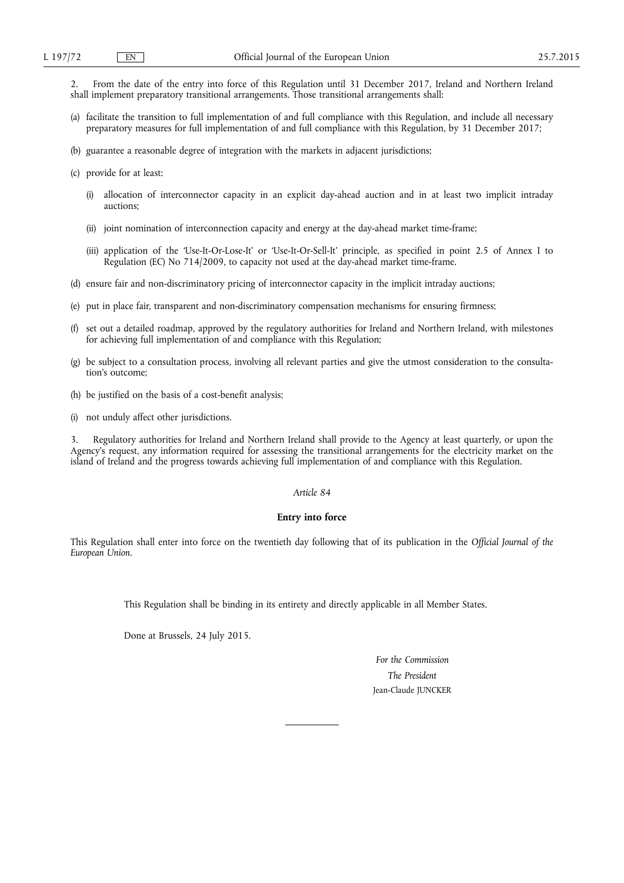2. From the date of the entry into force of this Regulation until 31 December 2017, Ireland and Northern Ireland shall implement preparatory transitional arrangements. Those transitional arrangements shall:

(a) facilitate the transition to full implementation of and full compliance with this Regulation, and include all necessary preparatory measures for full implementation of and full compliance with this Regulation, by 31 December 2017;

(b) guarantee a reasonable degree of integration with the markets in adjacent jurisdictions;

(c) provide for at least:

(i) allocation of interconnector capacity in an explicit day-ahead auction and in at least two implicit intraday auctions;

(ii) joint nomination of interconnection capacity and energy at the day-ahead market time-frame;

(iii) application of the 'Use-It-Or-Lose-It' or 'Use-It-Or-Sell-It' principle, as specified in point 2.5 of Annex I to Regulation (EC) No 714/2009, to capacity not used at the day-ahead market time-frame.

(d) ensure fair and non-discriminatory pricing of interconnector capacity in the implicit intraday auctions;

(e) put in place fair, transparent and non-discriminatory compensation mechanisms for ensuring firmness;

(f) set out a detailed roadmap, approved by the regulatory authorities for Ireland and Northern Ireland, with milestones for achieving full implementation of and compliance with this Regulation;

(g) be subject to a consultation process, involving all relevant parties and give the utmost consideration to the consultation's outcome;

(h) be justified on the basis of a cost-benefit analysis;

(i) not unduly affect other jurisdictions.

3. Regulatory authorities for Ireland and Northern Ireland shall provide to the Agency at least quarterly, or upon the Agency's request, any information required for assessing the transitional arrangements for the electricity market on the island of Ireland and the progress towards achieving full implementation of and compliance with this Regulation.

*Article 84*

**Entry into force**

This Regulation shall enter into force on the twentieth day following that of its publication in the *Official Journal of the European Union*.

This Regulation shall be binding in its entirety and directly applicable in all Member States.

Done at Brussels, 24 July 2015.

*For the Commission*

*The President*

Jean-Claude JUNCKER